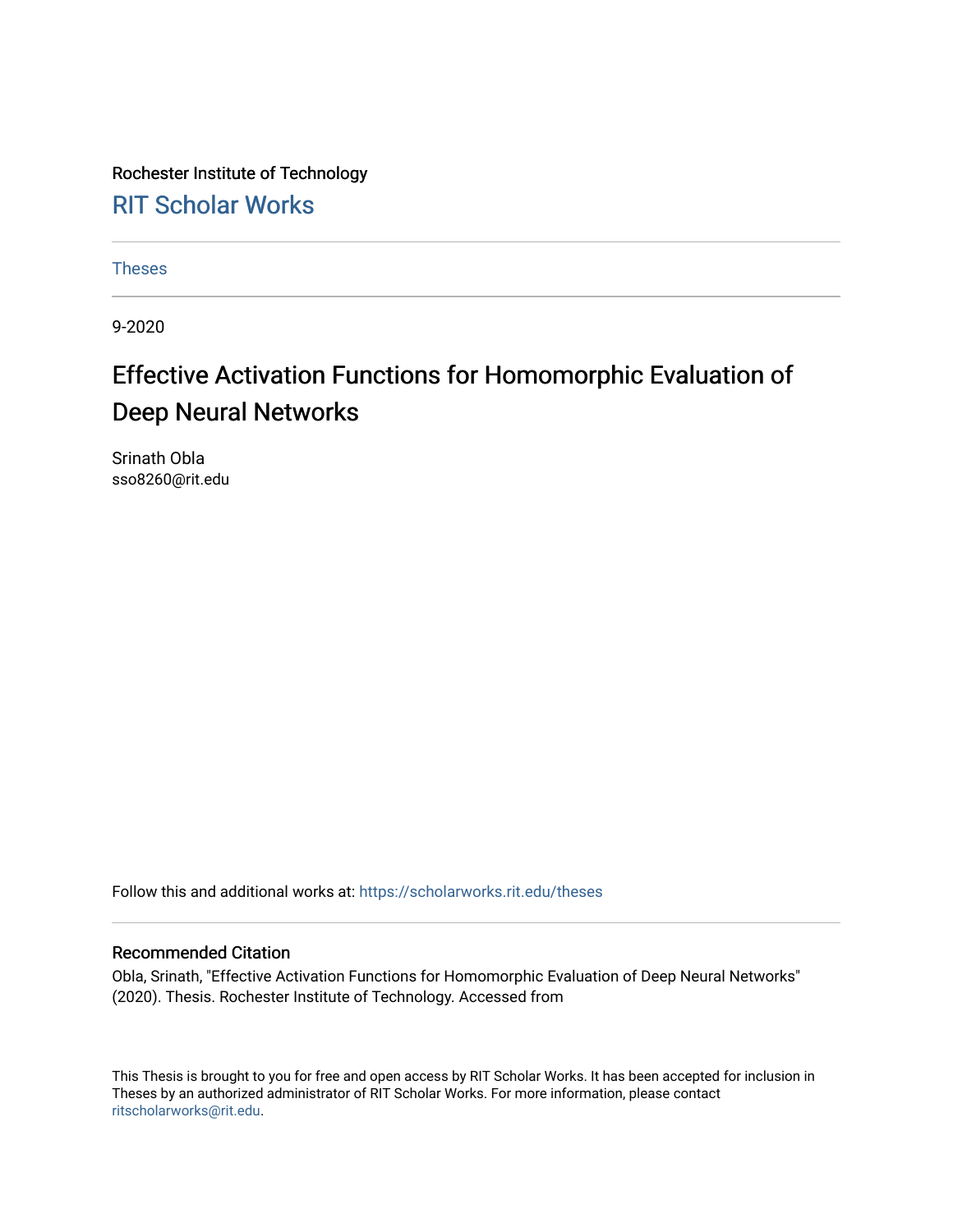Rochester Institute of Technology

## RIT Scholar Works

Theses

9-2020

# Effective Activation Functions for Homomorphic Evaluation of Deep Neural Networks

Srinath Obla
sso8260@rit.edu

Follow this and additional works at: https://scholarworks.rit.edu/theses

### Recommended Citation

Obla, Srinath, "Effective Activation Functions for Homomorphic Evaluation of Deep Neural Networks" (2020). Thesis. Rochester Institute of Technology. Accessed from

This Thesis is brought to you for free and open access by RIT Scholar Works. It has been accepted for inclusion in Theses by an authorized administrator of RIT Scholar Works. For more information, please contact ritscholarworks@rit.edu.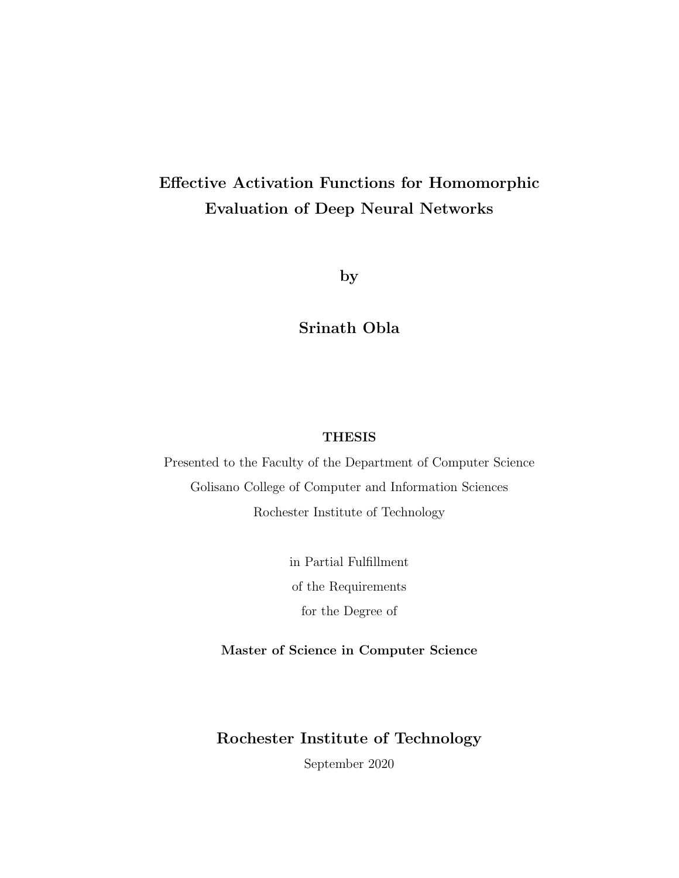# Effective Activation Functions for Homomorphic Evaluation of Deep Neural Networks

**by**

**Srinath Obla**

**THESIS**

Presented to the Faculty of the Department of Computer Science

Golisano College of Computer and Information Sciences

Rochester Institute of Technology

in Partial Fulfillment

of the Requirements

for the Degree of

**Master of Science in Computer Science**

**Rochester Institute of Technology**

September 2020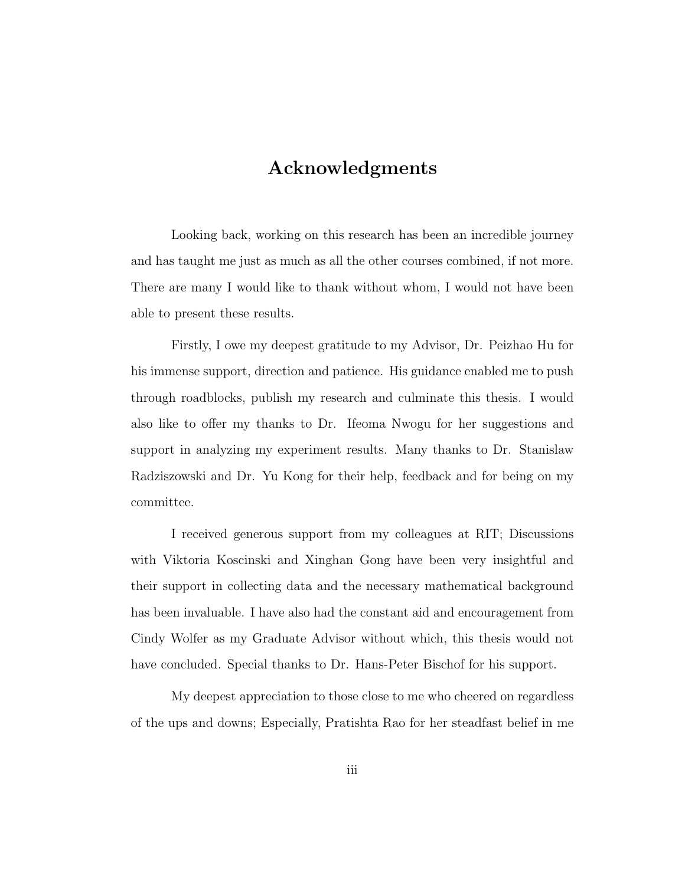# Acknowledgments

Looking back, working on this research has been an incredible journey and has taught me just as much as all the other courses combined, if not more. There are many I would like to thank without whom, I would not have been able to present these results.

Firstly, I owe my deepest gratitude to my Advisor, Dr. Peizhao Hu for his immense support, direction and patience. His guidance enabled me to push through roadblocks, publish my research and culminate this thesis. I would also like to offer my thanks to Dr. Ifeoma Nwogu for her suggestions and support in analyzing my experiment results. Many thanks to Dr. Stanislaw Radziszowski and Dr. Yu Kong for their help, feedback and for being on my committee.

I received generous support from my colleagues at RIT; Discussions with Viktoria Koscinski and Xinghan Gong have been very insightful and their support in collecting data and the necessary mathematical background has been invaluable. I have also had the constant aid and encouragement from Cindy Wolfer as my Graduate Advisor without which, this thesis would not have concluded. Special thanks to Dr. Hans-Peter Bischof for his support.

My deepest appreciation to those close to me who cheered on regardless of the ups and downs; Especially, Pratishta Rao for her steadfast belief in me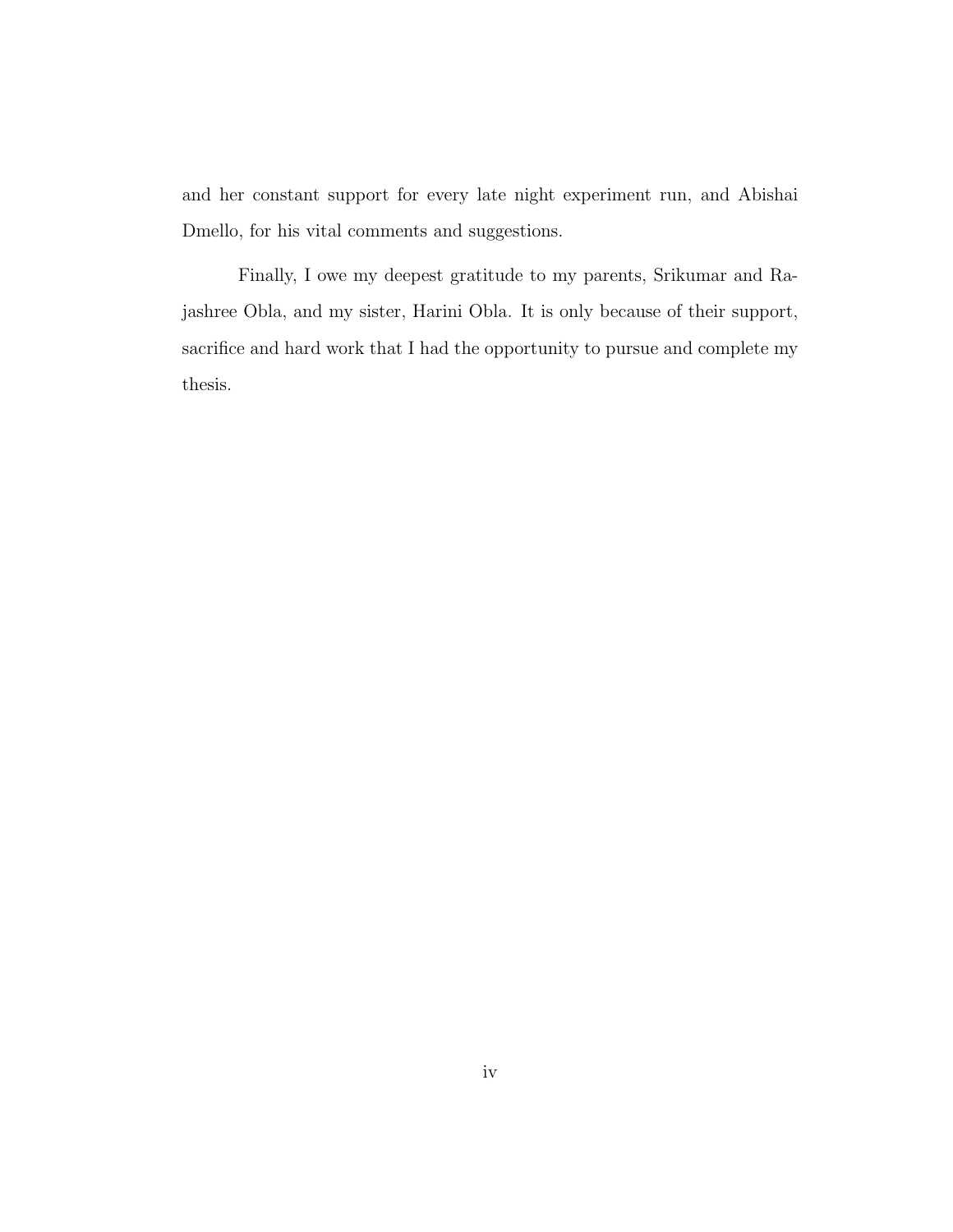and her constant support for every late night experiment run, and Abishai Dmello, for his vital comments and suggestions.

Finally, I owe my deepest gratitude to my parents, Srikumar and Rajashree Obla, and my sister, Harini Obla. It is only because of their support, sacrifice and hard work that I had the opportunity to pursue and complete my thesis.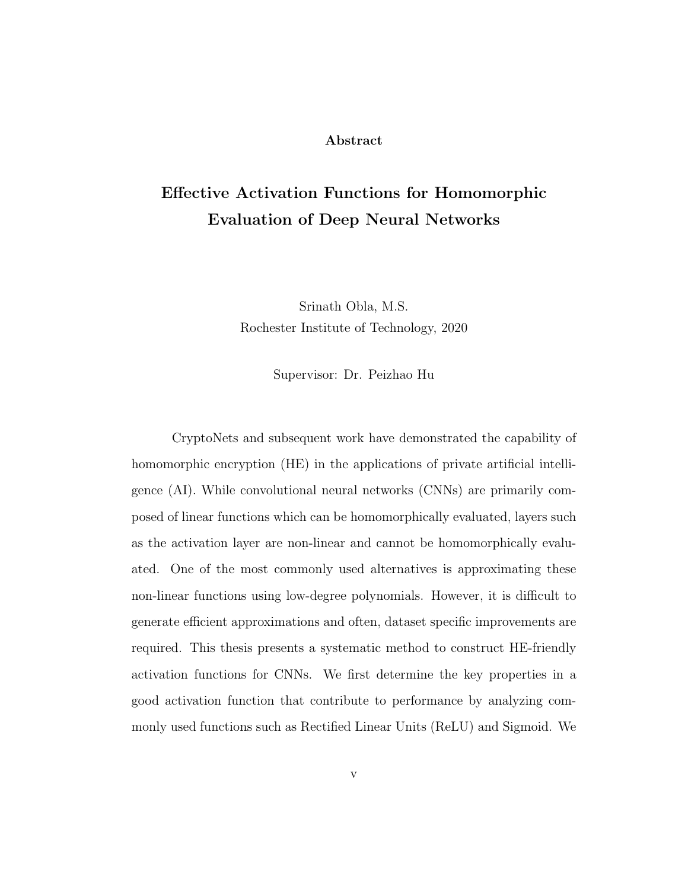**Abstract**

# Effective Activation Functions for Homomorphic Evaluation of Deep Neural Networks

Srinath Obla, M.S.
Rochester Institute of Technology, 2020

Supervisor: Dr. Peizhao Hu

CryptoNets and subsequent work have demonstrated the capability of homomorphic encryption (HE) in the applications of private artificial intelligence (AI). While convolutional neural networks (CNNs) are primarily composed of linear functions which can be homomorphically evaluated, layers such as the activation layer are non-linear and cannot be homomorphically evaluated. One of the most commonly used alternatives is approximating these non-linear functions using low-degree polynomials. However, it is difficult to generate efficient approximations and often, dataset specific improvements are required. This thesis presents a systematic method to construct HE-friendly activation functions for CNNs. We first determine the key properties in a good activation function that contribute to performance by analyzing commonly used functions such as Rectified Linear Units (ReLU) and Sigmoid. We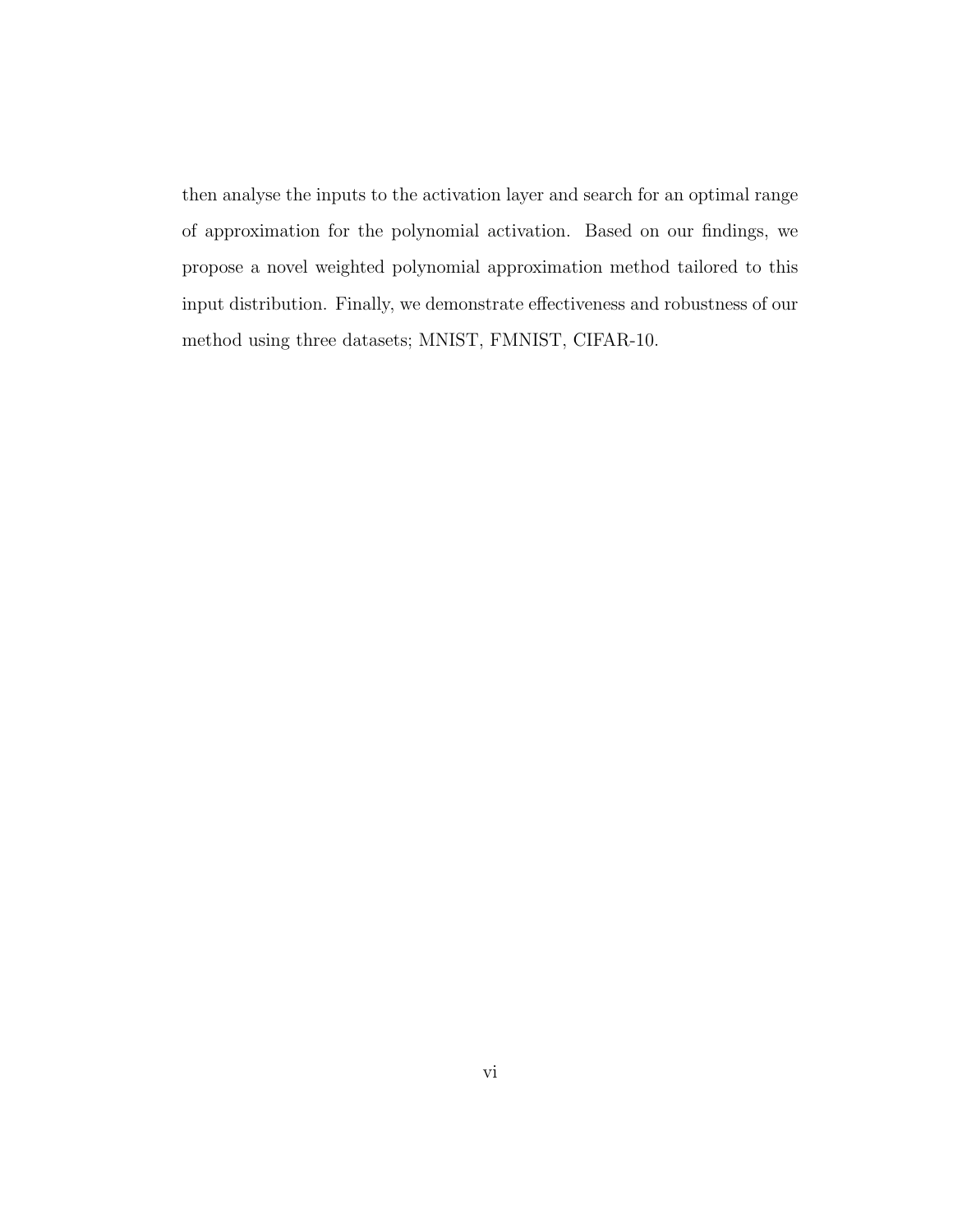then analyse the inputs to the activation layer and search for an optimal range of approximation for the polynomial activation. Based on our findings, we propose a novel weighted polynomial approximation method tailored to this input distribution. Finally, we demonstrate effectiveness and robustness of our method using three datasets; MNIST, FMNIST, CIFAR-10.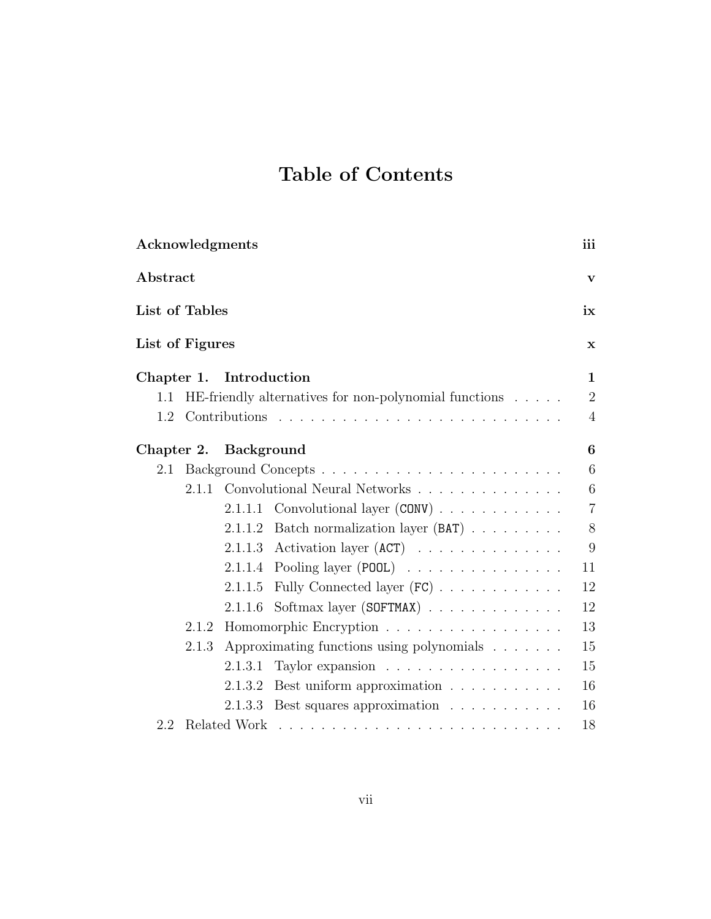# Table of Contents

| | |
|---|---|
| **Acknowledgments** | **iii** |
| **Abstract** | **v** |
| **List of Tables** | **ix** |
| **List of Figures** | **x** |
| **Chapter 1. Introduction** | **1** |
| 1.1 HE-friendly alternatives for non-polynomial functions | 2 |
| 1.2 Contributions | 4 |
| **Chapter 2. Background** | **6** |
| 2.1 Background Concepts | 6 |
| 2.1.1 Convolutional Neural Networks | 6 |
| 2.1.1.1 Convolutional layer (`CONV`) | 7 |
| 2.1.1.2 Batch normalization layer (`BAT`) | 8 |
| 2.1.1.3 Activation layer (`ACT`) | 9 |
| 2.1.1.4 Pooling layer (`POOL`) | 11 |
| 2.1.1.5 Fully Connected layer (`FC`) | 12 |
| 2.1.1.6 Softmax layer (`SOFTMAX`) | 12 |
| 2.1.2 Homomorphic Encryption | 13 |
| 2.1.3 Approximating functions using polynomials | 15 |
| 2.1.3.1 Taylor expansion | 15 |
| 2.1.3.2 Best uniform approximation | 16 |
| 2.1.3.3 Best squares approximation | 16 |
| 2.2 Related Work | 18 |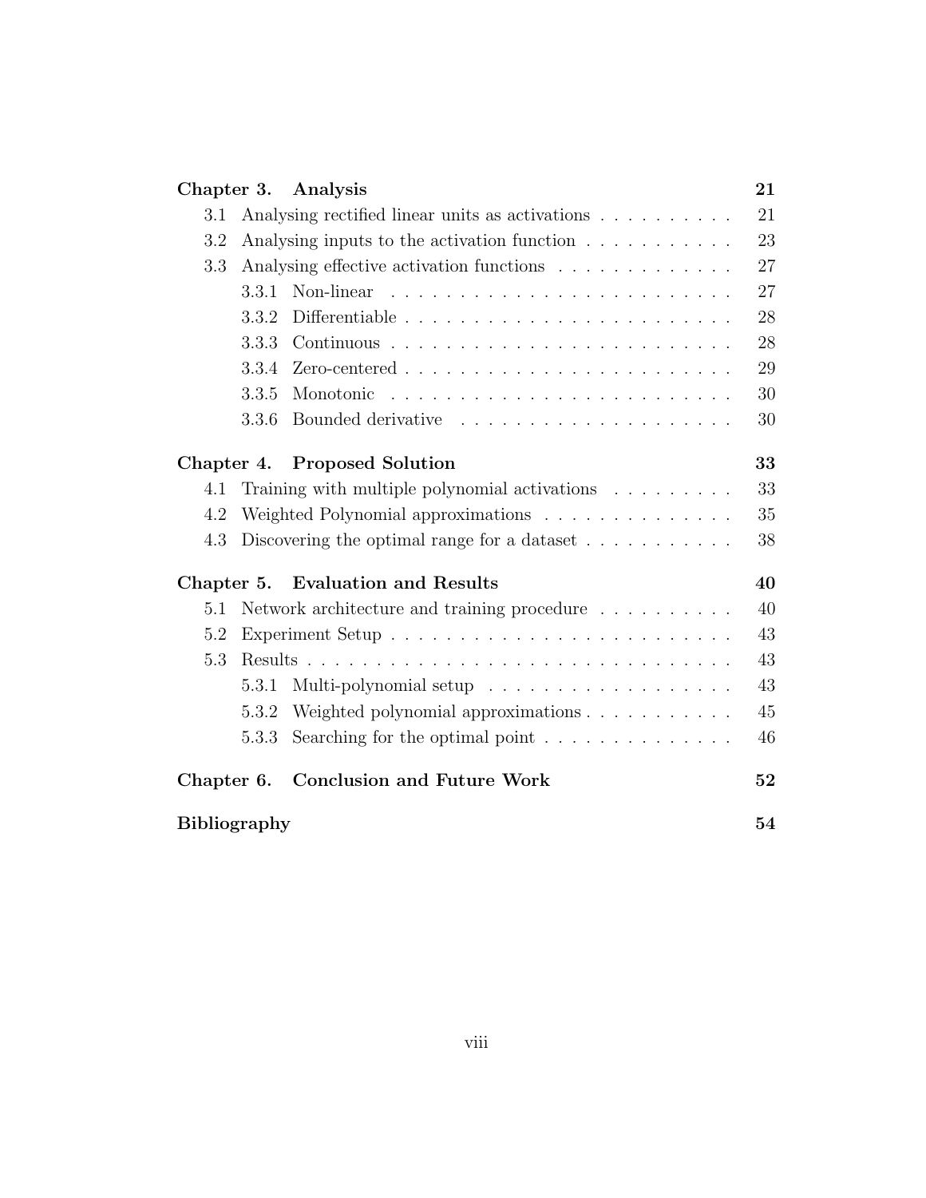| | |
|---|---|
| **Chapter 3. Analysis** | **21** |
| 3.1 Analysing rectified linear units as activations | 21 |
| 3.2 Analysing inputs to the activation function | 23 |
| 3.3 Analysing effective activation functions | 27 |
| 3.3.1 Non-linear | 27 |
| 3.3.2 Differentiable | 28 |
| 3.3.3 Continuous | 28 |
| 3.3.4 Zero-centered | 29 |
| 3.3.5 Monotonic | 30 |
| 3.3.6 Bounded derivative | 30 |
| **Chapter 4. Proposed Solution** | **33** |
| 4.1 Training with multiple polynomial activations | 33 |
| 4.2 Weighted Polynomial approximations | 35 |
| 4.3 Discovering the optimal range for a dataset | 38 |
| **Chapter 5. Evaluation and Results** | **40** |
| 5.1 Network architecture and training procedure | 40 |
| 5.2 Experiment Setup | 43 |
| 5.3 Results | 43 |
| 5.3.1 Multi-polynomial setup | 43 |
| 5.3.2 Weighted polynomial approximations | 45 |
| 5.3.3 Searching for the optimal point | 46 |
| **Chapter 6. Conclusion and Future Work** | **52** |
| **Bibliography** | **54** |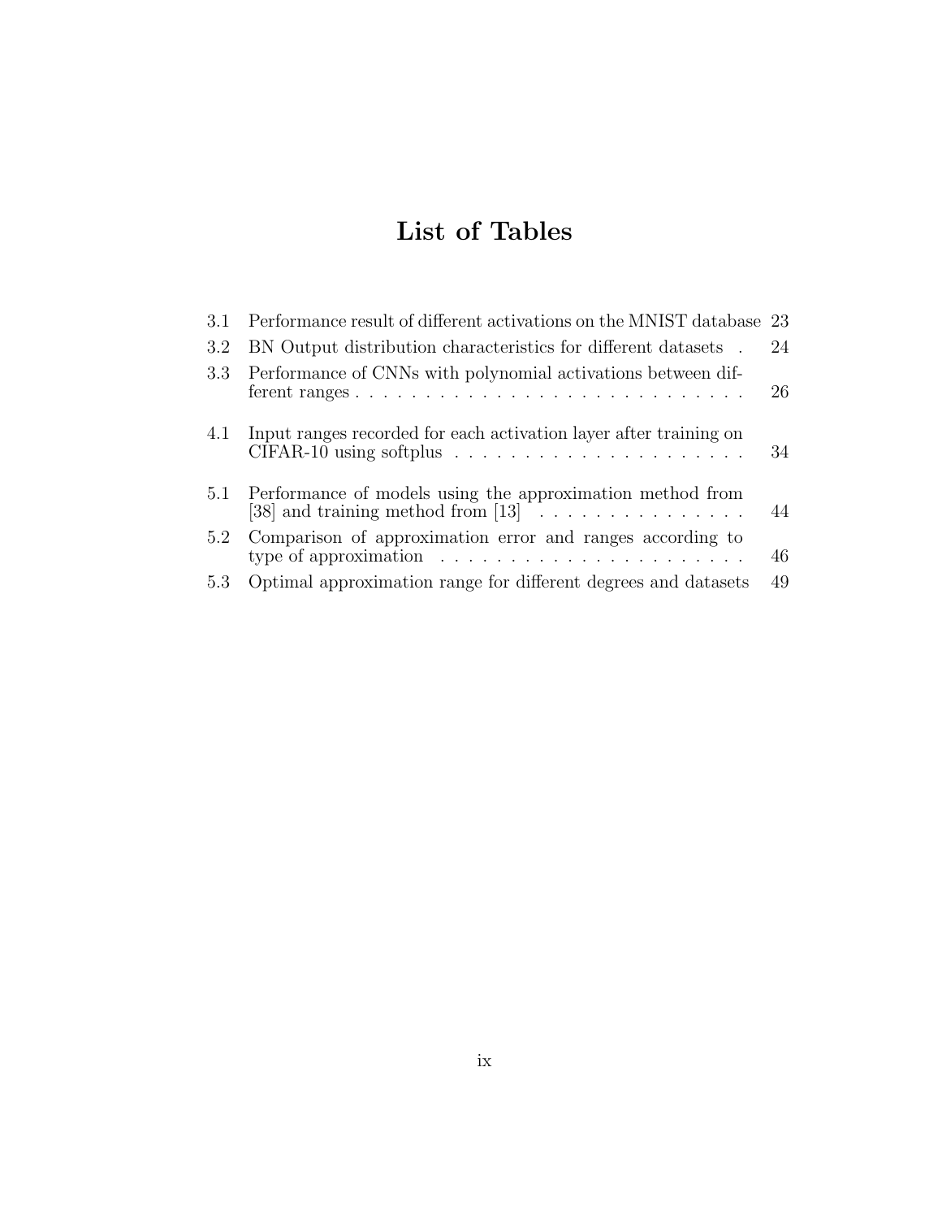# List of Tables

| | | |
|---|---|---|
| 3.1 | Performance result of different activations on the MNIST database | 23 |
| 3.2 | BN Output distribution characteristics for different datasets | 24 |
| 3.3 | Performance of CNNs with polynomial activations between different ranges | 26 |
| 4.1 | Input ranges recorded for each activation layer after training on CIFAR-10 using softplus | 34 |
| 5.1 | Performance of models using the approximation method from [38] and training method from [13] | 44 |
| 5.2 | Comparison of approximation error and ranges according to type of approximation | 46 |
| 5.3 | Optimal approximation range for different degrees and datasets | 49 |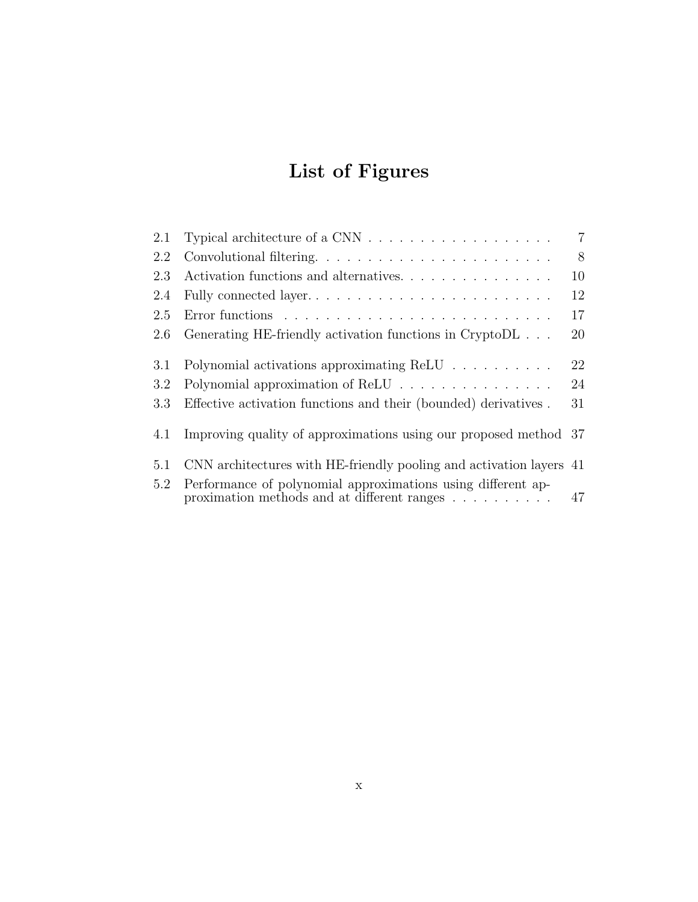# List of Figures

| | | |
|---|---|---|
| 2.1 | Typical architecture of a CNN | 7 |
| 2.2 | Convolutional filtering. | 8 |
| 2.3 | Activation functions and alternatives. | 10 |
| 2.4 | Fully connected layer. | 12 |
| 2.5 | Error functions | 17 |
| 2.6 | Generating HE-friendly activation functions in CryptoDL | 20 |
| 3.1 | Polynomial activations approximating ReLU | 22 |
| 3.2 | Polynomial approximation of ReLU | 24 |
| 3.3 | Effective activation functions and their (bounded) derivatives | 31 |
| 4.1 | Improving quality of approximations using our proposed method | 37 |
| 5.1 | CNN architectures with HE-friendly pooling and activation layers | 41 |
| 5.2 | Performance of polynomial approximations using different approximation methods and at different ranges | 47 |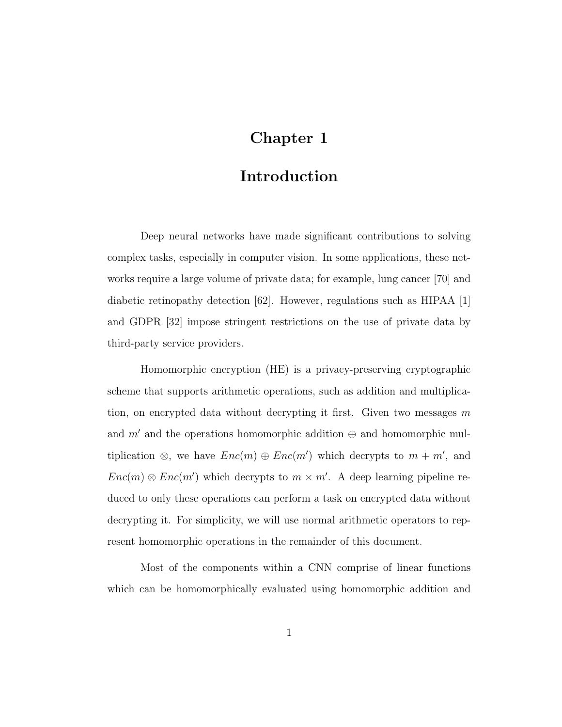# Chapter 1

# Introduction

Deep neural networks have made significant contributions to solving complex tasks, especially in computer vision. In some applications, these networks require a large volume of private data; for example, lung cancer [70] and diabetic retinopathy detection [62]. However, regulations such as HIPAA [1] and GDPR [32] impose stringent restrictions on the use of private data by third-party service providers.

Homomorphic encryption (HE) is a privacy-preserving cryptographic scheme that supports arithmetic operations, such as addition and multiplication, on encrypted data without decrypting it first. Given two messages $m$ and $m'$ and the operations homomorphic addition $\oplus$ and homomorphic multiplication $\otimes$, we have $Enc(m) \oplus Enc(m')$ which decrypts to $m + m'$, and $Enc(m) \otimes Enc(m')$ which decrypts to $m \times m'$. A deep learning pipeline reduced to only these operations can perform a task on encrypted data without decrypting it. For simplicity, we will use normal arithmetic operators to represent homomorphic operations in the remainder of this document.

Most of the components within a CNN comprise of linear functions which can be homomorphically evaluated using homomorphic addition and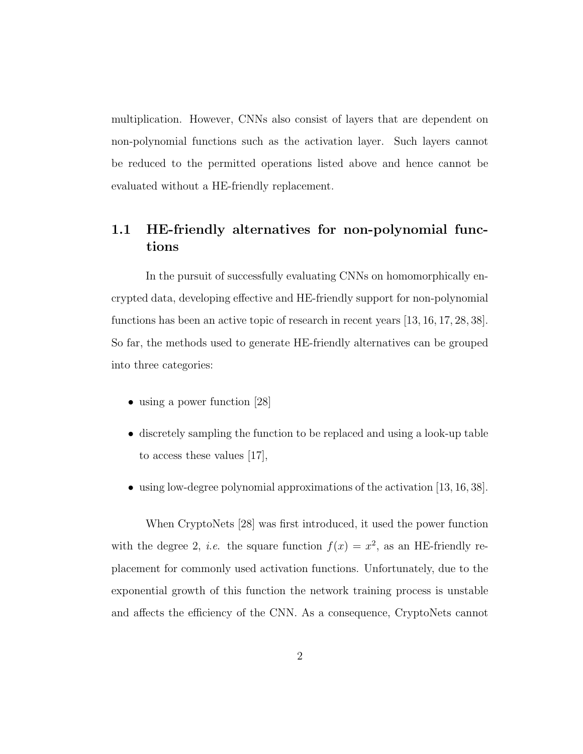multiplication. However, CNNs also consist of layers that are dependent on non-polynomial functions such as the activation layer. Such layers cannot be reduced to the permitted operations listed above and hence cannot be evaluated without a HE-friendly replacement.

## 1.1 HE-friendly alternatives for non-polynomial functions

In the pursuit of successfully evaluating CNNs on homomorphically encrypted data, developing effective and HE-friendly support for non-polynomial functions has been an active topic of research in recent years [13, 16, 17, 28, 38]. So far, the methods used to generate HE-friendly alternatives can be grouped into three categories:

- using a power function [28]
- discretely sampling the function to be replaced and using a look-up table to access these values [17],
- using low-degree polynomial approximations of the activation [13, 16, 38].

When CryptoNets [28] was first introduced, it used the power function with the degree 2, *i.e.* the square function $f(x) = x^2$, as an HE-friendly replacement for commonly used activation functions. Unfortunately, due to the exponential growth of this function the network training process is unstable and affects the efficiency of the CNN. As a consequence, CryptoNets cannot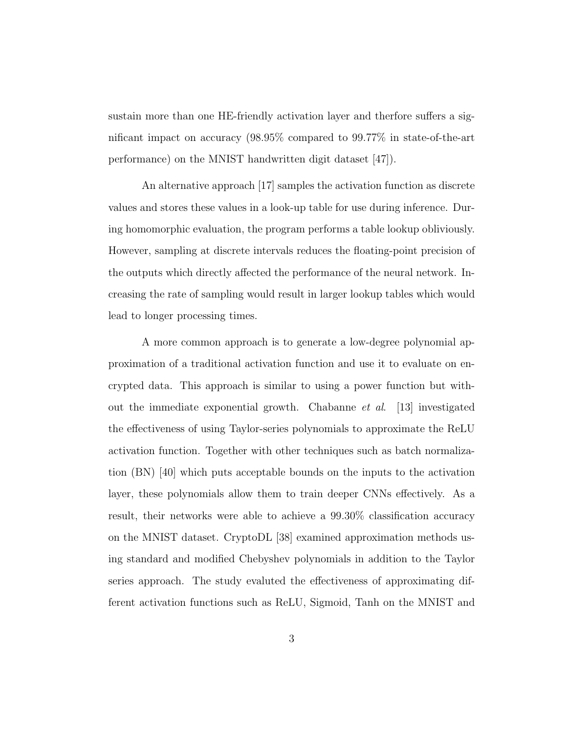sustain more than one HE-friendly activation layer and therfore suffers a significant impact on accuracy (98.95% compared to 99.77% in state-of-the-art performance) on the MNIST handwritten digit dataset [47]).

An alternative approach [17] samples the activation function as discrete values and stores these values in a look-up table for use during inference. During homomorphic evaluation, the program performs a table lookup obliviously. However, sampling at discrete intervals reduces the floating-point precision of the outputs which directly affected the performance of the neural network. Increasing the rate of sampling would result in larger lookup tables which would lead to longer processing times.

A more common approach is to generate a low-degree polynomial approximation of a traditional activation function and use it to evaluate on encrypted data. This approach is similar to using a power function but without the immediate exponential growth. Chabanne *et al*. [13] investigated the effectiveness of using Taylor-series polynomials to approximate the ReLU activation function. Together with other techniques such as batch normalization (BN) [40] which puts acceptable bounds on the inputs to the activation layer, these polynomials allow them to train deeper CNNs effectively. As a result, their networks were able to achieve a 99.30% classification accuracy on the MNIST dataset. CryptoDL [38] examined approximation methods using standard and modified Chebyshev polynomials in addition to the Taylor series approach. The study evaluted the effectiveness of approximating different activation functions such as ReLU, Sigmoid, Tanh on the MNIST and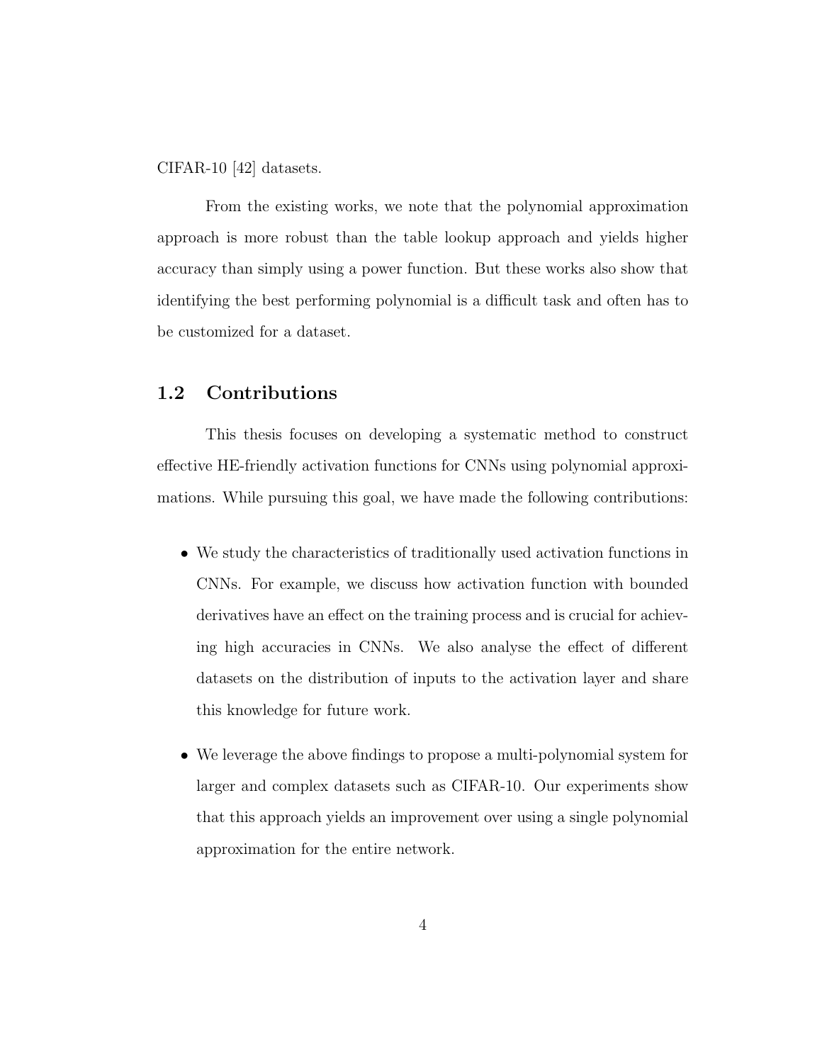CIFAR-10 [42] datasets.

From the existing works, we note that the polynomial approximation approach is more robust than the table lookup approach and yields higher accuracy than simply using a power function. But these works also show that identifying the best performing polynomial is a difficult task and often has to be customized for a dataset.

## 1.2 Contributions

This thesis focuses on developing a systematic method to construct effective HE-friendly activation functions for CNNs using polynomial approximations. While pursuing this goal, we have made the following contributions:

- We study the characteristics of traditionally used activation functions in CNNs. For example, we discuss how activation function with bounded derivatives have an effect on the training process and is crucial for achieving high accuracies in CNNs. We also analyse the effect of different datasets on the distribution of inputs to the activation layer and share this knowledge for future work.
- We leverage the above findings to propose a multi-polynomial system for larger and complex datasets such as CIFAR-10. Our experiments show that this approach yields an improvement over using a single polynomial approximation for the entire network.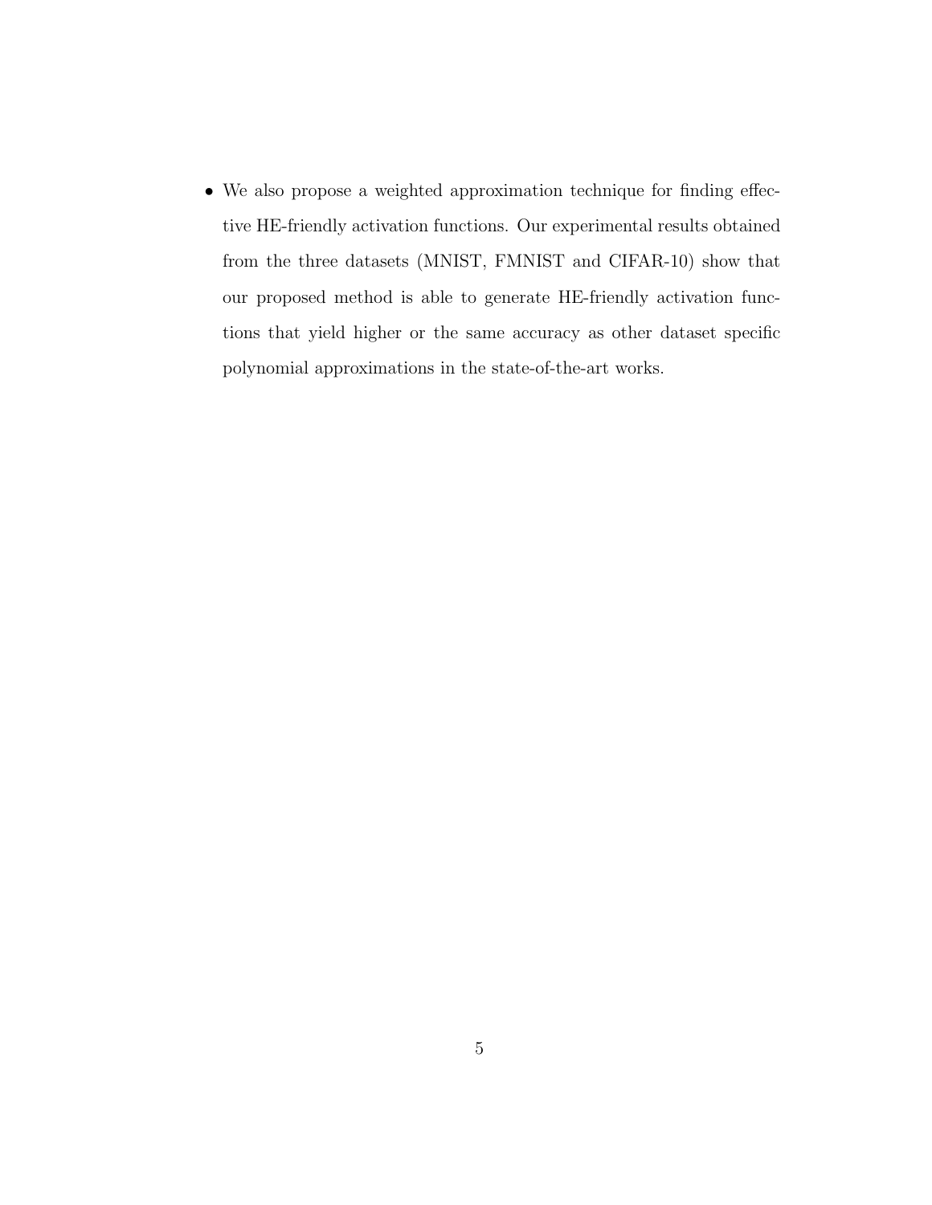- We also propose a weighted approximation technique for finding effective HE-friendly activation functions. Our experimental results obtained from the three datasets (MNIST, FMNIST and CIFAR-10) show that our proposed method is able to generate HE-friendly activation functions that yield higher or the same accuracy as other dataset specific polynomial approximations in the state-of-the-art works.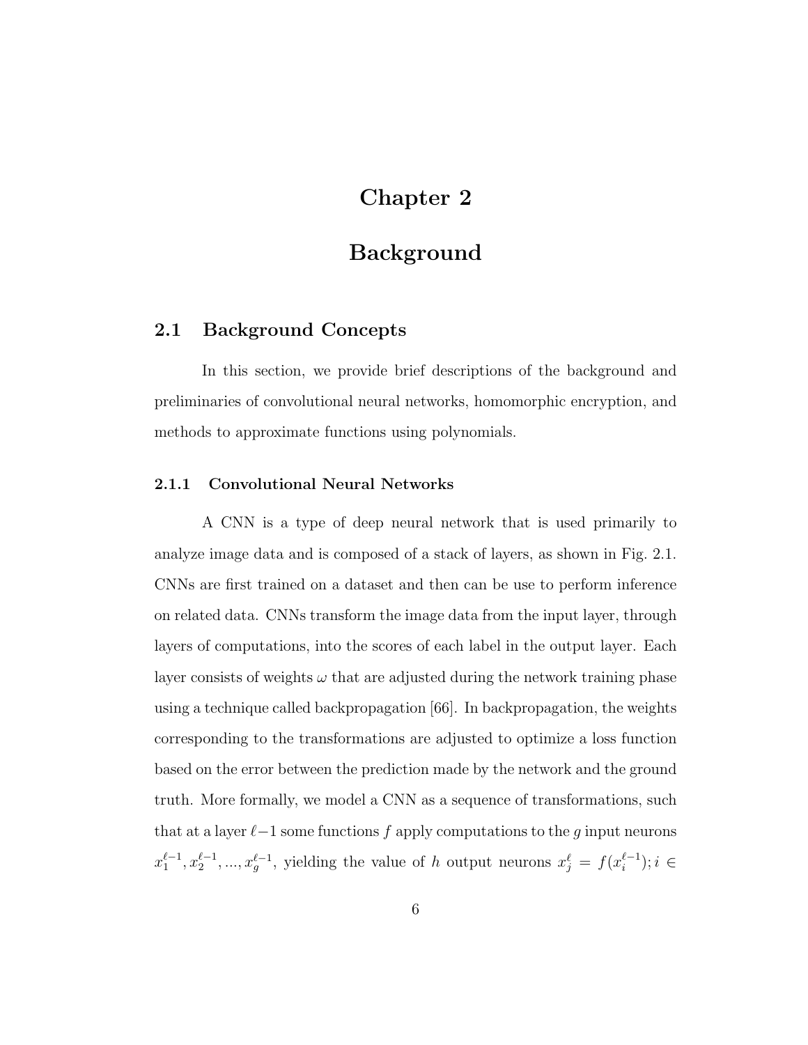# Chapter 2

# Background

## 2.1 Background Concepts

In this section, we provide brief descriptions of the background and preliminaries of convolutional neural networks, homomorphic encryption, and methods to approximate functions using polynomials.

### 2.1.1 Convolutional Neural Networks

A CNN is a type of deep neural network that is used primarily to analyze image data and is composed of a stack of layers, as shown in Fig. 2.1. CNNs are first trained on a dataset and then can be use to perform inference on related data. CNNs transform the image data from the input layer, through layers of computations, into the scores of each label in the output layer. Each layer consists of weights $\omega$ that are adjusted during the network training phase using a technique called backpropagation [66]. In backpropagation, the weights corresponding to the transformations are adjusted to optimize a loss function based on the error between the prediction made by the network and the ground truth. More formally, we model a CNN as a sequence of transformations, such that at a layer $\ell{-}1$ some functions $f$ apply computations to the $g$ input neurons $x_1^{\ell-1}, x_2^{\ell-1}, ..., x_g^{\ell-1}$, yielding the value of $h$ output neurons $x_j^{\ell} = f(x_i^{\ell-1}); i \in$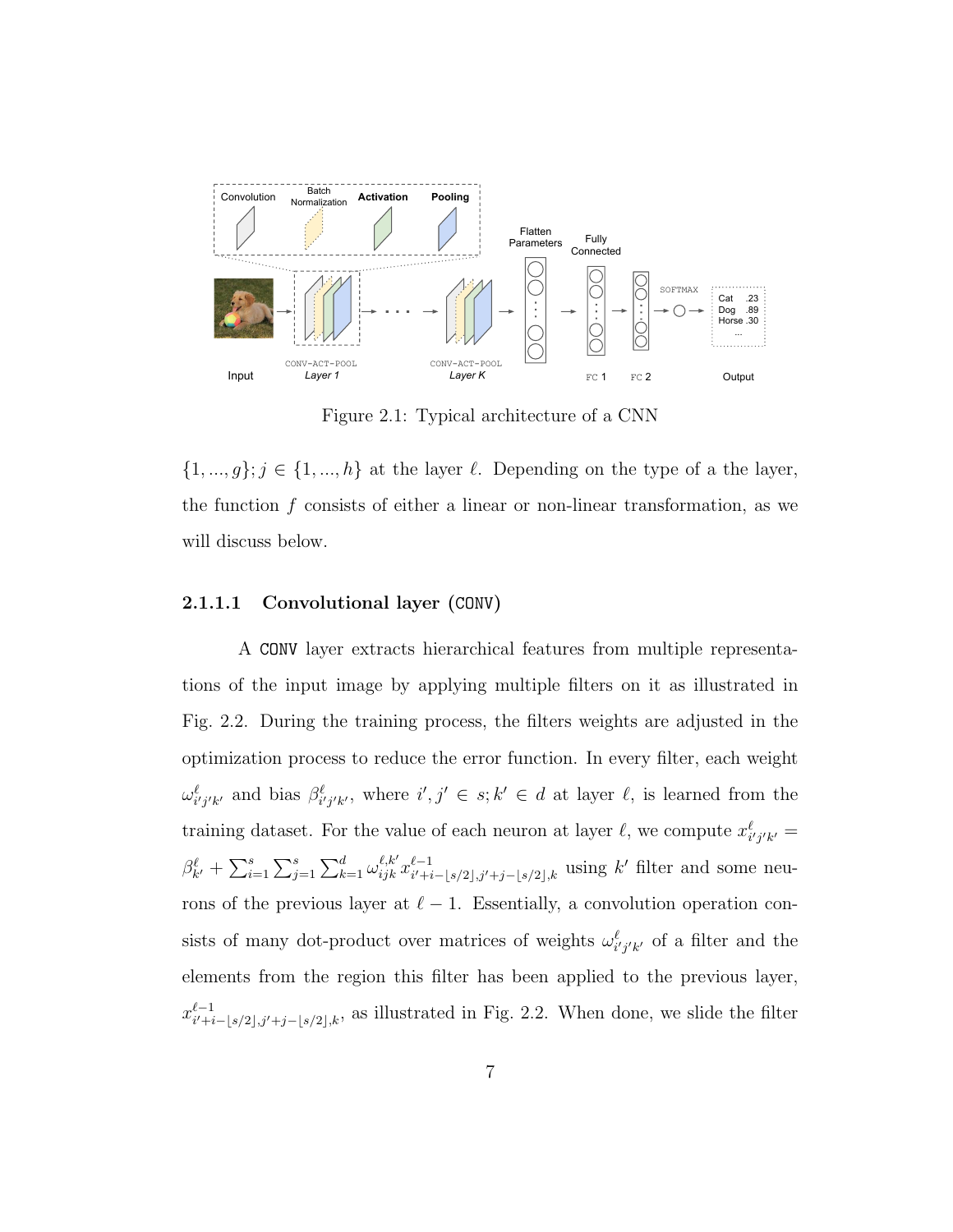Figure 2.1: Typical architecture of a CNN

$\{1, ..., g\}; j \in \{1, ..., h\}$ at the layer $\ell$. Depending on the type of a the layer, the function $f$ consists of either a linear or non-linear transformation, as we will discuss below.

#### 2.1.1.1 Convolutional layer (CONV)

A CONV layer extracts hierarchical features from multiple representations of the input image by applying multiple filters on it as illustrated in Fig. 2.2. During the training process, the filters weights are adjusted in the optimization process to reduce the error function. In every filter, each weight $\omega^{\ell}_{i'j'k'}$ and bias $\beta^{\ell}_{i'j'k'}$, where $i', j' \in s; k' \in d$ at layer $\ell$, is learned from the training dataset. For the value of each neuron at layer $\ell$, we compute $x^{\ell}_{i'j'k'} = \beta^{\ell}_{k'} + \sum_{i=1}^{s} \sum_{j=1}^{s} \sum_{k=1}^{d} \omega^{\ell,k'}_{ijk} x^{\ell-1}_{i'+i-\lfloor s/2 \rfloor, j'+j-\lfloor s/2 \rfloor, k}$ using $k'$ filter and some neurons of the previous layer at $\ell - 1$. Essentially, a convolution operation consists of many dot-product over matrices of weights $\omega^{\ell}_{i'j'k'}$ of a filter and the elements from the region this filter has been applied to the previous layer, $x^{\ell-1}_{i'+i-\lfloor s/2 \rfloor, j'+j-\lfloor s/2 \rfloor, k}$, as illustrated in Fig. 2.2. When done, we slide the filter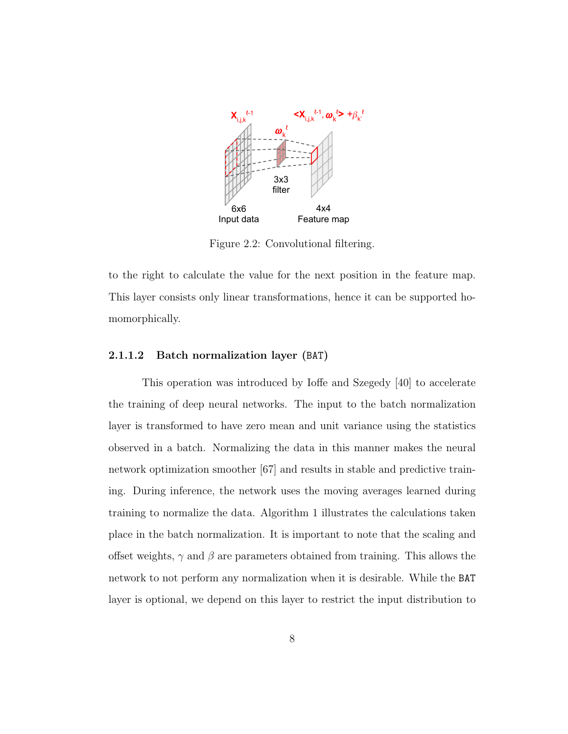Figure 2.2: Convolutional filtering.

to the right to calculate the value for the next position in the feature map. This layer consists only linear transformations, hence it can be supported homomorphically.

#### 2.1.1.2 Batch normalization layer (BAT)

This operation was introduced by Ioffe and Szegedy [40] to accelerate the training of deep neural networks. The input to the batch normalization layer is transformed to have zero mean and unit variance using the statistics observed in a batch. Normalizing the data in this manner makes the neural network optimization smoother [67] and results in stable and predictive training. During inference, the network uses the moving averages learned during training to normalize the data. Algorithm 1 illustrates the calculations taken place in the batch normalization. It is important to note that the scaling and offset weights, $\gamma$ and $\beta$ are parameters obtained from training. This allows the network to not perform any normalization when it is desirable. While the BAT layer is optional, we depend on this layer to restrict the input distribution to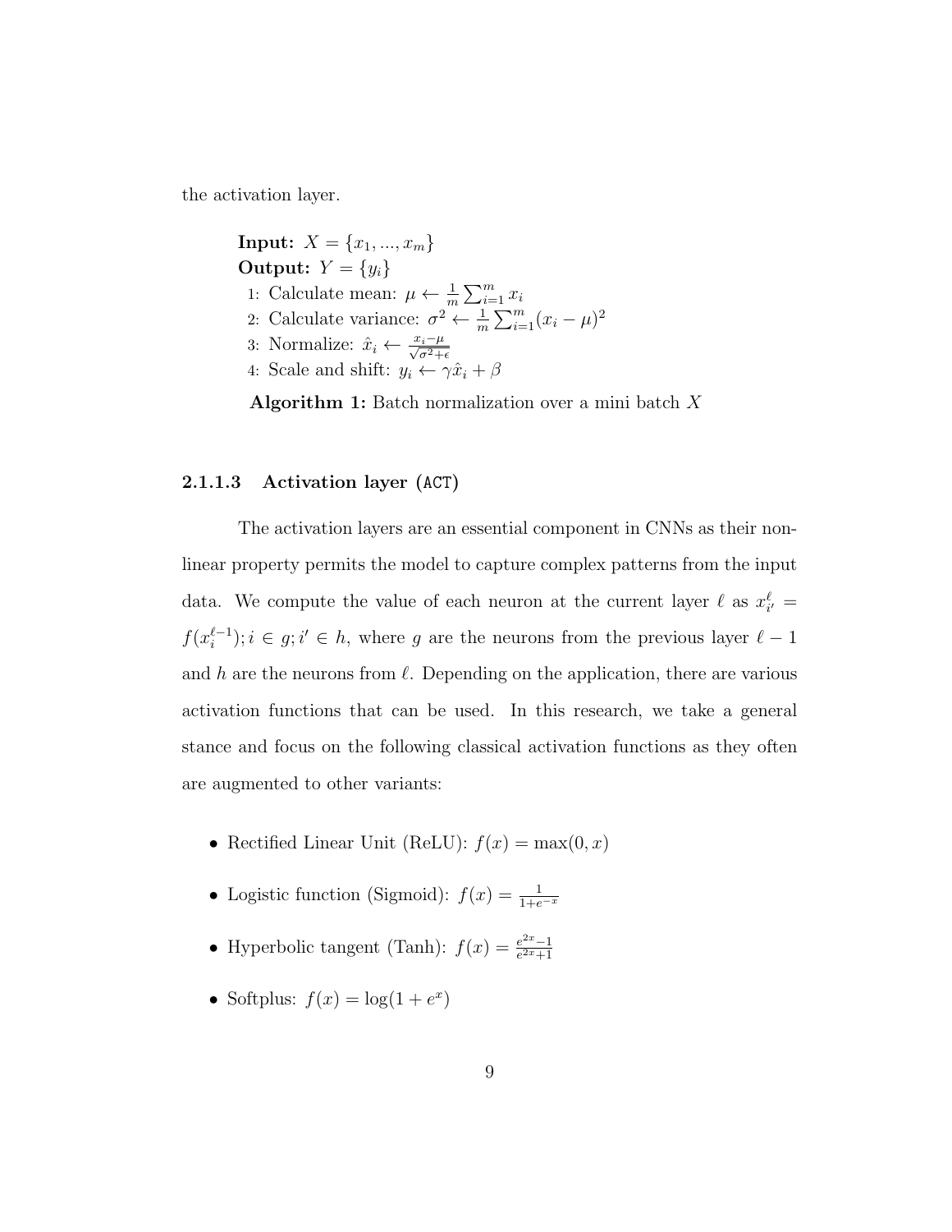the activation layer.

> **Input:** $X = \{x_1, ..., x_m\}$
> **Output:** $Y = \{y_i\}$
> 1: Calculate mean: $\mu \leftarrow \frac{1}{m}\sum_{i=1}^{m} x_i$
> 2: Calculate variance: $\sigma^2 \leftarrow \frac{1}{m}\sum_{i=1}^{m}(x_i - \mu)^2$
> 3: Normalize: $\hat{x}_i \leftarrow \frac{x_i - \mu}{\sqrt{\sigma^2 + \epsilon}}$
> 4: Scale and shift: $y_i \leftarrow \gamma \hat{x}_i + \beta$
>
> **Algorithm 1:** Batch normalization over a mini batch $X$

#### 2.1.1.3 Activation layer (ACT)

The activation layers are an essential component in CNNs as their non-linear property permits the model to capture complex patterns from the input data. We compute the value of each neuron at the current layer $\ell$ as $x_{i'}^{\ell} = f(x_i^{\ell-1}); i \in g; i' \in h$, where $g$ are the neurons from the previous layer $\ell - 1$ and $h$ are the neurons from $\ell$. Depending on the application, there are various activation functions that can be used. In this research, we take a general stance and focus on the following classical activation functions as they often are augmented to other variants:

- Rectified Linear Unit (ReLU): $f(x) = \max(0, x)$
- Logistic function (Sigmoid): $f(x) = \frac{1}{1+e^{-x}}$
- Hyperbolic tangent (Tanh): $f(x) = \frac{e^{2x}-1}{e^{2x}+1}$
- Softplus: $f(x) = \log(1 + e^x)$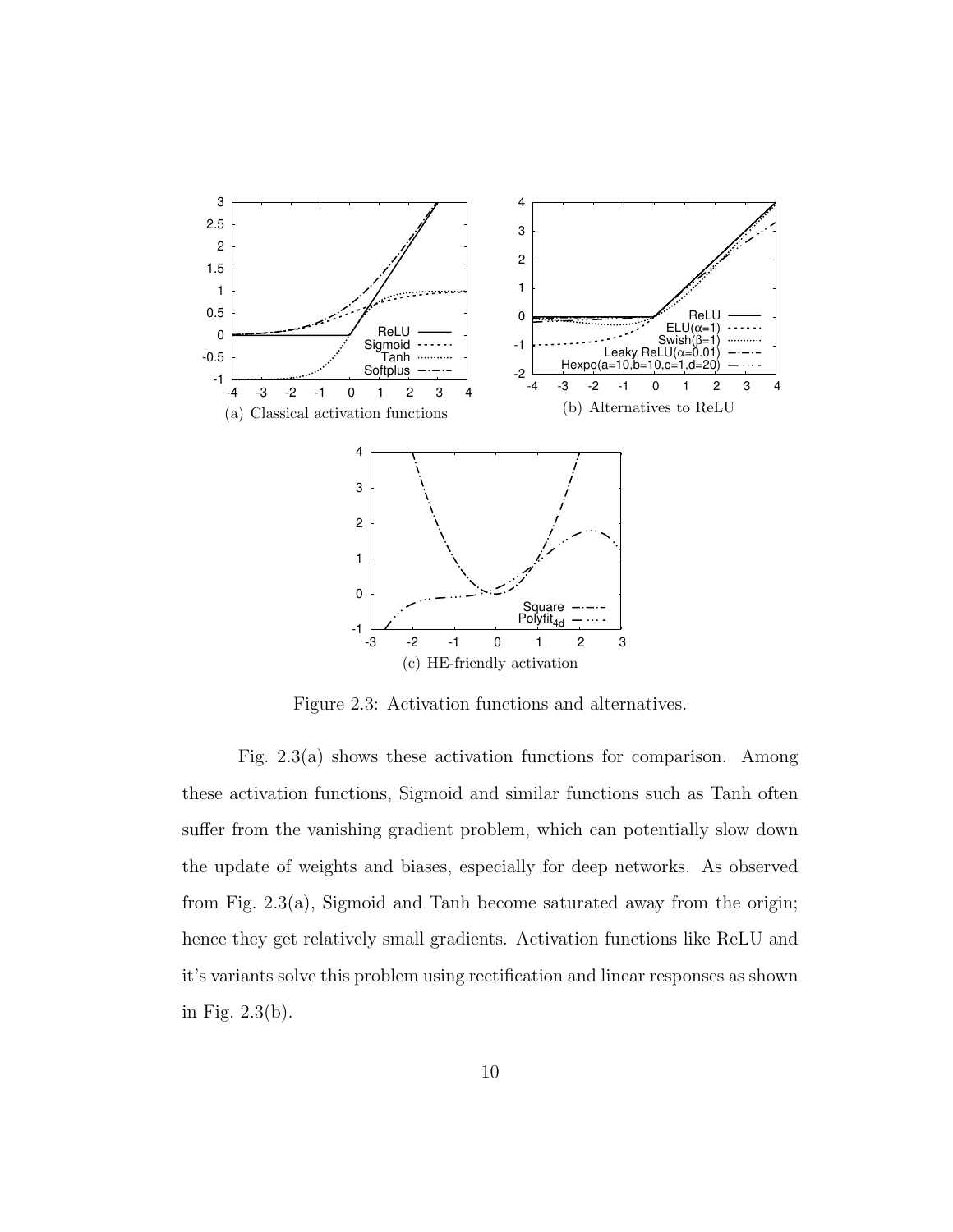(a) Classical activation functions

(b) Alternatives to ReLU

(c) HE-friendly activation

Figure 2.3: Activation functions and alternatives.

Fig. 2.3(a) shows these activation functions for comparison. Among these activation functions, Sigmoid and similar functions such as Tanh often suffer from the vanishing gradient problem, which can potentially slow down the update of weights and biases, especially for deep networks. As observed from Fig. 2.3(a), Sigmoid and Tanh become saturated away from the origin; hence they get relatively small gradients. Activation functions like ReLU and it's variants solve this problem using rectification and linear responses as shown in Fig. 2.3(b).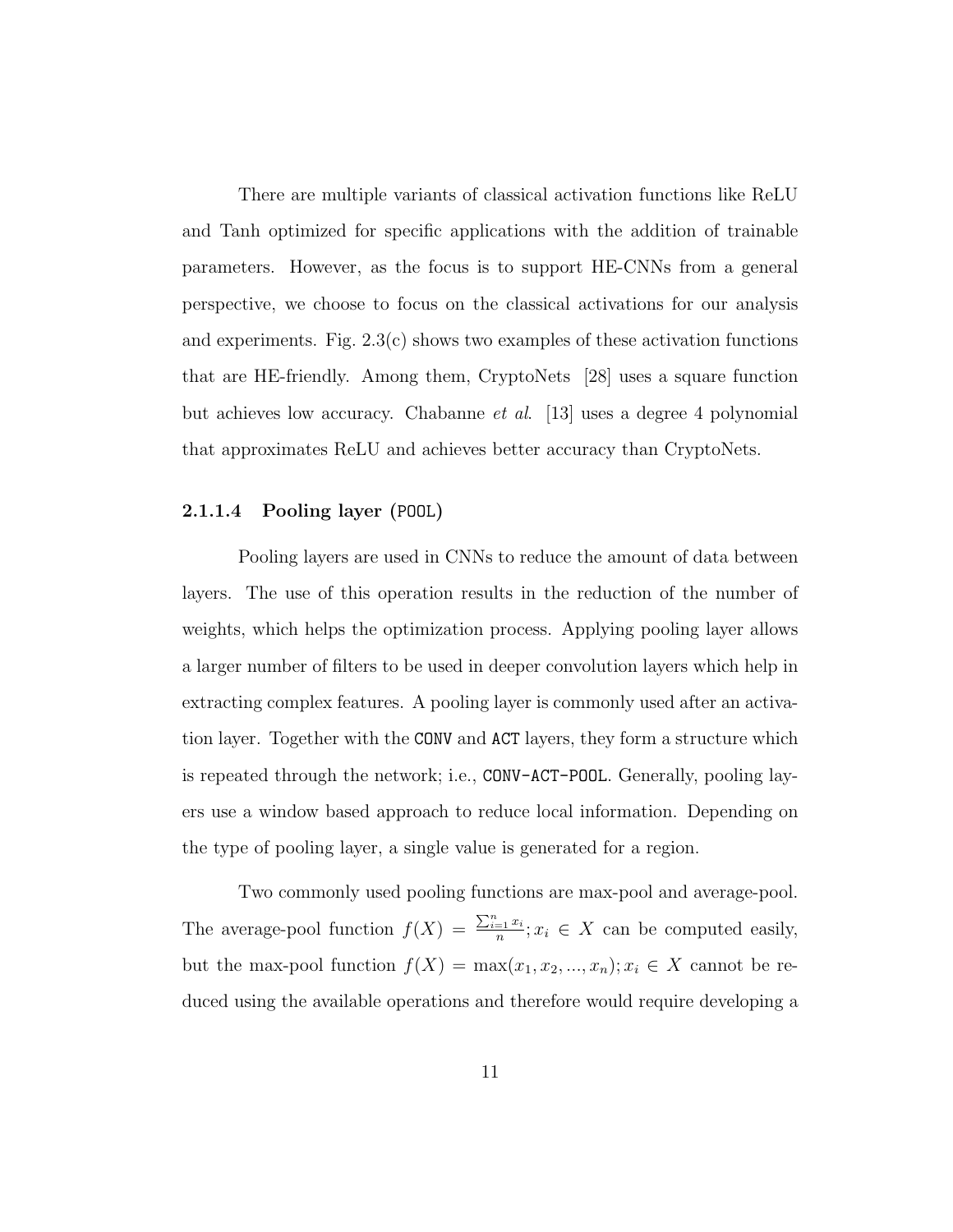There are multiple variants of classical activation functions like ReLU and Tanh optimized for specific applications with the addition of trainable parameters. However, as the focus is to support HE-CNNs from a general perspective, we choose to focus on the classical activations for our analysis and experiments. Fig. 2.3(c) shows two examples of these activation functions that are HE-friendly. Among them, CryptoNets [28] uses a square function but achieves low accuracy. Chabanne *et al*. [13] uses a degree 4 polynomial that approximates ReLU and achieves better accuracy than CryptoNets.

#### 2.1.1.4 Pooling layer (`POOL`)

Pooling layers are used in CNNs to reduce the amount of data between layers. The use of this operation results in the reduction of the number of weights, which helps the optimization process. Applying pooling layer allows a larger number of filters to be used in deeper convolution layers which help in extracting complex features. A pooling layer is commonly used after an activation layer. Together with the `CONV` and `ACT` layers, they form a structure which is repeated through the network; i.e., `CONV-ACT-POOL`. Generally, pooling layers use a window based approach to reduce local information. Depending on the type of pooling layer, a single value is generated for a region.

Two commonly used pooling functions are max-pool and average-pool. The average-pool function $f(X) = \frac{\sum_{i=1}^{n} x_i}{n}; x_i \in X$ can be computed easily, but the max-pool function $f(X) = \max(x_1, x_2, ..., x_n); x_i \in X$ cannot be reduced using the available operations and therefore would require developing a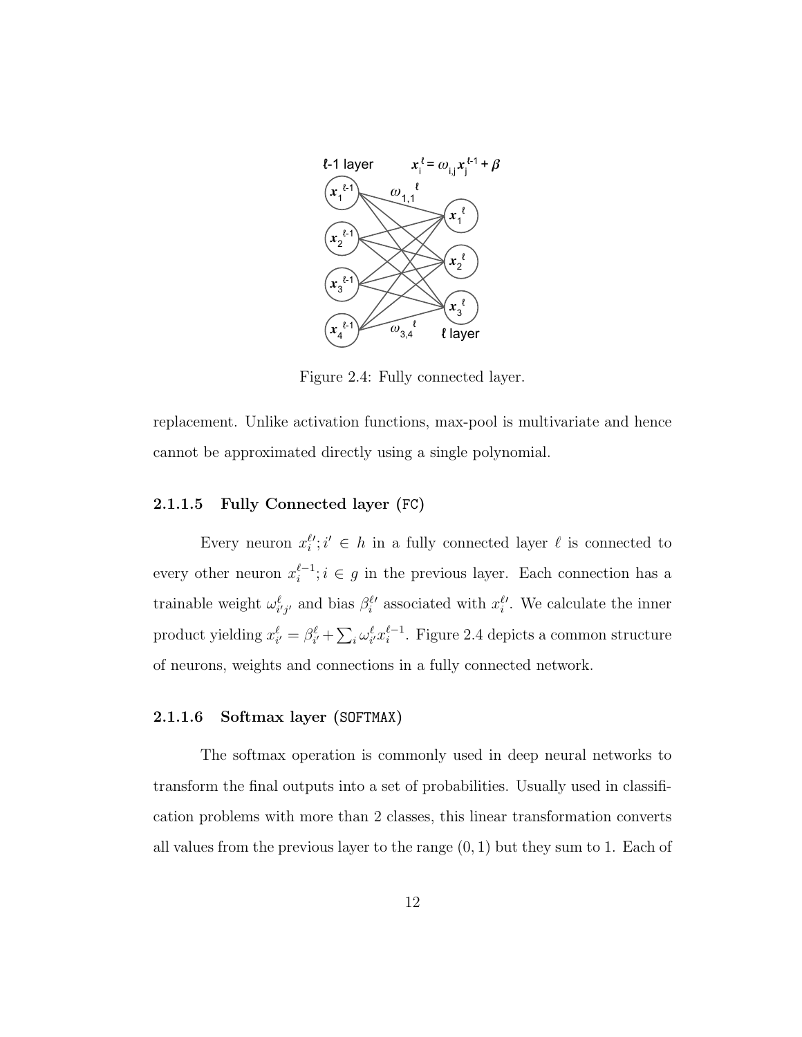Figure 2.4: Fully connected layer.

replacement. Unlike activation functions, max-pool is multivariate and hence cannot be approximated directly using a single polynomial.

#### 2.1.1.5 Fully Connected layer (FC)

Every neuron $x_i^{\ell\prime}; i' \in h$ in a fully connected layer $\ell$ is connected to every other neuron $x_i^{\ell-1}; i \in g$ in the previous layer. Each connection has a trainable weight $\omega_{i'j'}^{\ell}$ and bias $\beta_i^{\ell\prime}$ associated with $x_i^{\ell\prime}$. We calculate the inner product yielding $x_{i'}^{\ell} = \beta_{i'}^{\ell} + \sum_i \omega_{i'}^{\ell} x_i^{\ell-1}$. Figure 2.4 depicts a common structure of neurons, weights and connections in a fully connected network.

#### 2.1.1.6 Softmax layer (SOFTMAX)

The softmax operation is commonly used in deep neural networks to transform the final outputs into a set of probabilities. Usually used in classification problems with more than 2 classes, this linear transformation converts all values from the previous layer to the range $(0, 1)$ but they sum to 1. Each of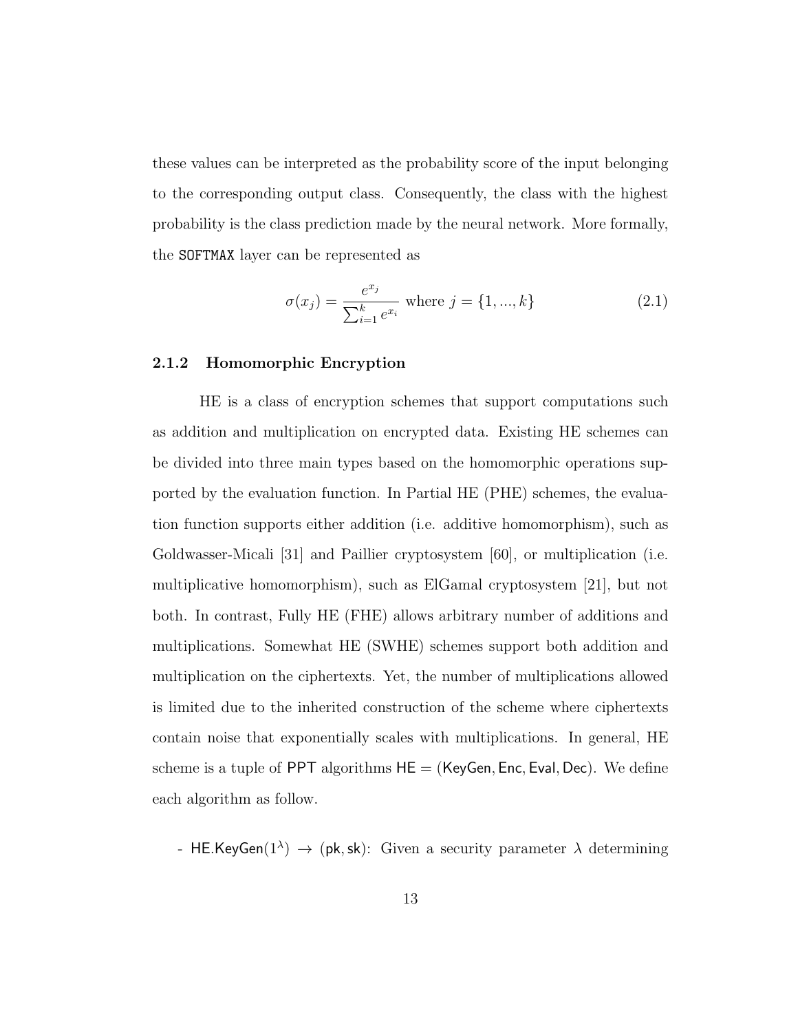these values can be interpreted as the probability score of the input belonging to the corresponding output class. Consequently, the class with the highest probability is the class prediction made by the neural network. More formally, the `SOFTMAX` layer can be represented as

$$\sigma(x_j) = \frac{e^{x_j}}{\sum_{i=1}^{k} e^{x_i}} \text{ where } j = \{1, ..., k\} \tag{2.1}$$

### 2.1.2 Homomorphic Encryption

HE is a class of encryption schemes that support computations such as addition and multiplication on encrypted data. Existing HE schemes can be divided into three main types based on the homomorphic operations supported by the evaluation function. In Partial HE (PHE) schemes, the evaluation function supports either addition (i.e. additive homomorphism), such as Goldwasser-Micali [31] and Paillier cryptosystem [60], or multiplication (i.e. multiplicative homomorphism), such as ElGamal cryptosystem [21], but not both. In contrast, Fully HE (FHE) allows arbitrary number of additions and multiplications. Somewhat HE (SWHE) schemes support both addition and multiplication on the ciphertexts. Yet, the number of multiplications allowed is limited due to the inherited construction of the scheme where ciphertexts contain noise that exponentially scales with multiplications. In general, HE scheme is a tuple of $\mathsf{PPT}$ algorithms $\mathsf{HE} = (\mathsf{KeyGen}, \mathsf{Enc}, \mathsf{Eval}, \mathsf{Dec})$. We define each algorithm as follow.

- $\mathsf{HE.KeyGen}(1^\lambda) \rightarrow (\mathsf{pk}, \mathsf{sk})$: Given a security parameter $\lambda$ determining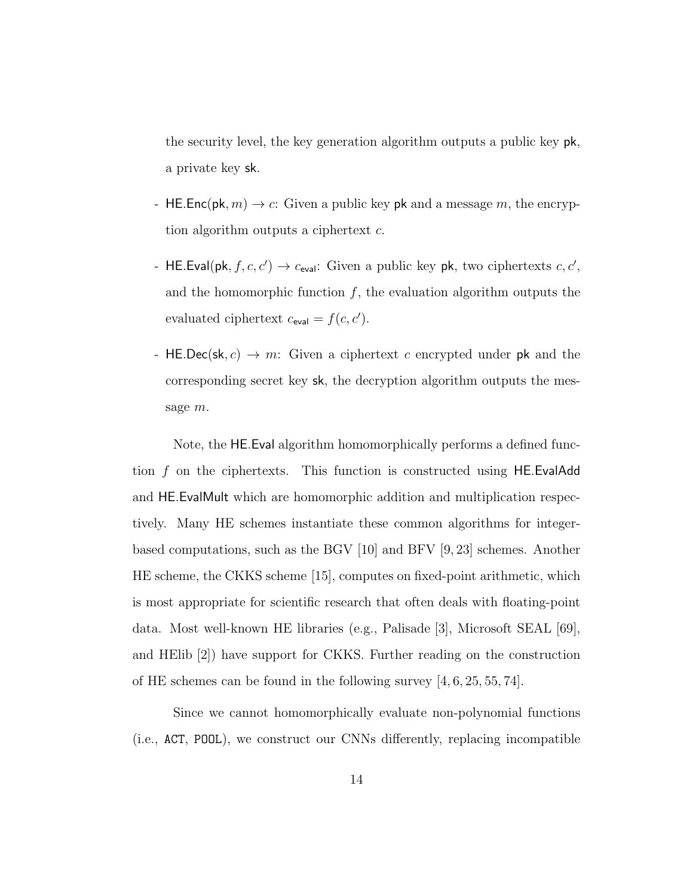the security level, the key generation algorithm outputs a public key $\mathsf{pk}$, a private key $\mathsf{sk}$.

- $\mathsf{HE.Enc}(\mathsf{pk}, m) \rightarrow c$: Given a public key $\mathsf{pk}$ and a message $m$, the encryption algorithm outputs a ciphertext $c$.
- $\mathsf{HE.Eval}(\mathsf{pk}, f, c, c') \rightarrow c_{\mathsf{eval}}$: Given a public key $\mathsf{pk}$, two ciphertexts $c, c'$, and the homomorphic function $f$, the evaluation algorithm outputs the evaluated ciphertext $c_{\mathsf{eval}} = f(c, c')$.
- $\mathsf{HE.Dec}(\mathsf{sk}, c) \rightarrow m$: Given a ciphertext $c$ encrypted under $\mathsf{pk}$ and the corresponding secret key $\mathsf{sk}$, the decryption algorithm outputs the message $m$.

Note, the $\mathsf{HE.Eval}$ algorithm homomorphically performs a defined function $f$ on the ciphertexts. This function is constructed using $\mathsf{HE.EvalAdd}$ and $\mathsf{HE.EvalMult}$ which are homomorphic addition and multiplication respectively. Many HE schemes instantiate these common algorithms for integer-based computations, such as the BGV [10] and BFV [9, 23] schemes. Another HE scheme, the CKKS scheme [15], computes on fixed-point arithmetic, which is most appropriate for scientific research that often deals with floating-point data. Most well-known HE libraries (e.g., Palisade [3], Microsoft SEAL [69], and HElib [2]) have support for CKKS. Further reading on the construction of HE schemes can be found in the following survey [4, 6, 25, 55, 74].

Since we cannot homomorphically evaluate non-polynomial functions (i.e., `ACT`, `POOL`), we construct our CNNs differently, replacing incompatible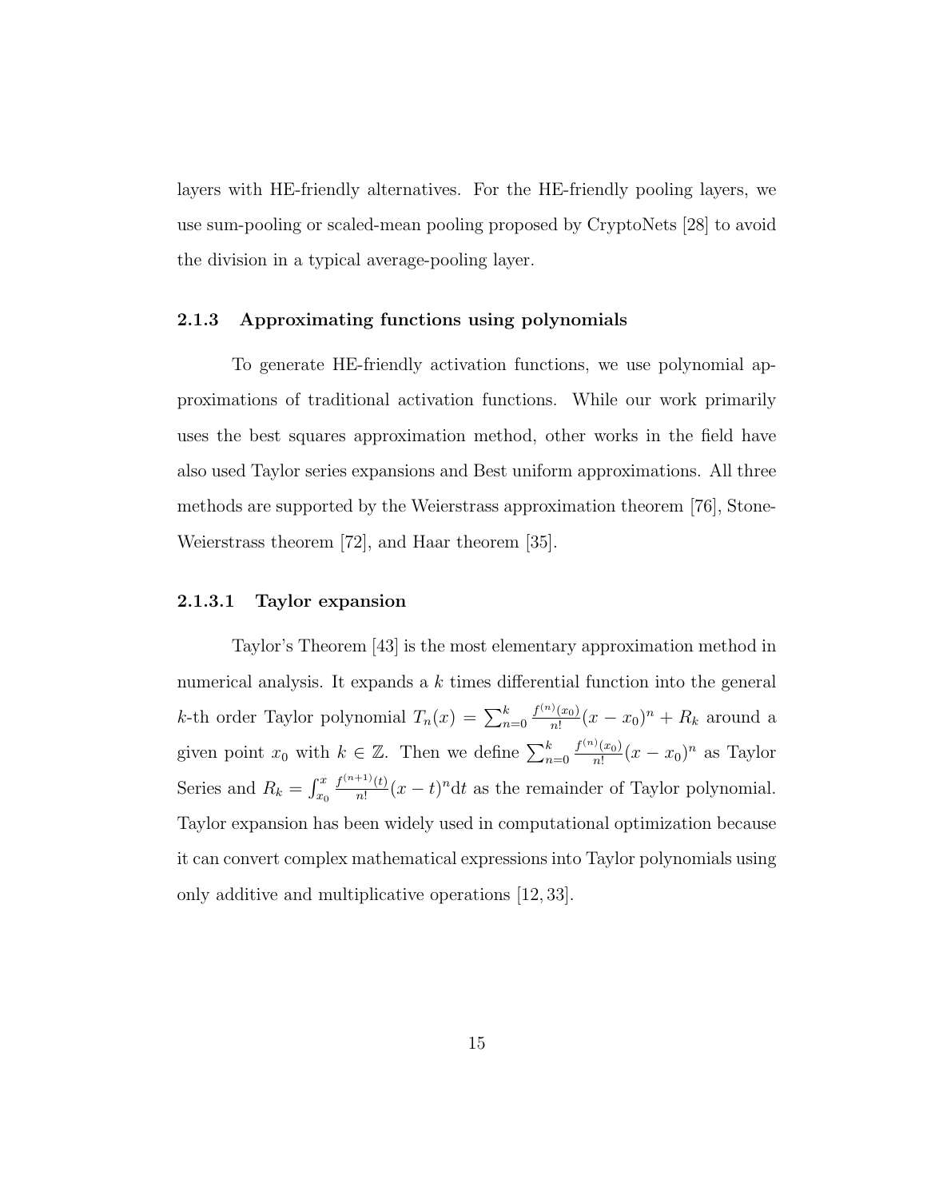layers with HE-friendly alternatives. For the HE-friendly pooling layers, we use sum-pooling or scaled-mean pooling proposed by CryptoNets [28] to avoid the division in a typical average-pooling layer.

### 2.1.3 Approximating functions using polynomials

To generate HE-friendly activation functions, we use polynomial approximations of traditional activation functions. While our work primarily uses the best squares approximation method, other works in the field have also used Taylor series expansions and Best uniform approximations. All three methods are supported by the Weierstrass approximation theorem [76], Stone-Weierstrass theorem [72], and Haar theorem [35].

#### 2.1.3.1 Taylor expansion

Taylor's Theorem [43] is the most elementary approximation method in numerical analysis. It expands a $k$ times differential function into the general $k$-th order Taylor polynomial $T_n(x) = \sum_{n=0}^{k} \frac{f^{(n)}(x_0)}{n!}(x - x_0)^n + R_k$ around a given point $x_0$ with $k \in \mathbb{Z}$. Then we define $\sum_{n=0}^{k} \frac{f^{(n)}(x_0)}{n!}(x - x_0)^n$ as Taylor Series and $R_k = \int_{x_0}^{x} \frac{f^{(n+1)}(t)}{n!}(x - t)^n \mathrm{d}t$ as the remainder of Taylor polynomial. Taylor expansion has been widely used in computational optimization because it can convert complex mathematical expressions into Taylor polynomials using only additive and multiplicative operations [12, 33].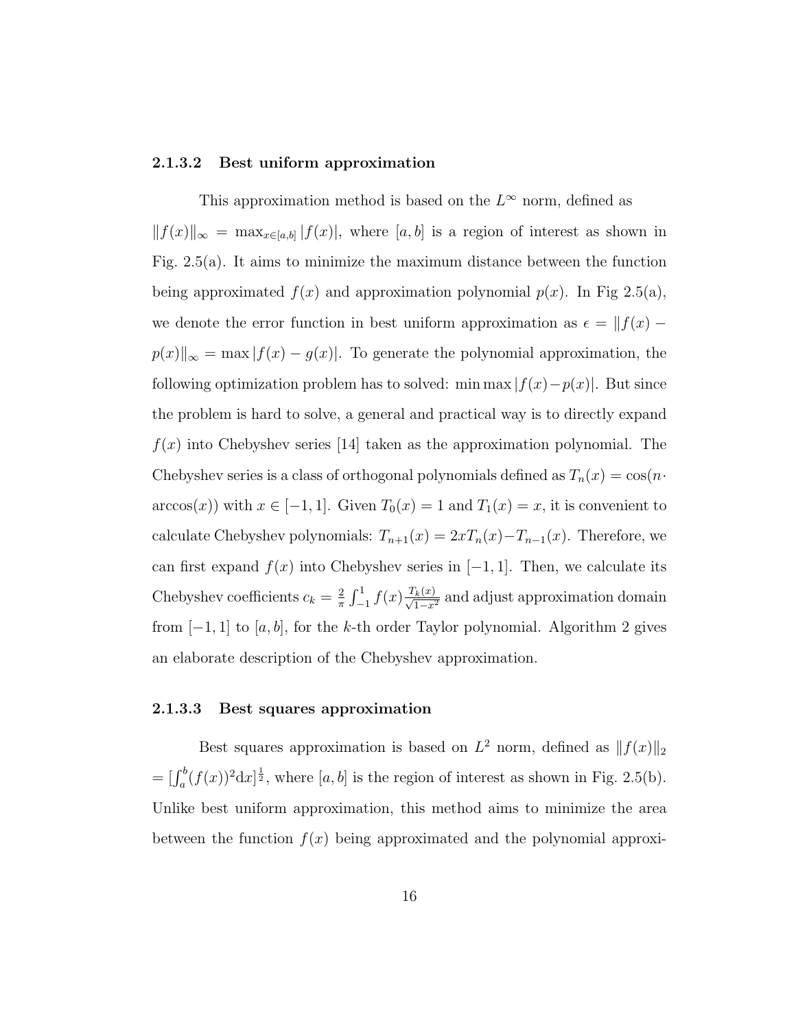#### 2.1.3.2 Best uniform approximation

This approximation method is based on the $L^{\infty}$ norm, defined as $\|f(x)\|_{\infty} = \max_{x\in[a,b]} |f(x)|$, where $[a, b]$ is a region of interest as shown in Fig. 2.5(a). It aims to minimize the maximum distance between the function being approximated $f(x)$ and approximation polynomial $p(x)$. In Fig 2.5(a), we denote the error function in best uniform approximation as $\epsilon = \|f(x) - p(x)\|_{\infty} = \max |f(x) - g(x)|$. To generate the polynomial approximation, the following optimization problem has to solved: $\min \max |f(x)-p(x)|$. But since the problem is hard to solve, a general and practical way is to directly expand $f(x)$ into Chebyshev series [14] taken as the approximation polynomial. The Chebyshev series is a class of orthogonal polynomials defined as $T_n(x) = \cos(n\cdot \arccos(x))$ with $x \in [-1, 1]$. Given $T_0(x) = 1$ and $T_1(x) = x$, it is convenient to calculate Chebyshev polynomials: $T_{n+1}(x) = 2xT_n(x)-T_{n-1}(x)$. Therefore, we can first expand $f(x)$ into Chebyshev series in $[-1, 1]$. Then, we calculate its Chebyshev coefficients $c_k = \frac{2}{\pi}\int_{-1}^{1} f(x)\frac{T_k(x)}{\sqrt{1-x^2}}$ and adjust approximation domain from $[-1, 1]$ to $[a, b]$, for the $k$-th order Taylor polynomial. Algorithm 2 gives an elaborate description of the Chebyshev approximation.

#### 2.1.3.3 Best squares approximation

Best squares approximation is based on $L^2$ norm, defined as $\|f(x)\|_2 = [\int_a^b (f(x))^2 \mathrm{d}x]^{\frac{1}{2}}$, where $[a, b]$ is the region of interest as shown in Fig. 2.5(b). Unlike best uniform approximation, this method aims to minimize the area between the function $f(x)$ being approximated and the polynomial approxi-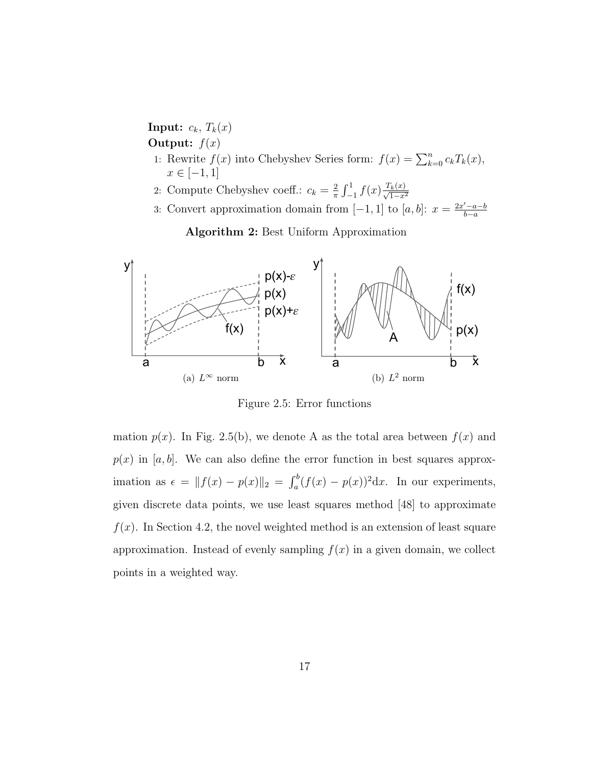**Input:** $c_k$, $T_k(x)$

**Output:** $f(x)$

1: Rewrite $f(x)$ into Chebyshev Series form: $f(x) = \sum_{k=0}^{n} c_k T_k(x)$, $x \in [-1, 1]$

2: Compute Chebyshev coeff.: $c_k = \frac{2}{\pi} \int_{-1}^{1} f(x) \frac{T_k(x)}{\sqrt{1-x^2}}$

3: Convert approximation domain from $[-1, 1]$ to $[a, b]$: $x = \frac{2x' - a - b}{b - a}$

**Algorithm 2:** Best Uniform Approximation

(a) $L^\infty$ norm

(b) $L^2$ norm

Figure 2.5: Error functions

mation $p(x)$. In Fig. 2.5(b), we denote A as the total area between $f(x)$ and $p(x)$ in $[a, b]$. We can also define the error function in best squares approximation as $\epsilon = \|f(x) - p(x)\|_2 = \int_a^b (f(x) - p(x))^2 \mathrm{d}x$. In our experiments, given discrete data points, we use least squares method [48] to approximate $f(x)$. In Section 4.2, the novel weighted method is an extension of least square approximation. Instead of evenly sampling $f(x)$ in a given domain, we collect points in a weighted way.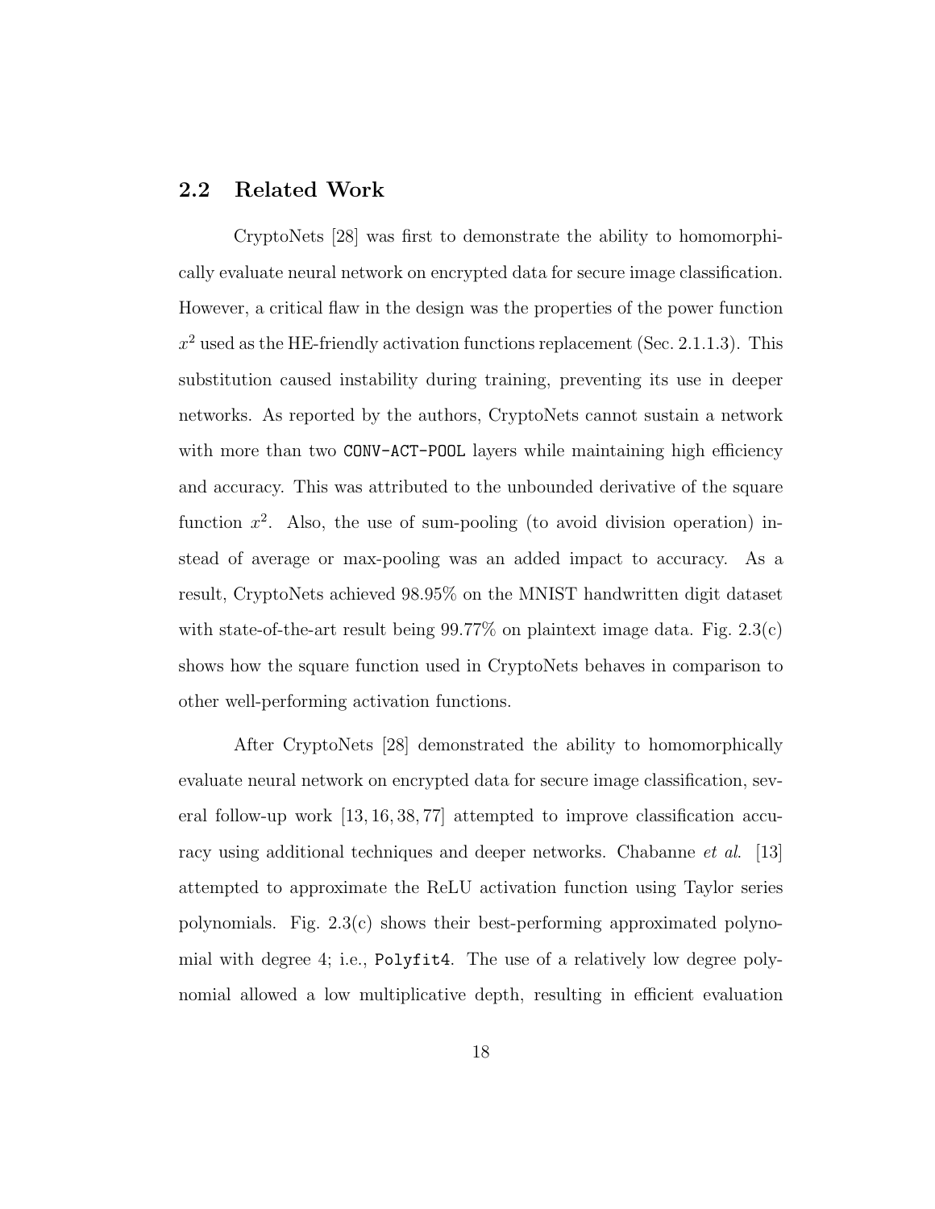## 2.2 Related Work

CryptoNets [28] was first to demonstrate the ability to homomorphically evaluate neural network on encrypted data for secure image classification. However, a critical flaw in the design was the properties of the power function $x^2$ used as the HE-friendly activation functions replacement (Sec. 2.1.1.3). This substitution caused instability during training, preventing its use in deeper networks. As reported by the authors, CryptoNets cannot sustain a network with more than two `CONV-ACT-POOL` layers while maintaining high efficiency and accuracy. This was attributed to the unbounded derivative of the square function $x^2$. Also, the use of sum-pooling (to avoid division operation) instead of average or max-pooling was an added impact to accuracy. As a result, CryptoNets achieved 98.95% on the MNIST handwritten digit dataset with state-of-the-art result being 99.77% on plaintext image data. Fig. 2.3(c) shows how the square function used in CryptoNets behaves in comparison to other well-performing activation functions.

After CryptoNets [28] demonstrated the ability to homomorphically evaluate neural network on encrypted data for secure image classification, several follow-up work [13, 16, 38, 77] attempted to improve classification accuracy using additional techniques and deeper networks. Chabanne *et al*. [13] attempted to approximate the ReLU activation function using Taylor series polynomials. Fig. 2.3(c) shows their best-performing approximated polynomial with degree 4; i.e., `Polyfit4`. The use of a relatively low degree polynomial allowed a low multiplicative depth, resulting in efficient evaluation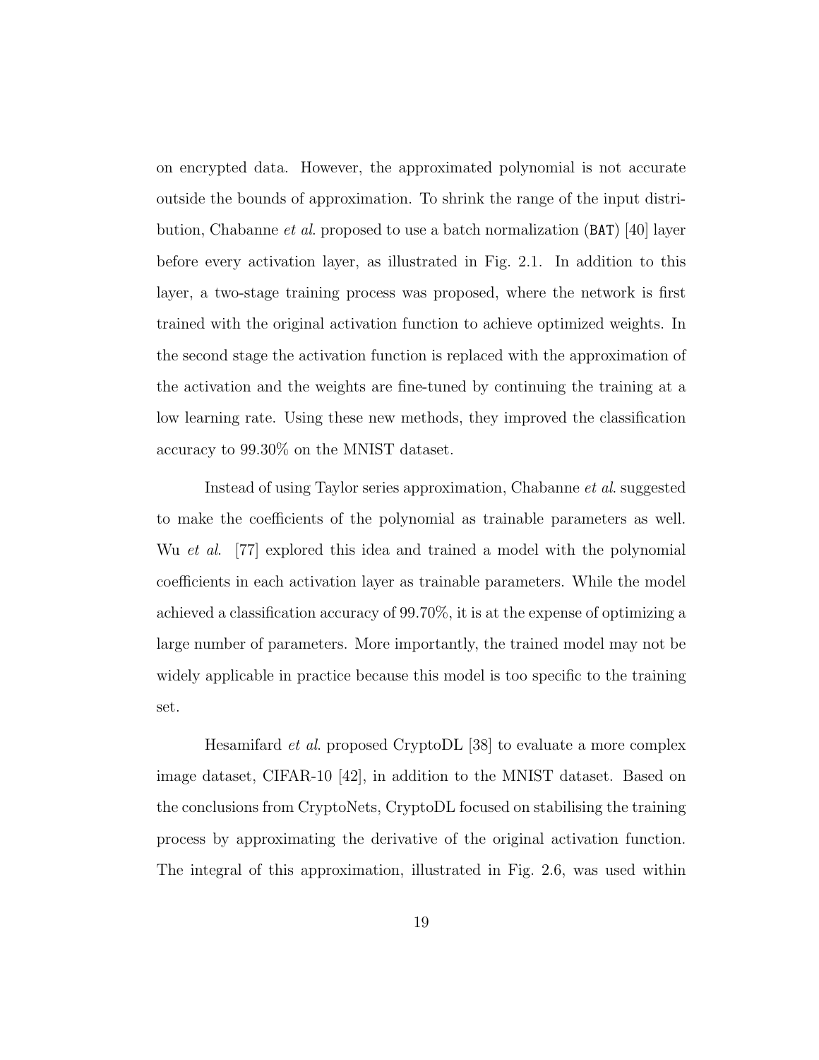on encrypted data. However, the approximated polynomial is not accurate outside the bounds of approximation. To shrink the range of the input distribution, Chabanne *et al*. proposed to use a batch normalization (`BAT`) [40] layer before every activation layer, as illustrated in Fig. 2.1. In addition to this layer, a two-stage training process was proposed, where the network is first trained with the original activation function to achieve optimized weights. In the second stage the activation function is replaced with the approximation of the activation and the weights are fine-tuned by continuing the training at a low learning rate. Using these new methods, they improved the classification accuracy to 99.30% on the MNIST dataset.

Instead of using Taylor series approximation, Chabanne *et al*. suggested to make the coefficients of the polynomial as trainable parameters as well. Wu *et al*. [77] explored this idea and trained a model with the polynomial coefficients in each activation layer as trainable parameters. While the model achieved a classification accuracy of 99.70%, it is at the expense of optimizing a large number of parameters. More importantly, the trained model may not be widely applicable in practice because this model is too specific to the training set.

Hesamifard *et al*. proposed CryptoDL [38] to evaluate a more complex image dataset, CIFAR-10 [42], in addition to the MNIST dataset. Based on the conclusions from CryptoNets, CryptoDL focused on stabilising the training process by approximating the derivative of the original activation function. The integral of this approximation, illustrated in Fig. 2.6, was used within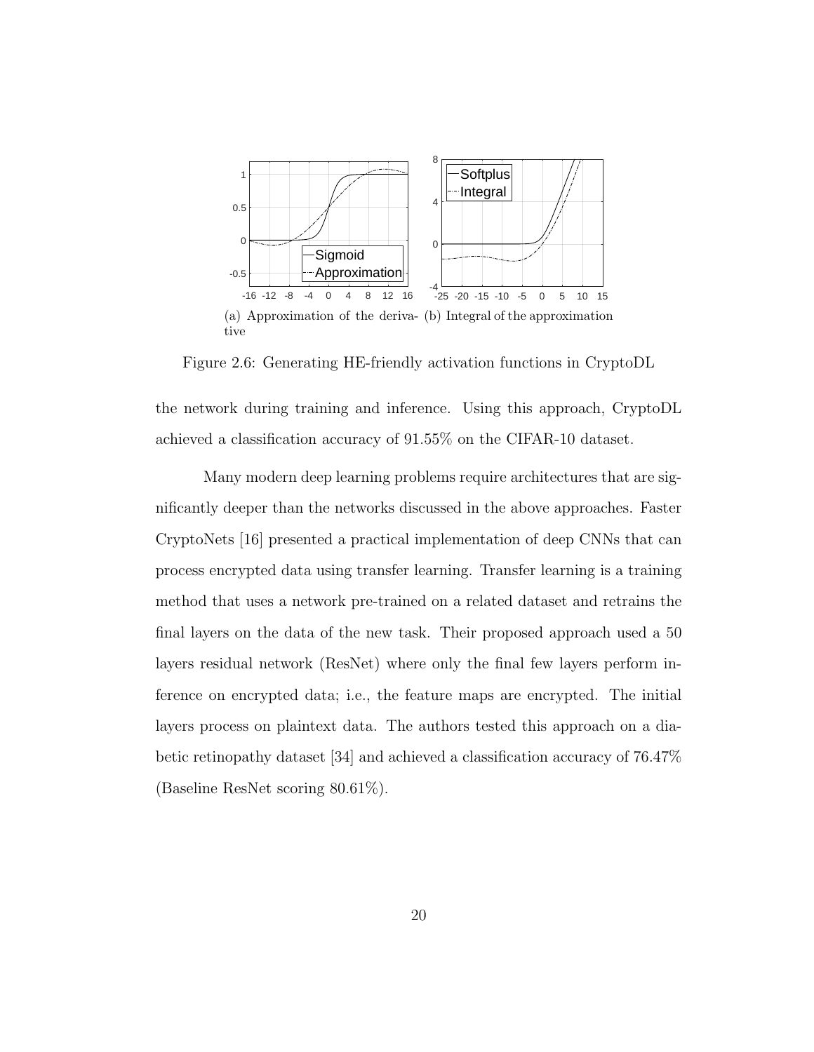(a) Approximation of the derivative (b) Integral of the approximation

Figure 2.6: Generating HE-friendly activation functions in CryptoDL

the network during training and inference. Using this approach, CryptoDL achieved a classification accuracy of 91.55% on the CIFAR-10 dataset.

Many modern deep learning problems require architectures that are significantly deeper than the networks discussed in the above approaches. Faster CryptoNets [16] presented a practical implementation of deep CNNs that can process encrypted data using transfer learning. Transfer learning is a training method that uses a network pre-trained on a related dataset and retrains the final layers on the data of the new task. Their proposed approach used a 50 layers residual network (ResNet) where only the final few layers perform inference on encrypted data; i.e., the feature maps are encrypted. The initial layers process on plaintext data. The authors tested this approach on a diabetic retinopathy dataset [34] and achieved a classification accuracy of 76.47% (Baseline ResNet scoring 80.61%).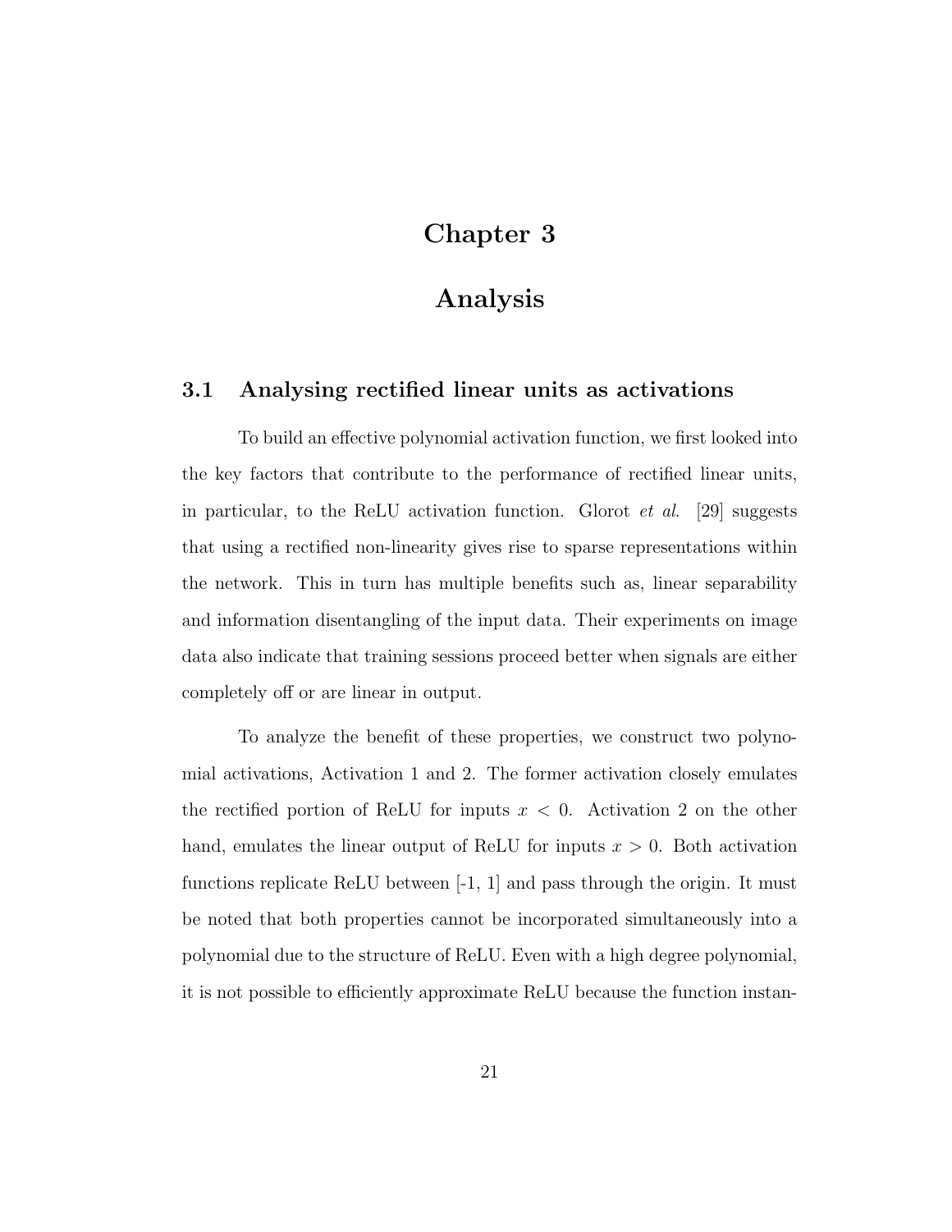# Chapter 3

# Analysis

## 3.1 Analysing rectified linear units as activations

To build an effective polynomial activation function, we first looked into the key factors that contribute to the performance of rectified linear units, in particular, to the ReLU activation function. Glorot *et al.* [29] suggests that using a rectified non-linearity gives rise to sparse representations within the network. This in turn has multiple benefits such as, linear separability and information disentangling of the input data. Their experiments on image data also indicate that training sessions proceed better when signals are either completely off or are linear in output.

To analyze the benefit of these properties, we construct two polynomial activations, Activation 1 and 2. The former activation closely emulates the rectified portion of ReLU for inputs $x < 0$. Activation 2 on the other hand, emulates the linear output of ReLU for inputs $x > 0$. Both activation functions replicate ReLU between [-1, 1] and pass through the origin. It must be noted that both properties cannot be incorporated simultaneously into a polynomial due to the structure of ReLU. Even with a high degree polynomial, it is not possible to efficiently approximate ReLU because the function instan-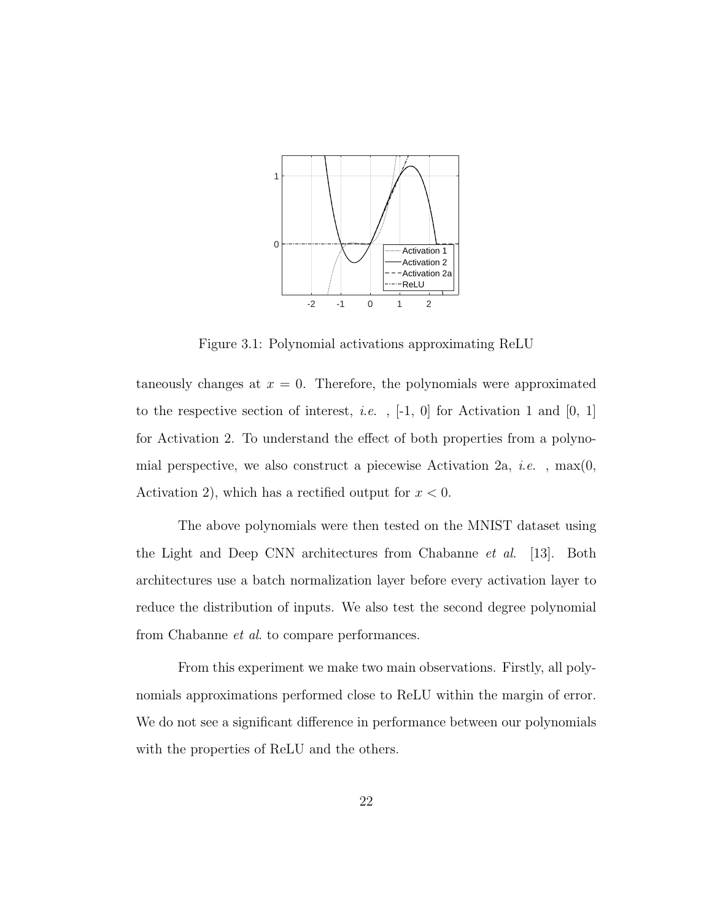Figure 3.1: Polynomial activations approximating ReLU

taneously changes at $x = 0$. Therefore, the polynomials were approximated to the respective section of interest, *i.e.* , [-1, 0] for Activation 1 and [0, 1] for Activation 2. To understand the effect of both properties from a polynomial perspective, we also construct a piecewise Activation 2a, *i.e.* , max(0, Activation 2), which has a rectified output for $x < 0$.

The above polynomials were then tested on the MNIST dataset using the Light and Deep CNN architectures from Chabanne *et al.* [13]. Both architectures use a batch normalization layer before every activation layer to reduce the distribution of inputs. We also test the second degree polynomial from Chabanne *et al.* to compare performances.

From this experiment we make two main observations. Firstly, all polynomials approximations performed close to ReLU within the margin of error. We do not see a significant difference in performance between our polynomials with the properties of ReLU and the others.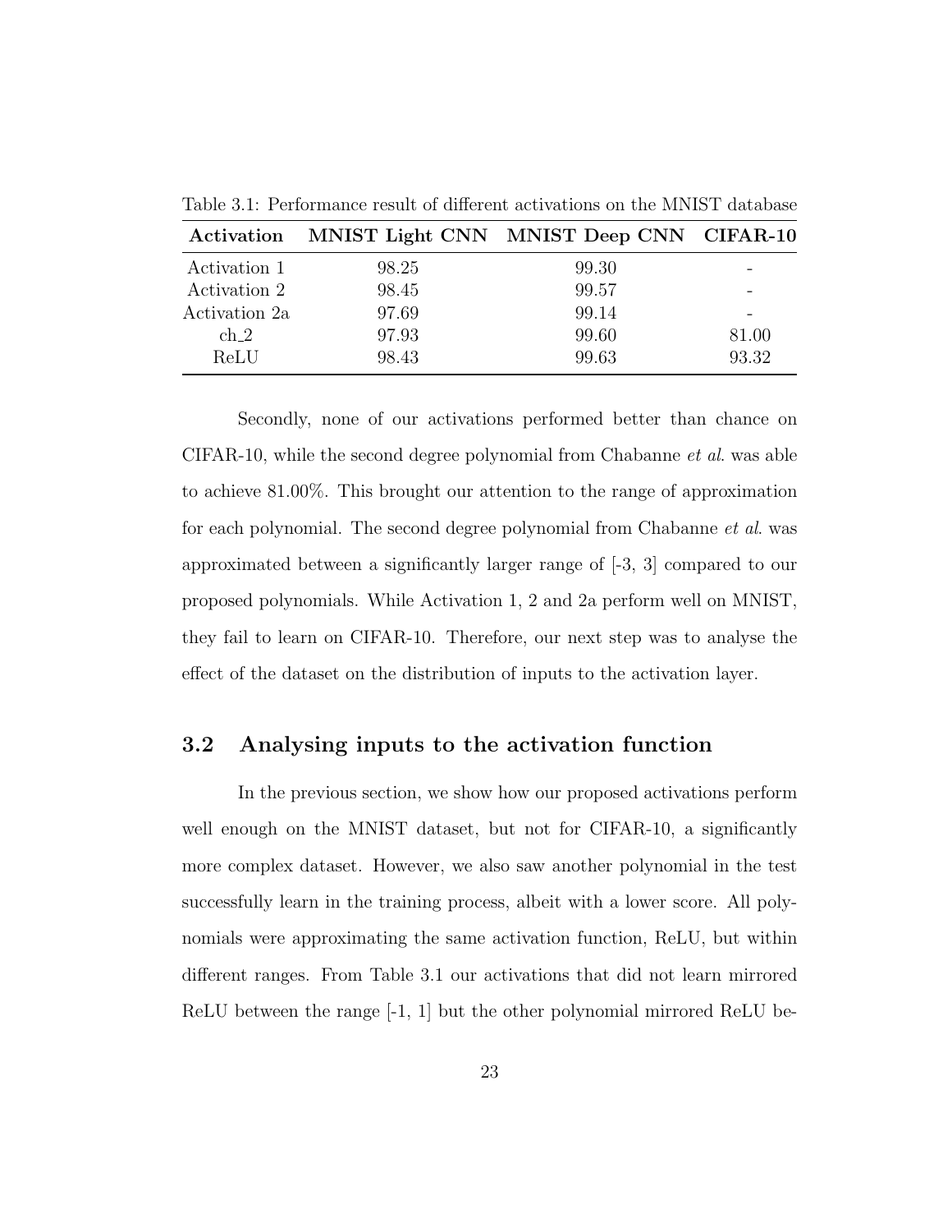Table 3.1: Performance result of different activations on the MNIST database

| Activation | MNIST Light CNN | MNIST Deep CNN | CIFAR-10 |
|---|---|---|---|
| Activation 1 | 98.25 | 99.30 | - |
| Activation 2 | 98.45 | 99.57 | - |
| Activation 2a | 97.69 | 99.14 | - |
| ch_2 | 97.93 | 99.60 | 81.00 |
| ReLU | 98.43 | 99.63 | 93.32 |

Secondly, none of our activations performed better than chance on CIFAR-10, while the second degree polynomial from Chabanne *et al*. was able to achieve 81.00%. This brought our attention to the range of approximation for each polynomial. The second degree polynomial from Chabanne *et al*. was approximated between a significantly larger range of [-3, 3] compared to our proposed polynomials. While Activation 1, 2 and 2a perform well on MNIST, they fail to learn on CIFAR-10. Therefore, our next step was to analyse the effect of the dataset on the distribution of inputs to the activation layer.

## 3.2 Analysing inputs to the activation function

In the previous section, we show how our proposed activations perform well enough on the MNIST dataset, but not for CIFAR-10, a significantly more complex dataset. However, we also saw another polynomial in the test successfully learn in the training process, albeit with a lower score. All polynomials were approximating the same activation function, ReLU, but within different ranges. From Table 3.1 our activations that did not learn mirrored ReLU between the range [-1, 1] but the other polynomial mirrored ReLU be-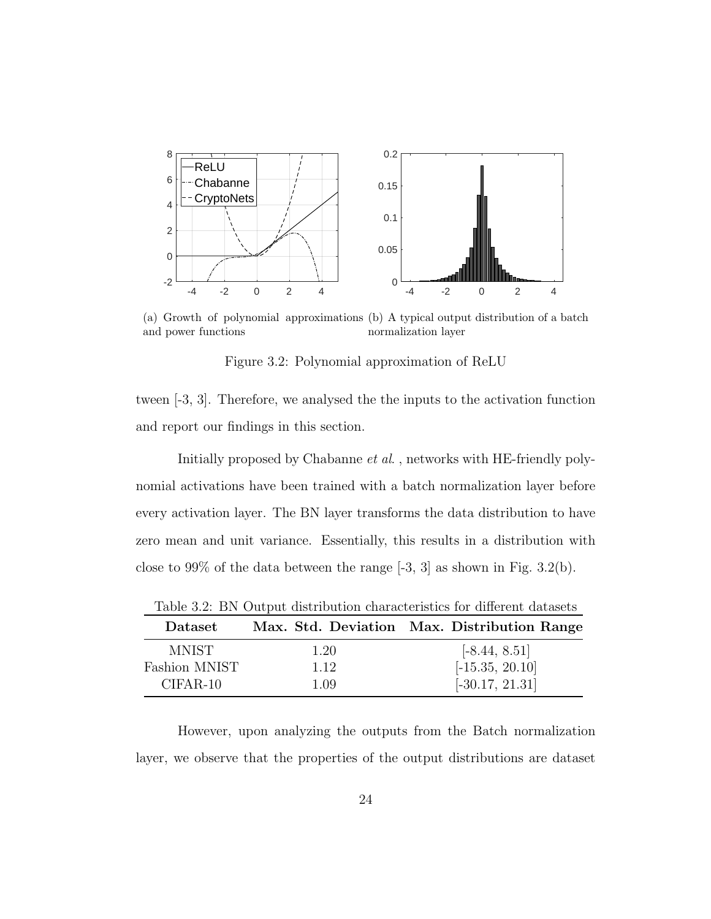(a) Growth of polynomial approximations and power functions

(b) A typical output distribution of a batch normalization layer

Figure 3.2: Polynomial approximation of ReLU

tween [-3, 3]. Therefore, we analysed the the inputs to the activation function and report our findings in this section.

Initially proposed by Chabanne *et al.* , networks with HE-friendly polynomial activations have been trained with a batch normalization layer before every activation layer. The BN layer transforms the data distribution to have zero mean and unit variance. Essentially, this results in a distribution with close to 99% of the data between the range [-3, 3] as shown in Fig. 3.2(b).

Table 3.2: BN Output distribution characteristics for different datasets

| Dataset | Max. Std. Deviation | Max. Distribution Range |
|---|---|---|
| MNIST | 1.20 | [-8.44, 8.51] |
| Fashion MNIST | 1.12 | [-15.35, 20.10] |
| CIFAR-10 | 1.09 | [-30.17, 21.31] |

However, upon analyzing the outputs from the Batch normalization layer, we observe that the properties of the output distributions are dataset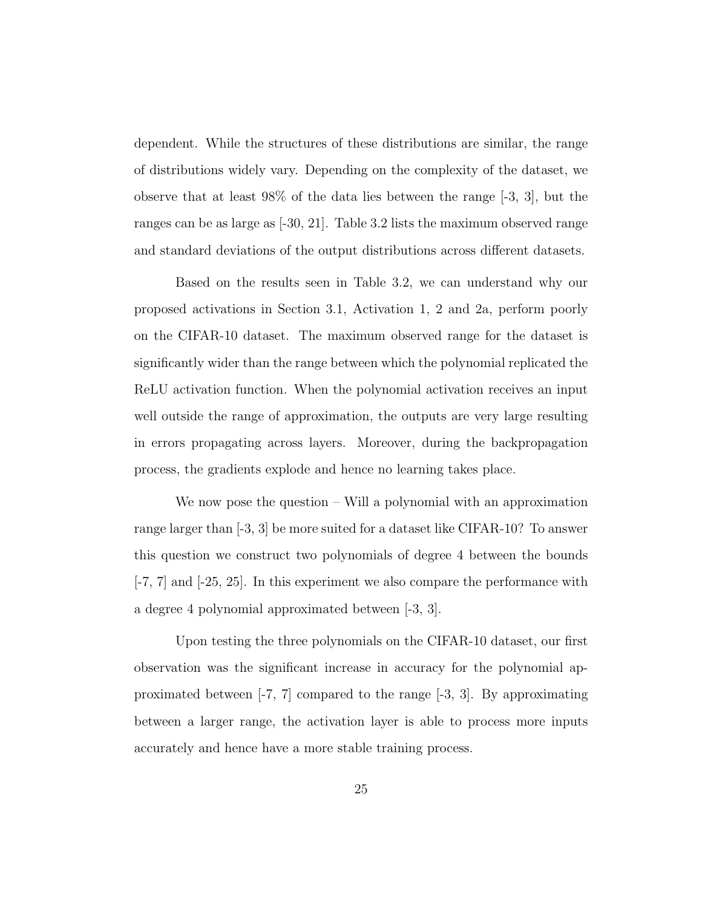dependent. While the structures of these distributions are similar, the range of distributions widely vary. Depending on the complexity of the dataset, we observe that at least 98% of the data lies between the range [-3, 3], but the ranges can be as large as [-30, 21]. Table 3.2 lists the maximum observed range and standard deviations of the output distributions across different datasets.

Based on the results seen in Table 3.2, we can understand why our proposed activations in Section 3.1, Activation 1, 2 and 2a, perform poorly on the CIFAR-10 dataset. The maximum observed range for the dataset is significantly wider than the range between which the polynomial replicated the ReLU activation function. When the polynomial activation receives an input well outside the range of approximation, the outputs are very large resulting in errors propagating across layers. Moreover, during the backpropagation process, the gradients explode and hence no learning takes place.

We now pose the question – Will a polynomial with an approximation range larger than [-3, 3] be more suited for a dataset like CIFAR-10? To answer this question we construct two polynomials of degree 4 between the bounds [-7, 7] and [-25, 25]. In this experiment we also compare the performance with a degree 4 polynomial approximated between [-3, 3].

Upon testing the three polynomials on the CIFAR-10 dataset, our first observation was the significant increase in accuracy for the polynomial approximated between [-7, 7] compared to the range [-3, 3]. By approximating between a larger range, the activation layer is able to process more inputs accurately and hence have a more stable training process.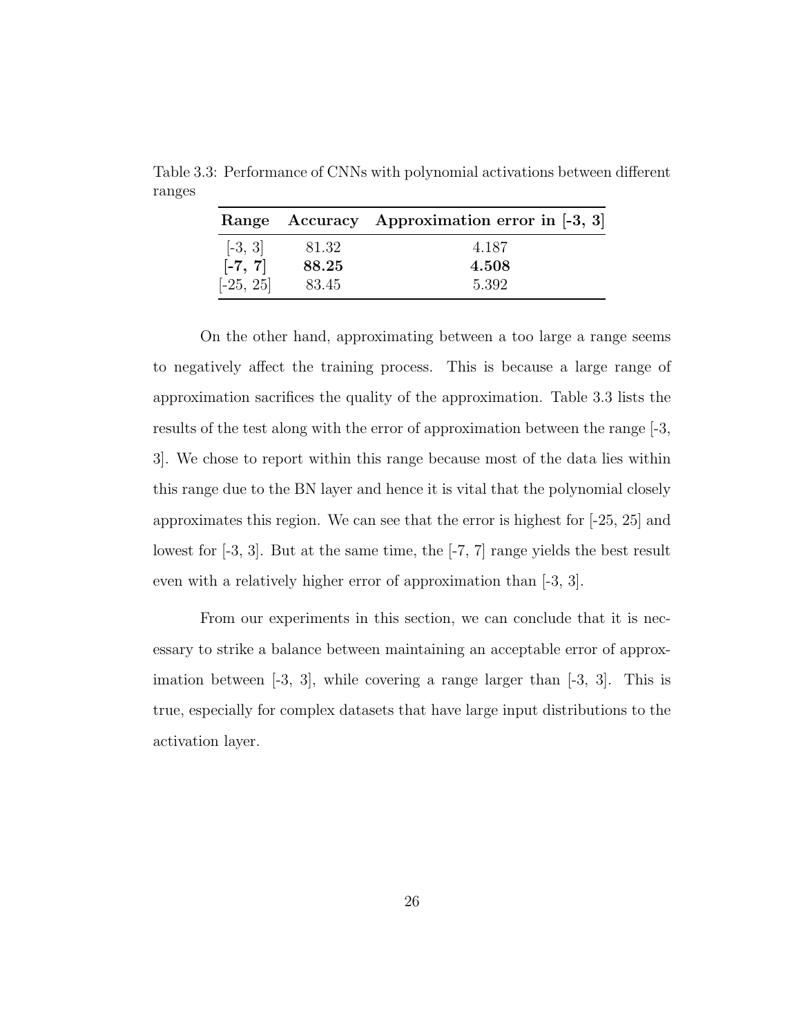Table 3.3: Performance of CNNs with polynomial activations between different ranges

| **Range** | **Accuracy** | **Approximation error in [-3, 3]** |
|---|---|---|
| [-3, 3] | 81.32 | 4.187 |
| **[-7, 7]** | **88.25** | **4.508** |
| [-25, 25] | 83.45 | 5.392 |

On the other hand, approximating between a too large a range seems to negatively affect the training process. This is because a large range of approximation sacrifices the quality of the approximation. Table 3.3 lists the results of the test along with the error of approximation between the range [-3, 3]. We chose to report within this range because most of the data lies within this range due to the BN layer and hence it is vital that the polynomial closely approximates this region. We can see that the error is highest for [-25, 25] and lowest for [-3, 3]. But at the same time, the [-7, 7] range yields the best result even with a relatively higher error of approximation than [-3, 3].

From our experiments in this section, we can conclude that it is necessary to strike a balance between maintaining an acceptable error of approximation between [-3, 3], while covering a range larger than [-3, 3]. This is true, especially for complex datasets that have large input distributions to the activation layer.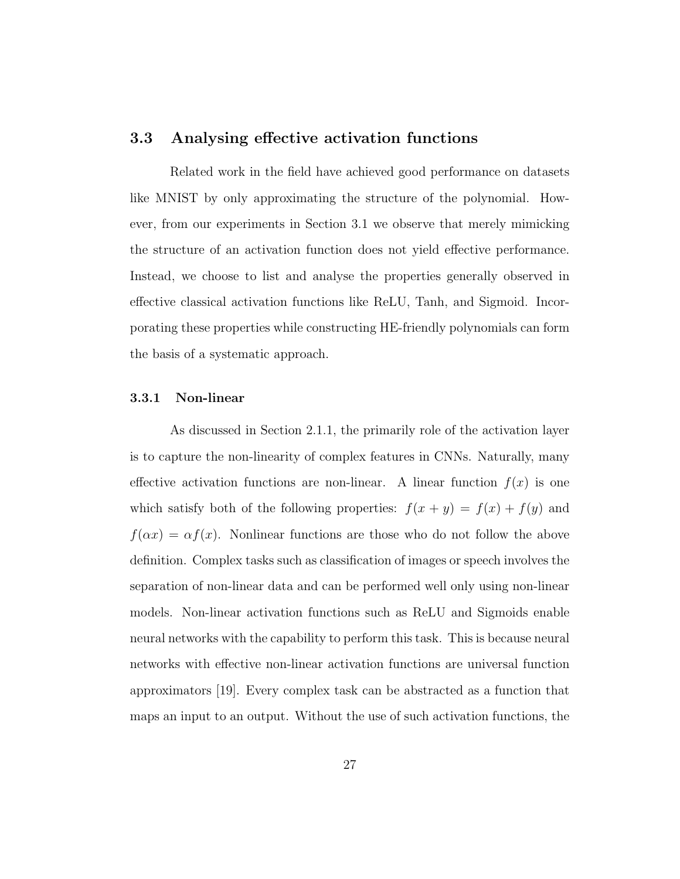## 3.3 Analysing effective activation functions

Related work in the field have achieved good performance on datasets like MNIST by only approximating the structure of the polynomial. However, from our experiments in Section 3.1 we observe that merely mimicking the structure of an activation function does not yield effective performance. Instead, we choose to list and analyse the properties generally observed in effective classical activation functions like ReLU, Tanh, and Sigmoid. Incorporating these properties while constructing HE-friendly polynomials can form the basis of a systematic approach.

### 3.3.1 Non-linear

As discussed in Section 2.1.1, the primarily role of the activation layer is to capture the non-linearity of complex features in CNNs. Naturally, many effective activation functions are non-linear. A linear function $f(x)$ is one which satisfy both of the following properties: $f(x + y) = f(x) + f(y)$ and $f(\alpha x) = \alpha f(x)$. Nonlinear functions are those who do not follow the above definition. Complex tasks such as classification of images or speech involves the separation of non-linear data and can be performed well only using non-linear models. Non-linear activation functions such as ReLU and Sigmoids enable neural networks with the capability to perform this task. This is because neural networks with effective non-linear activation functions are universal function approximators [19]. Every complex task can be abstracted as a function that maps an input to an output. Without the use of such activation functions, the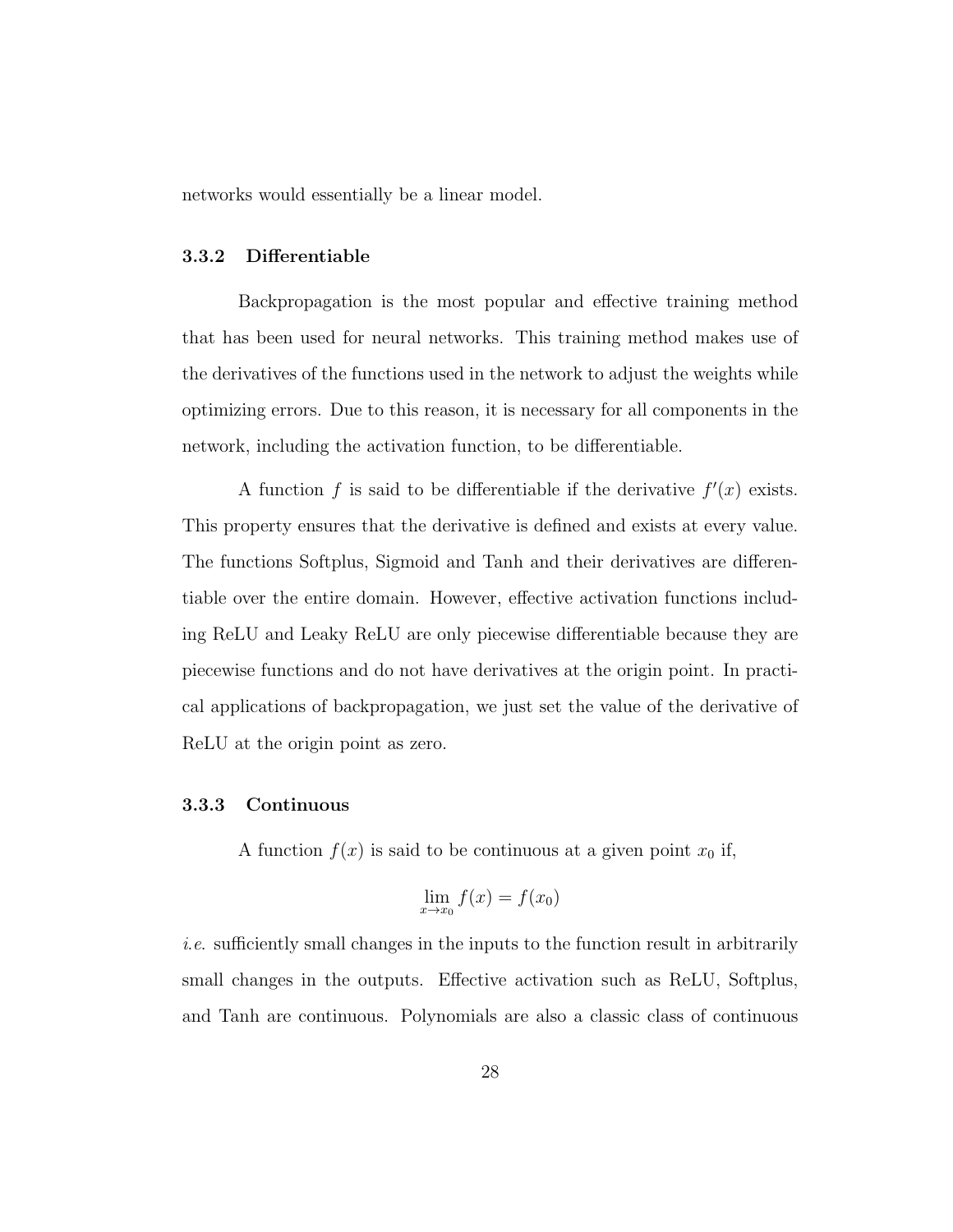networks would essentially be a linear model.

### 3.3.2 Differentiable

Backpropagation is the most popular and effective training method that has been used for neural networks. This training method makes use of the derivatives of the functions used in the network to adjust the weights while optimizing errors. Due to this reason, it is necessary for all components in the network, including the activation function, to be differentiable.

A function $f$ is said to be differentiable if the derivative $f'(x)$ exists. This property ensures that the derivative is defined and exists at every value. The functions Softplus, Sigmoid and Tanh and their derivatives are differentiable over the entire domain. However, effective activation functions including ReLU and Leaky ReLU are only piecewise differentiable because they are piecewise functions and do not have derivatives at the origin point. In practical applications of backpropagation, we just set the value of the derivative of ReLU at the origin point as zero.

### 3.3.3 Continuous

A function $f(x)$ is said to be continuous at a given point $x_0$ if,

$$\lim_{x \to x_0} f(x) = f(x_0)$$

*i.e.* sufficiently small changes in the inputs to the function result in arbitrarily small changes in the outputs. Effective activation such as ReLU, Softplus, and Tanh are continuous. Polynomials are also a classic class of continuous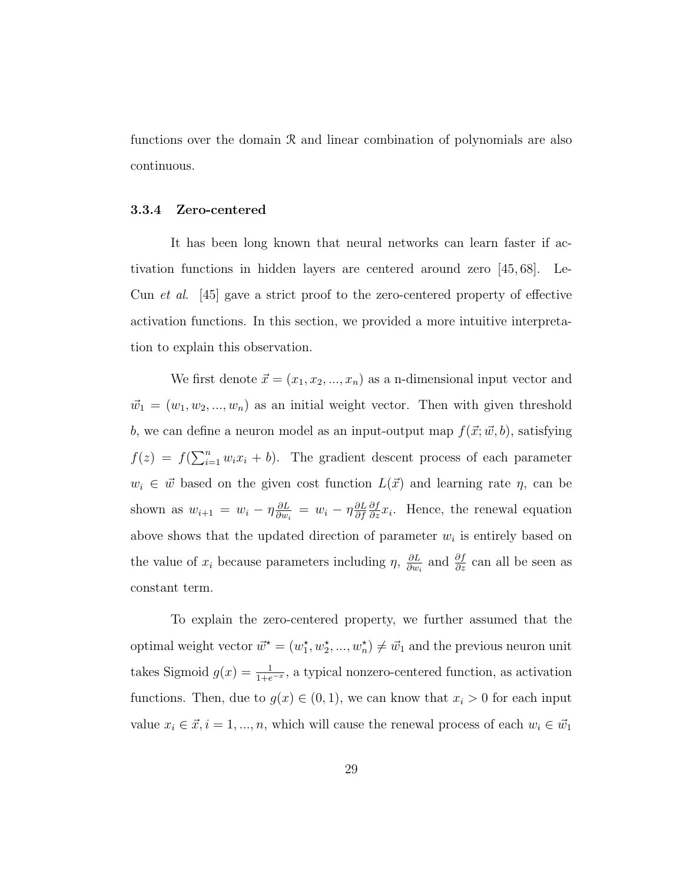functions over the domain $\mathcal{R}$ and linear combination of polynomials are also continuous.

### 3.3.4 Zero-centered

It has been long known that neural networks can learn faster if activation functions in hidden layers are centered around zero [45, 68]. LeCun *et al.* [45] gave a strict proof to the zero-centered property of effective activation functions. In this section, we provided a more intuitive interpretation to explain this observation.

We first denote $\vec{x} = (x_1, x_2, ..., x_n)$ as a n-dimensional input vector and $\vec{w}_1 = (w_1, w_2, ..., w_n)$ as an initial weight vector. Then with given threshold $b$, we can define a neuron model as an input-output map $f(\vec{x}; \vec{w}, b)$, satisfying $f(z) = f(\sum_{i=1}^{n} w_i x_i + b)$. The gradient descent process of each parameter $w_i \in \vec{w}$ based on the given cost function $L(\vec{x})$ and learning rate $\eta$, can be shown as $w_{i+1} = w_i - \eta \frac{\partial L}{\partial w_i} = w_i - \eta \frac{\partial L}{\partial f} \frac{\partial f}{\partial z} x_i$. Hence, the renewal equation above shows that the updated direction of parameter $w_i$ is entirely based on the value of $x_i$ because parameters including $\eta$, $\frac{\partial L}{\partial w_i}$ and $\frac{\partial f}{\partial z}$ can all be seen as constant term.

To explain the zero-centered property, we further assumed that the optimal weight vector $\vec{w}^{\star} = (w_1^{\star}, w_2^{\star}, ..., w_n^{\star}) \neq \vec{w}_1$ and the previous neuron unit takes Sigmoid $g(x) = \frac{1}{1+e^{-x}}$, a typical nonzero-centered function, as activation functions. Then, due to $g(x) \in (0, 1)$, we can know that $x_i > 0$ for each input value $x_i \in \vec{x}, i = 1, ..., n$, which will cause the renewal process of each $w_i \in \vec{w}_1$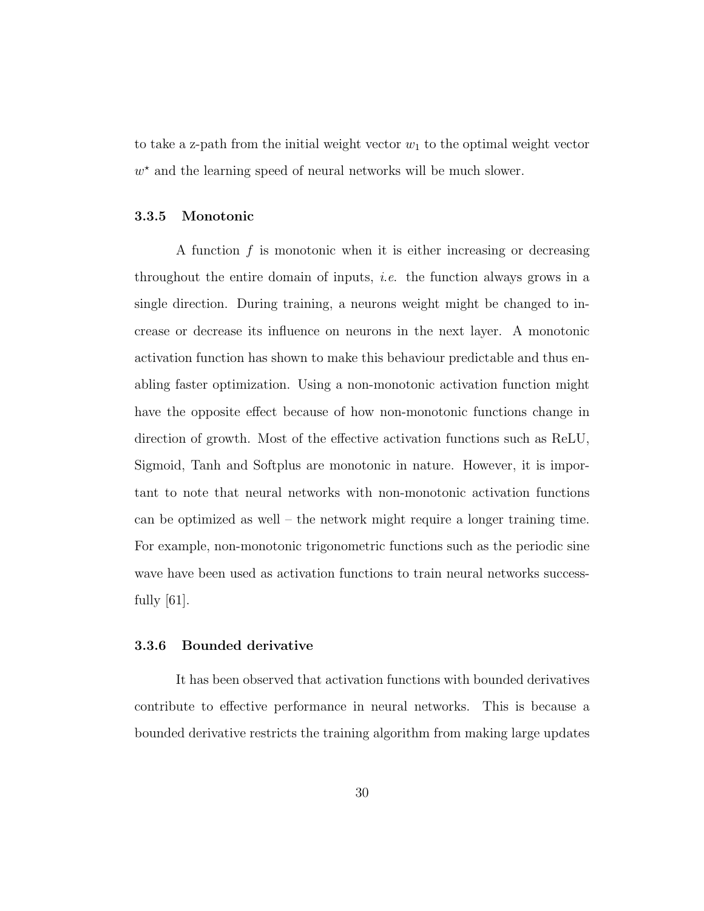to take a z-path from the initial weight vector $w_1$ to the optimal weight vector $w^\star$ and the learning speed of neural networks will be much slower.

### 3.3.5 Monotonic

A function $f$ is monotonic when it is either increasing or decreasing throughout the entire domain of inputs, *i.e.* the function always grows in a single direction. During training, a neurons weight might be changed to increase or decrease its influence on neurons in the next layer. A monotonic activation function has shown to make this behaviour predictable and thus enabling faster optimization. Using a non-monotonic activation function might have the opposite effect because of how non-monotonic functions change in direction of growth. Most of the effective activation functions such as ReLU, Sigmoid, Tanh and Softplus are monotonic in nature. However, it is important to note that neural networks with non-monotonic activation functions can be optimized as well – the network might require a longer training time. For example, non-monotonic trigonometric functions such as the periodic sine wave have been used as activation functions to train neural networks successfully [61].

### 3.3.6 Bounded derivative

It has been observed that activation functions with bounded derivatives contribute to effective performance in neural networks. This is because a bounded derivative restricts the training algorithm from making large updates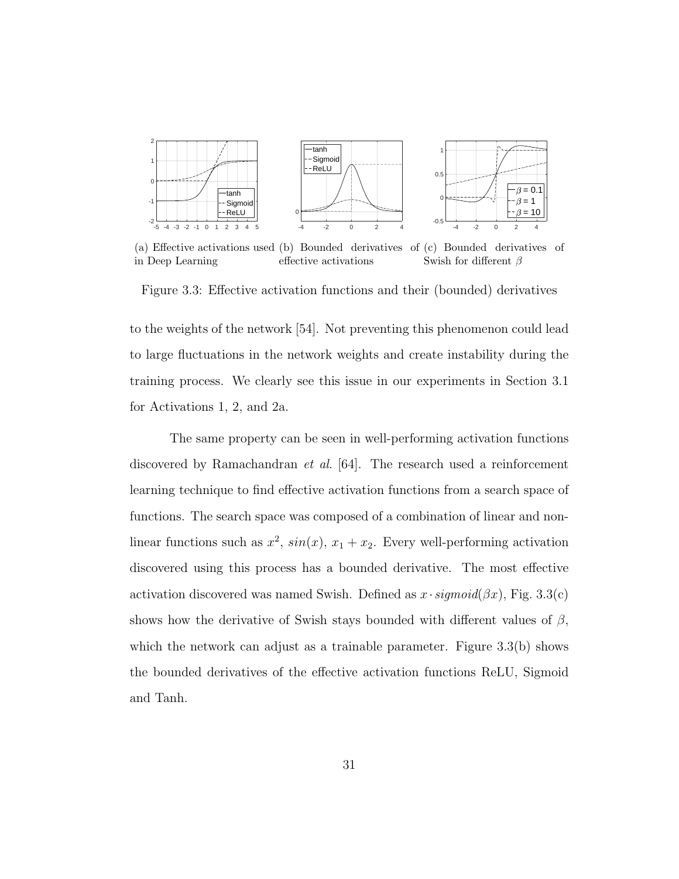(a) Effective activations used in Deep Learning (b) Bounded derivatives of effective activations (c) Bounded derivatives of Swish for different $\beta$

Figure 3.3: Effective activation functions and their (bounded) derivatives

to the weights of the network [54]. Not preventing this phenomenon could lead to large fluctuations in the network weights and create instability during the training process. We clearly see this issue in our experiments in Section 3.1 for Activations 1, 2, and 2a.

The same property can be seen in well-performing activation functions discovered by Ramachandran *et al*. [64]. The research used a reinforcement learning technique to find effective activation functions from a search space of functions. The search space was composed of a combination of linear and non-linear functions such as $x^2$, $sin(x)$, $x_1 + x_2$. Every well-performing activation discovered using this process has a bounded derivative. The most effective activation discovered was named Swish. Defined as $x \cdot sigmoid(\beta x)$, Fig. 3.3(c) shows how the derivative of Swish stays bounded with different values of $\beta$, which the network can adjust as a trainable parameter. Figure 3.3(b) shows the bounded derivatives of the effective activation functions ReLU, Sigmoid and Tanh.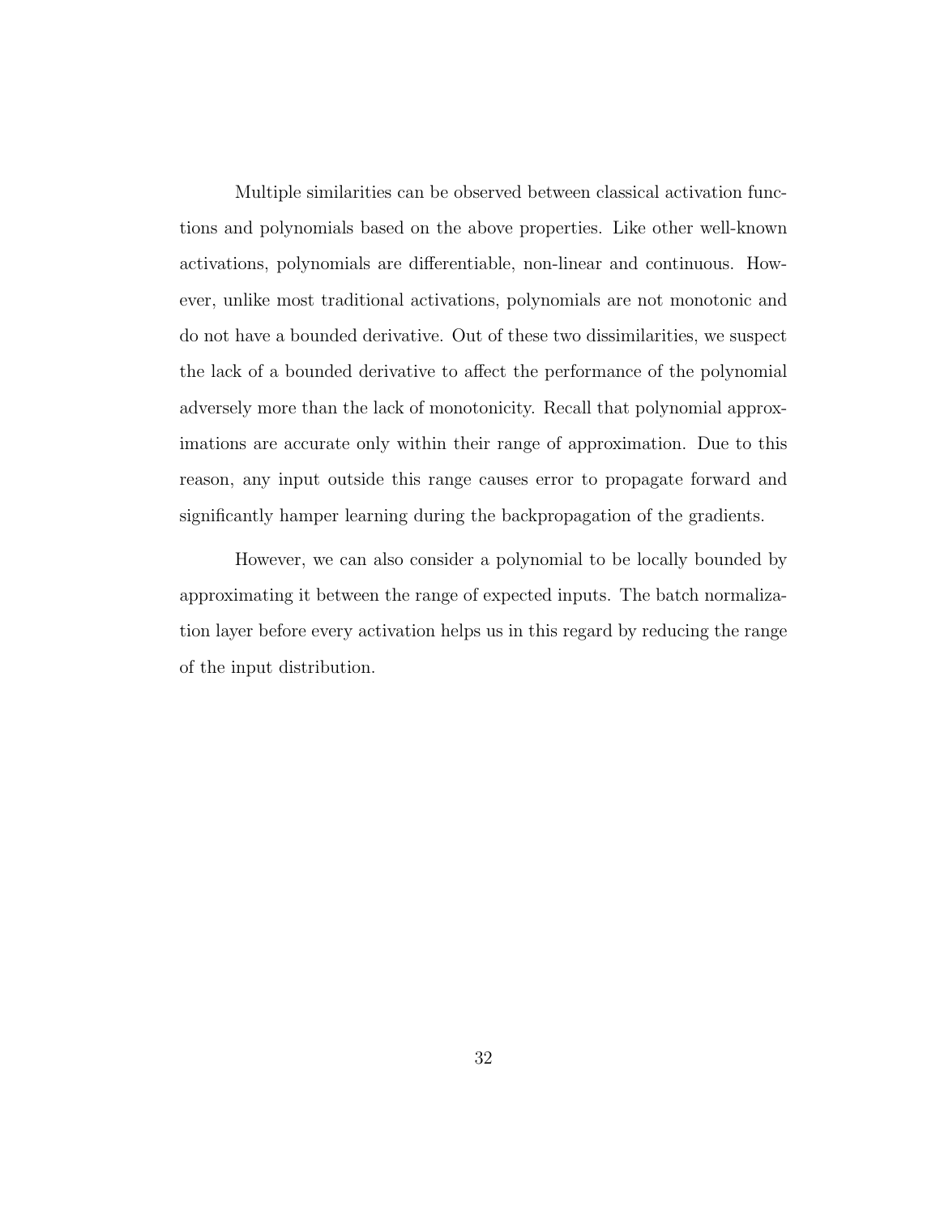Multiple similarities can be observed between classical activation functions and polynomials based on the above properties. Like other well-known activations, polynomials are differentiable, non-linear and continuous. However, unlike most traditional activations, polynomials are not monotonic and do not have a bounded derivative. Out of these two dissimilarities, we suspect the lack of a bounded derivative to affect the performance of the polynomial adversely more than the lack of monotonicity. Recall that polynomial approximations are accurate only within their range of approximation. Due to this reason, any input outside this range causes error to propagate forward and significantly hamper learning during the backpropagation of the gradients.

However, we can also consider a polynomial to be locally bounded by approximating it between the range of expected inputs. The batch normalization layer before every activation helps us in this regard by reducing the range of the input distribution.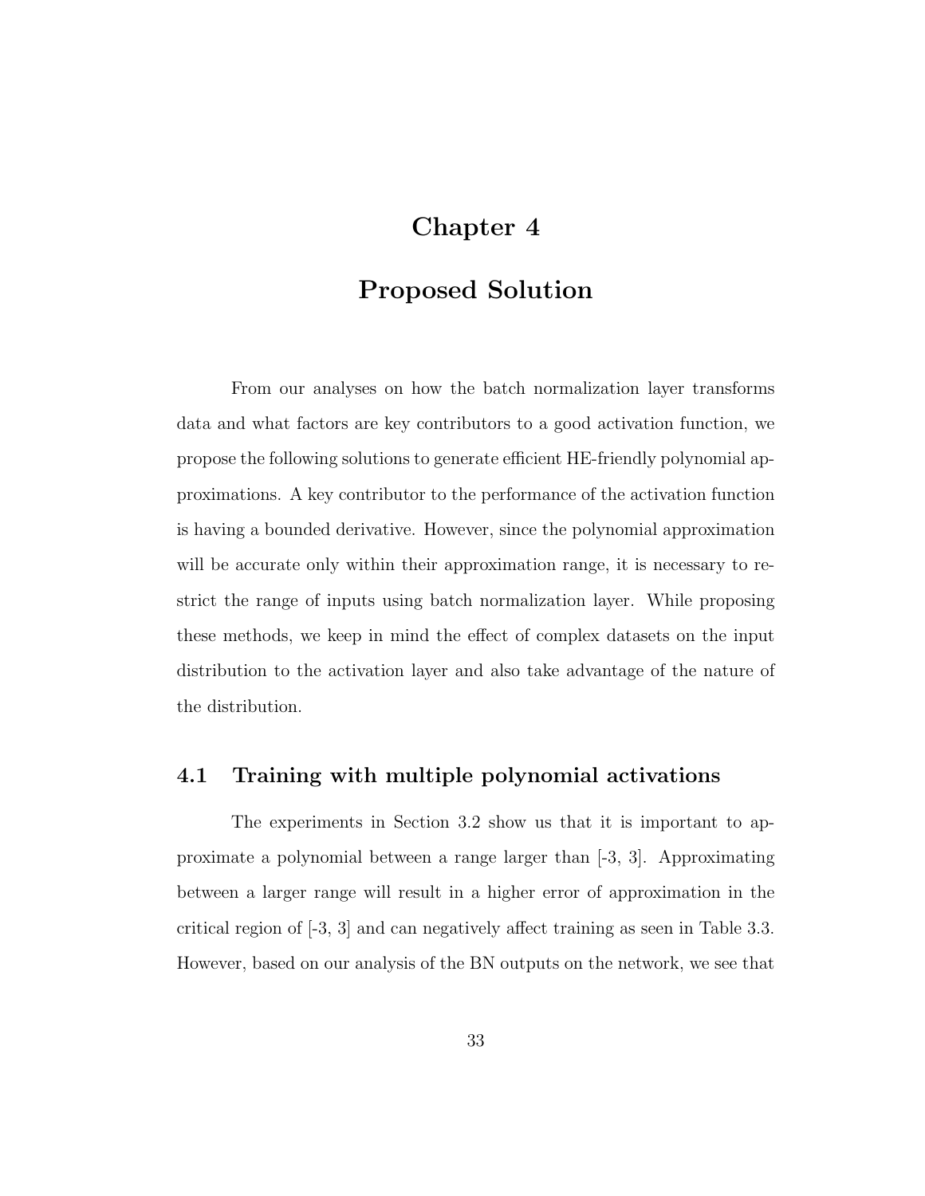# Chapter 4

# Proposed Solution

From our analyses on how the batch normalization layer transforms data and what factors are key contributors to a good activation function, we propose the following solutions to generate efficient HE-friendly polynomial approximations. A key contributor to the performance of the activation function is having a bounded derivative. However, since the polynomial approximation will be accurate only within their approximation range, it is necessary to restrict the range of inputs using batch normalization layer. While proposing these methods, we keep in mind the effect of complex datasets on the input distribution to the activation layer and also take advantage of the nature of the distribution.

## 4.1 Training with multiple polynomial activations

The experiments in Section 3.2 show us that it is important to approximate a polynomial between a range larger than [-3, 3]. Approximating between a larger range will result in a higher error of approximation in the critical region of [-3, 3] and can negatively affect training as seen in Table 3.3. However, based on our analysis of the BN outputs on the network, we see that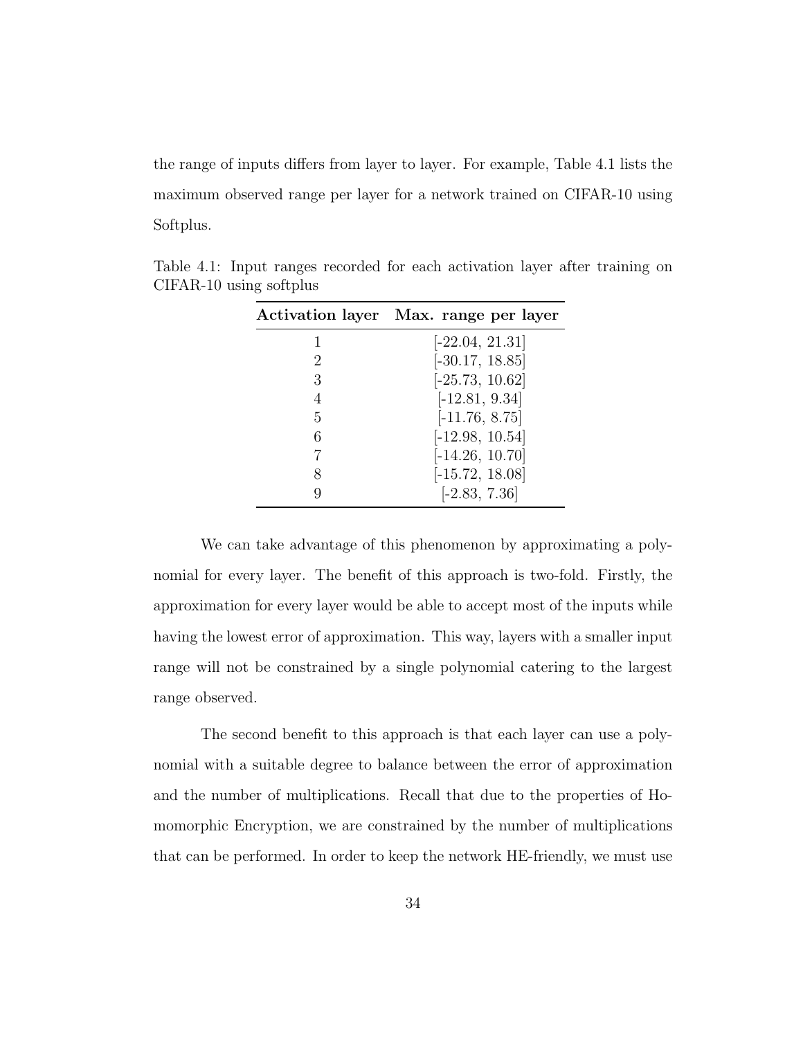the range of inputs differs from layer to layer. For example, Table 4.1 lists the maximum observed range per layer for a network trained on CIFAR-10 using Softplus.

Table 4.1: Input ranges recorded for each activation layer after training on CIFAR-10 using softplus

| **Activation layer** | **Max. range per layer** |
|---|---|
| 1 | [-22.04, 21.31] |
| 2 | [-30.17, 18.85] |
| 3 | [-25.73, 10.62] |
| 4 | [-12.81, 9.34] |
| 5 | [-11.76, 8.75] |
| 6 | [-12.98, 10.54] |
| 7 | [-14.26, 10.70] |
| 8 | [-15.72, 18.08] |
| 9 | [-2.83, 7.36] |

We can take advantage of this phenomenon by approximating a polynomial for every layer. The benefit of this approach is two-fold. Firstly, the approximation for every layer would be able to accept most of the inputs while having the lowest error of approximation. This way, layers with a smaller input range will not be constrained by a single polynomial catering to the largest range observed.

The second benefit to this approach is that each layer can use a polynomial with a suitable degree to balance between the error of approximation and the number of multiplications. Recall that due to the properties of Homomorphic Encryption, we are constrained by the number of multiplications that can be performed. In order to keep the network HE-friendly, we must use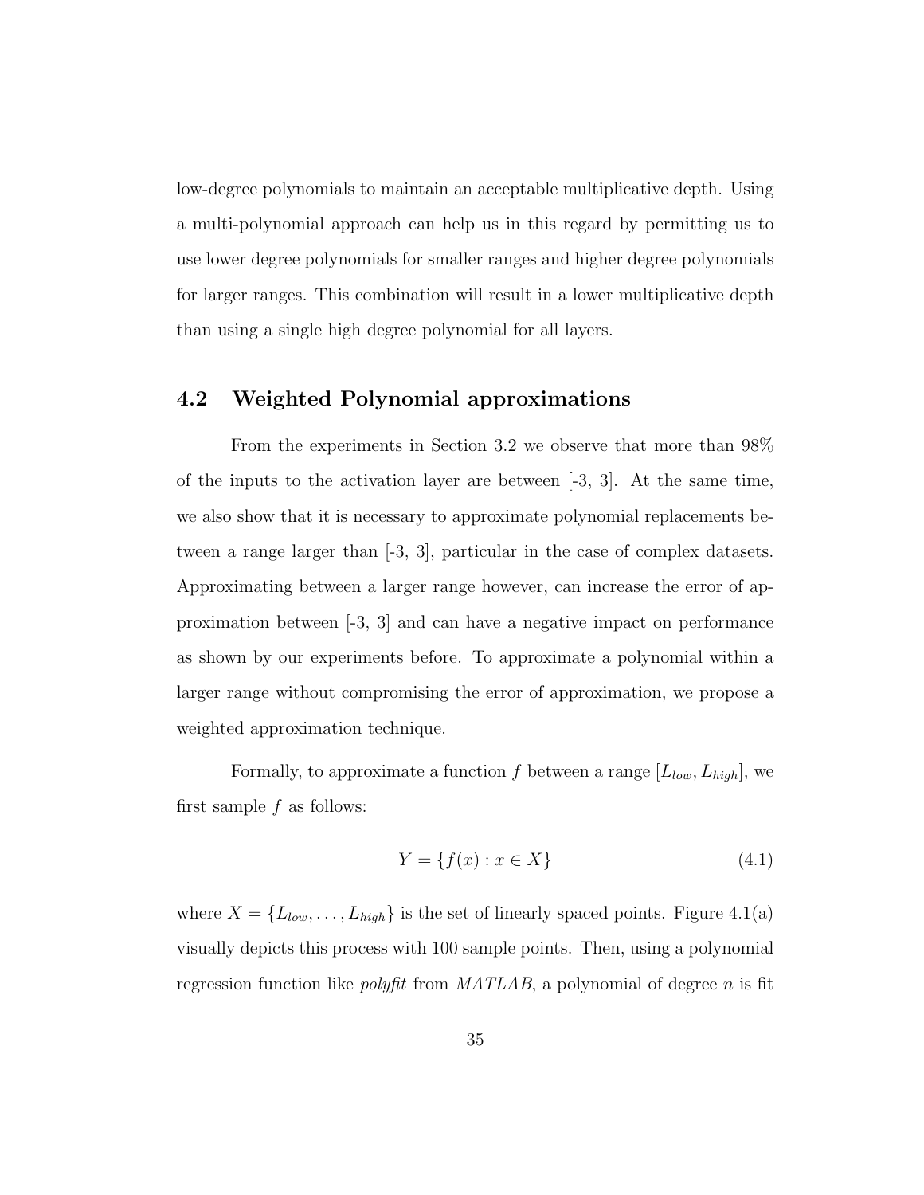low-degree polynomials to maintain an acceptable multiplicative depth. Using a multi-polynomial approach can help us in this regard by permitting us to use lower degree polynomials for smaller ranges and higher degree polynomials for larger ranges. This combination will result in a lower multiplicative depth than using a single high degree polynomial for all layers.

## 4.2 Weighted Polynomial approximations

From the experiments in Section 3.2 we observe that more than 98% of the inputs to the activation layer are between [-3, 3]. At the same time, we also show that it is necessary to approximate polynomial replacements between a range larger than [-3, 3], particular in the case of complex datasets. Approximating between a larger range however, can increase the error of approximation between [-3, 3] and can have a negative impact on performance as shown by our experiments before. To approximate a polynomial within a larger range without compromising the error of approximation, we propose a weighted approximation technique.

Formally, to approximate a function $f$ between a range $[L_{low}, L_{high}]$, we first sample $f$ as follows:

$$Y = \{f(x) : x \in X\} \tag{4.1}$$

where $X = \{L_{low}, \ldots, L_{high}\}$ is the set of linearly spaced points. Figure 4.1(a) visually depicts this process with 100 sample points. Then, using a polynomial regression function like *polyfit* from *MATLAB*, a polynomial of degree $n$ is fit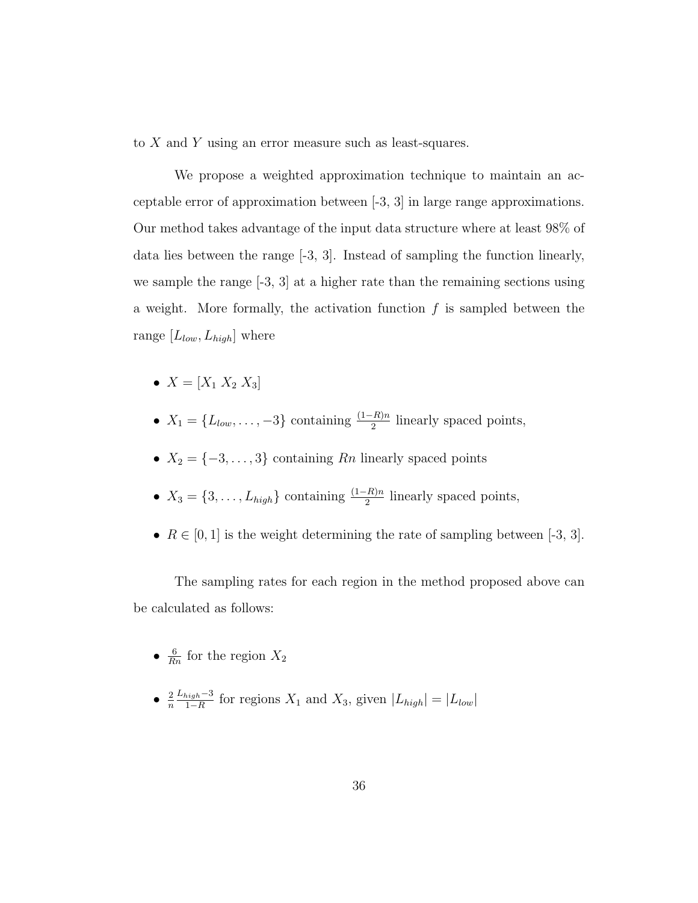to $X$ and $Y$ using an error measure such as least-squares.

We propose a weighted approximation technique to maintain an acceptable error of approximation between [-3, 3] in large range approximations. Our method takes advantage of the input data structure where at least 98% of data lies between the range [-3, 3]. Instead of sampling the function linearly, we sample the range [-3, 3] at a higher rate than the remaining sections using a weight. More formally, the activation function $f$ is sampled between the range $[L_{low}, L_{high}]$ where

- $X = [X_1 \; X_2 \; X_3]$
- $X_1 = \{L_{low}, \ldots, -3\}$ containing $\frac{(1-R)n}{2}$ linearly spaced points,
- $X_2 = \{-3, \ldots, 3\}$ containing $Rn$ linearly spaced points
- $X_3 = \{3, \ldots, L_{high}\}$ containing $\frac{(1-R)n}{2}$ linearly spaced points,
- $R \in [0, 1]$ is the weight determining the rate of sampling between [-3, 3].

The sampling rates for each region in the method proposed above can be calculated as follows:

- $\frac{6}{Rn}$ for the region $X_2$
- $\frac{2}{n} \frac{L_{high}-3}{1-R}$ for regions $X_1$ and $X_3$, given $|L_{high}| = |L_{low}|$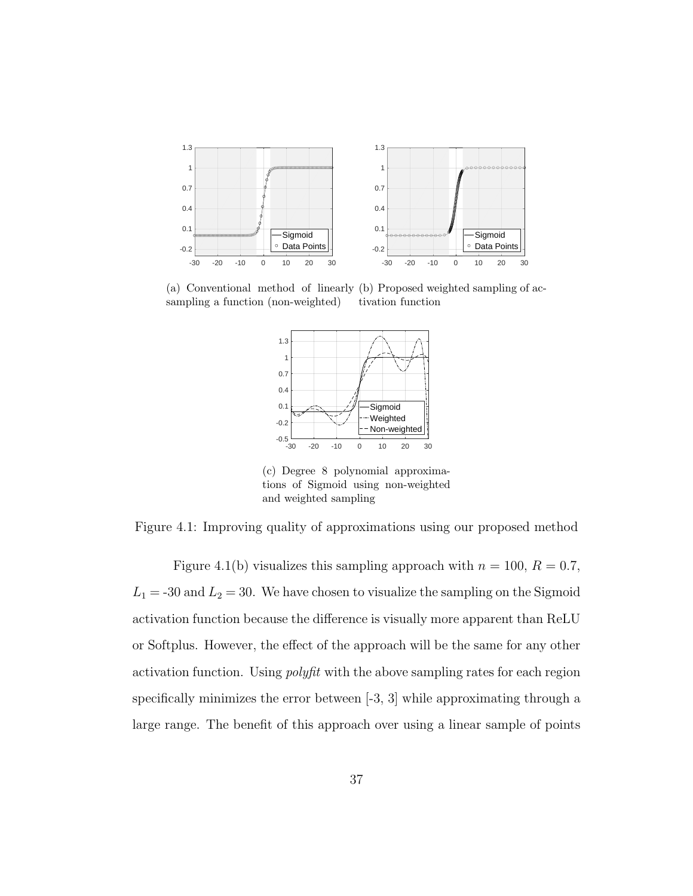(a) Conventional method of linearly sampling a function (non-weighted)

(b) Proposed weighted sampling of activation function

(c) Degree 8 polynomial approximations of Sigmoid using non-weighted and weighted sampling

Figure 4.1: Improving quality of approximations using our proposed method

Figure 4.1(b) visualizes this sampling approach with $n = 100$, $R = 0.7$, $L_1 =$ -30 and $L_2 = 30$. We have chosen to visualize the sampling on the Sigmoid activation function because the difference is visually more apparent than ReLU or Softplus. However, the effect of the approach will be the same for any other activation function. Using *polyfit* with the above sampling rates for each region specifically minimizes the error between [-3, 3] while approximating through a large range. The benefit of this approach over using a linear sample of points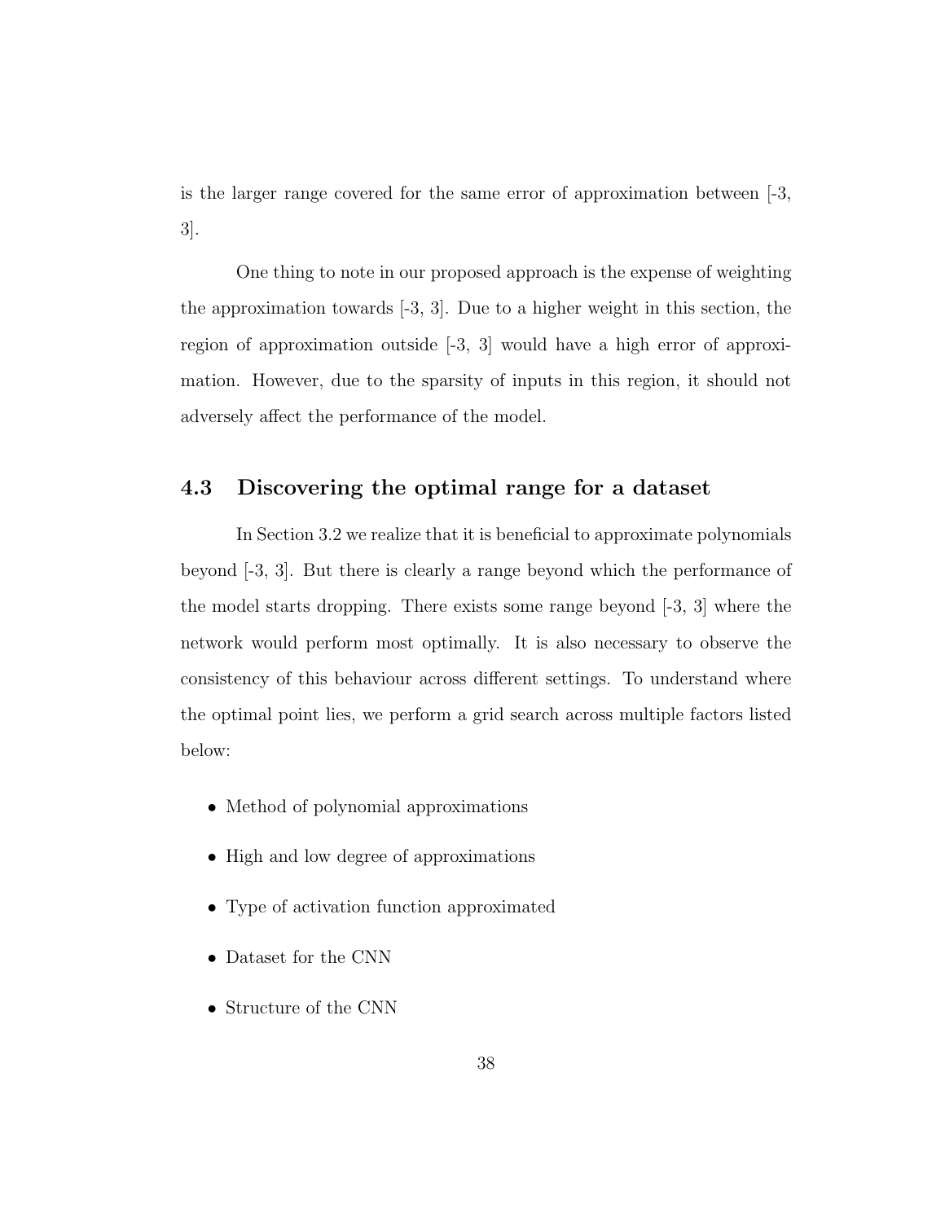is the larger range covered for the same error of approximation between [-3, 3].

One thing to note in our proposed approach is the expense of weighting the approximation towards [-3, 3]. Due to a higher weight in this section, the region of approximation outside [-3, 3] would have a high error of approximation. However, due to the sparsity of inputs in this region, it should not adversely affect the performance of the model.

## 4.3 Discovering the optimal range for a dataset

In Section 3.2 we realize that it is beneficial to approximate polynomials beyond [-3, 3]. But there is clearly a range beyond which the performance of the model starts dropping. There exists some range beyond [-3, 3] where the network would perform most optimally. It is also necessary to observe the consistency of this behaviour across different settings. To understand where the optimal point lies, we perform a grid search across multiple factors listed below:

- Method of polynomial approximations
- High and low degree of approximations
- Type of activation function approximated
- Dataset for the CNN
- Structure of the CNN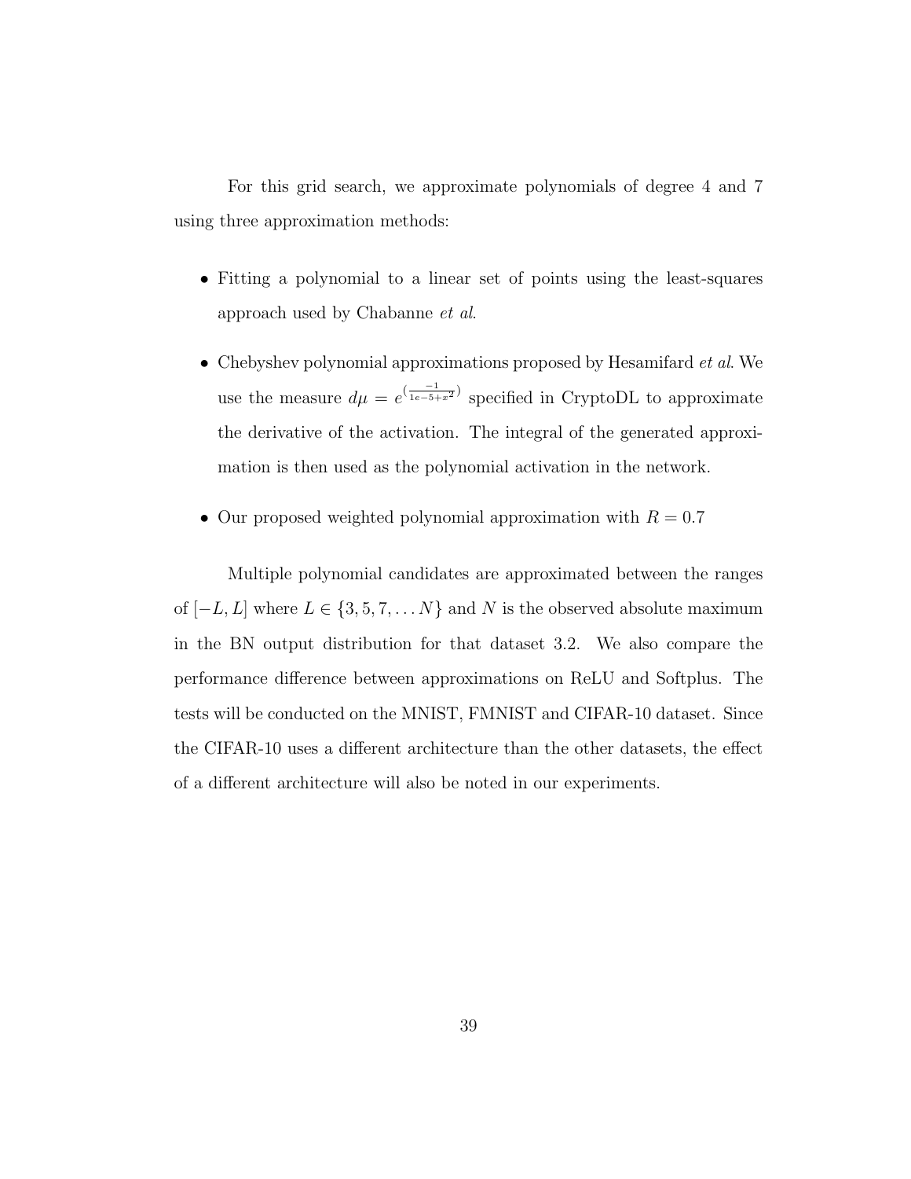For this grid search, we approximate polynomials of degree 4 and 7 using three approximation methods:

- Fitting a polynomial to a linear set of points using the least-squares approach used by Chabanne *et al*.
- Chebyshev polynomial approximations proposed by Hesamifard *et al*. We use the measure $d\mu = e^{(\frac{-1}{1e-5+x^2})}$ specified in CryptoDL to approximate the derivative of the activation. The integral of the generated approximation is then used as the polynomial activation in the network.
- Our proposed weighted polynomial approximation with $R = 0.7$

Multiple polynomial candidates are approximated between the ranges of $[-L, L]$ where $L \in \{3, 5, 7, \ldots N\}$ and $N$ is the observed absolute maximum in the BN output distribution for that dataset 3.2. We also compare the performance difference between approximations on ReLU and Softplus. The tests will be conducted on the MNIST, FMNIST and CIFAR-10 dataset. Since the CIFAR-10 uses a different architecture than the other datasets, the effect of a different architecture will also be noted in our experiments.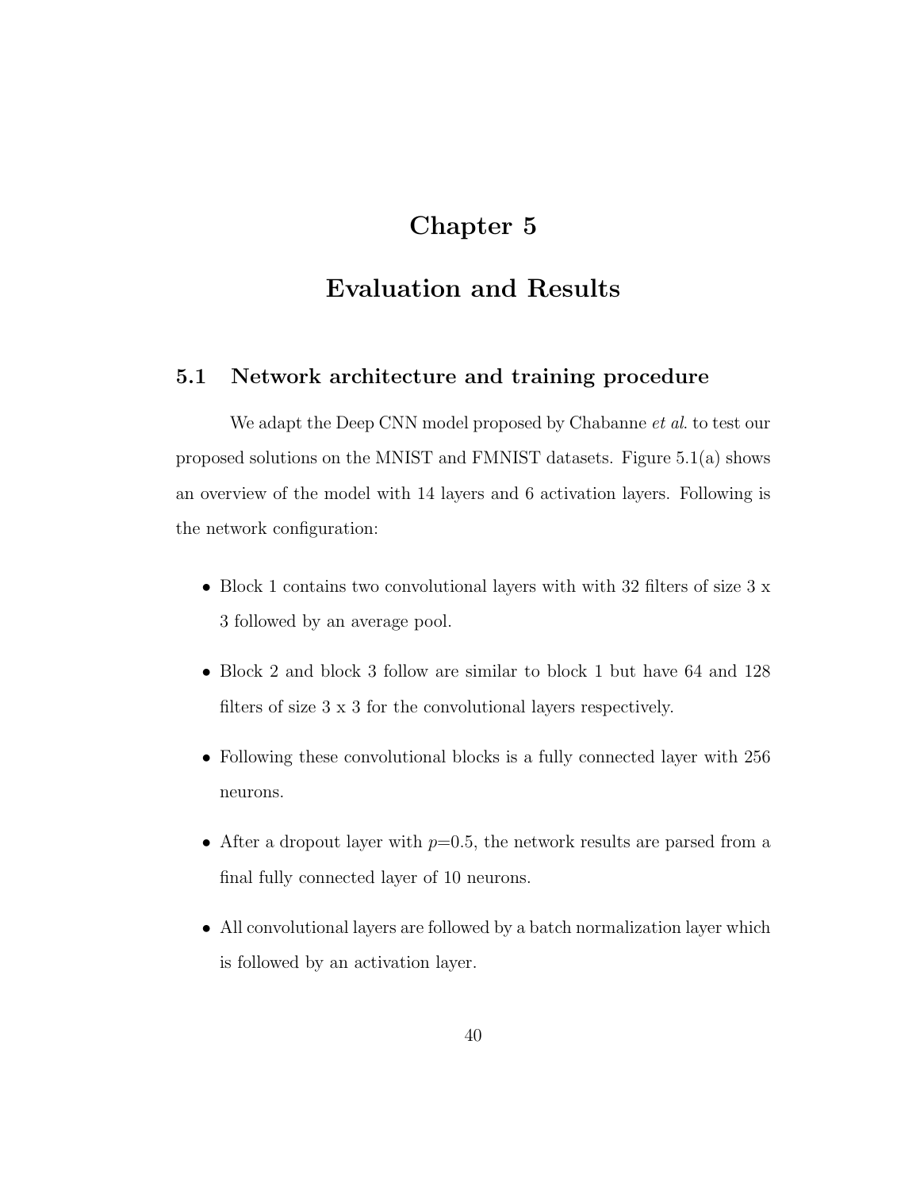# Chapter 5

# Evaluation and Results

## 5.1 Network architecture and training procedure

We adapt the Deep CNN model proposed by Chabanne *et al.* to test our proposed solutions on the MNIST and FMNIST datasets. Figure 5.1(a) shows an overview of the model with 14 layers and 6 activation layers. Following is the network configuration:

- Block 1 contains two convolutional layers with with 32 filters of size 3 x 3 followed by an average pool.
- Block 2 and block 3 follow are similar to block 1 but have 64 and 128 filters of size 3 x 3 for the convolutional layers respectively.
- Following these convolutional blocks is a fully connected layer with 256 neurons.
- After a dropout layer with $p$=0.5, the network results are parsed from a final fully connected layer of 10 neurons.
- All convolutional layers are followed by a batch normalization layer which is followed by an activation layer.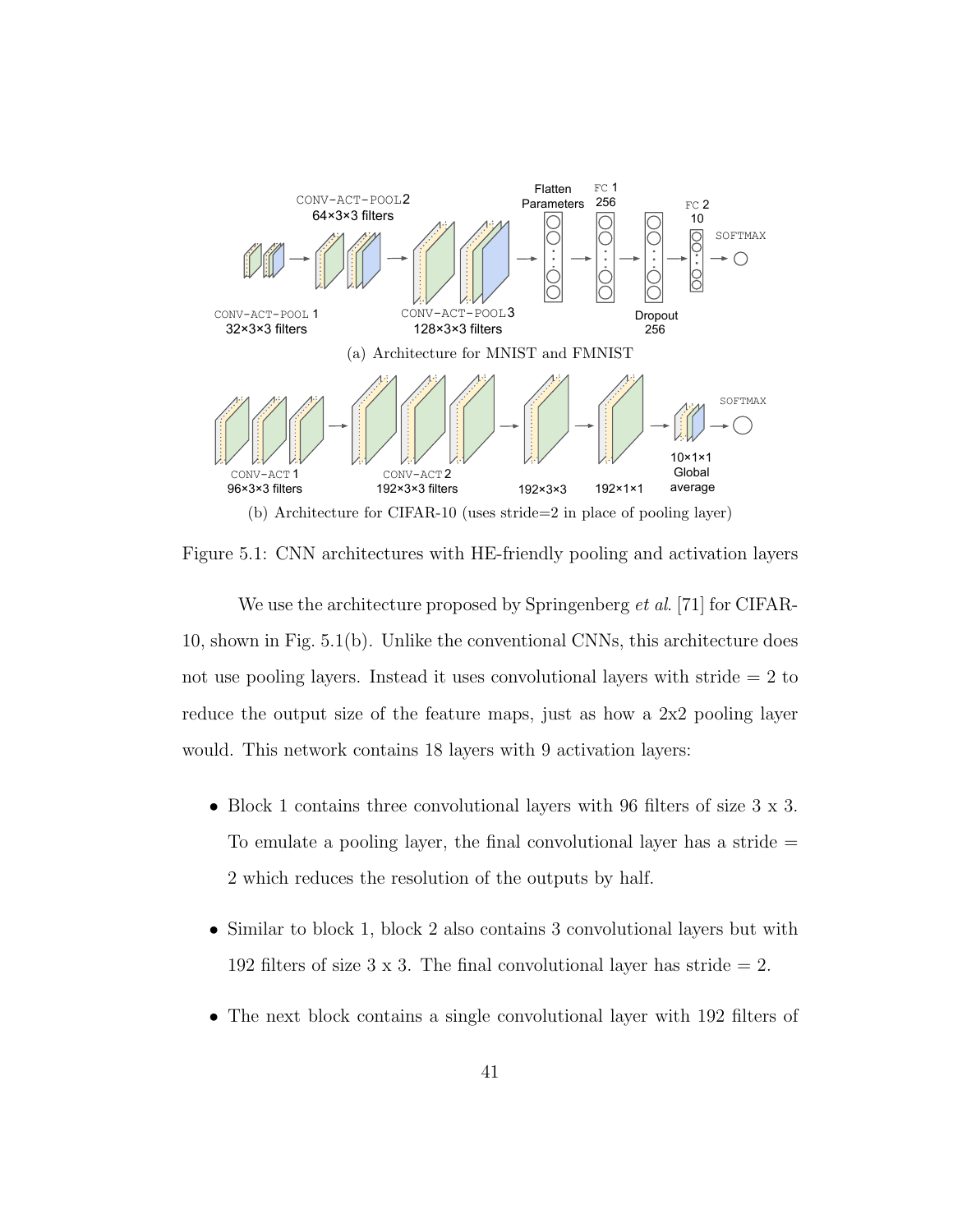(a) Architecture for MNIST and FMNIST

(b) Architecture for CIFAR-10 (uses stride=2 in place of pooling layer)

Figure 5.1: CNN architectures with HE-friendly pooling and activation layers

We use the architecture proposed by Springenberg *et al*. [71] for CIFAR-10, shown in Fig. 5.1(b). Unlike the conventional CNNs, this architecture does not use pooling layers. Instead it uses convolutional layers with stride = 2 to reduce the output size of the feature maps, just as how a 2x2 pooling layer would. This network contains 18 layers with 9 activation layers:

- Block 1 contains three convolutional layers with 96 filters of size 3 x 3. To emulate a pooling layer, the final convolutional layer has a stride = 2 which reduces the resolution of the outputs by half.
- Similar to block 1, block 2 also contains 3 convolutional layers but with 192 filters of size 3 x 3. The final convolutional layer has stride = 2.
- The next block contains a single convolutional layer with 192 filters of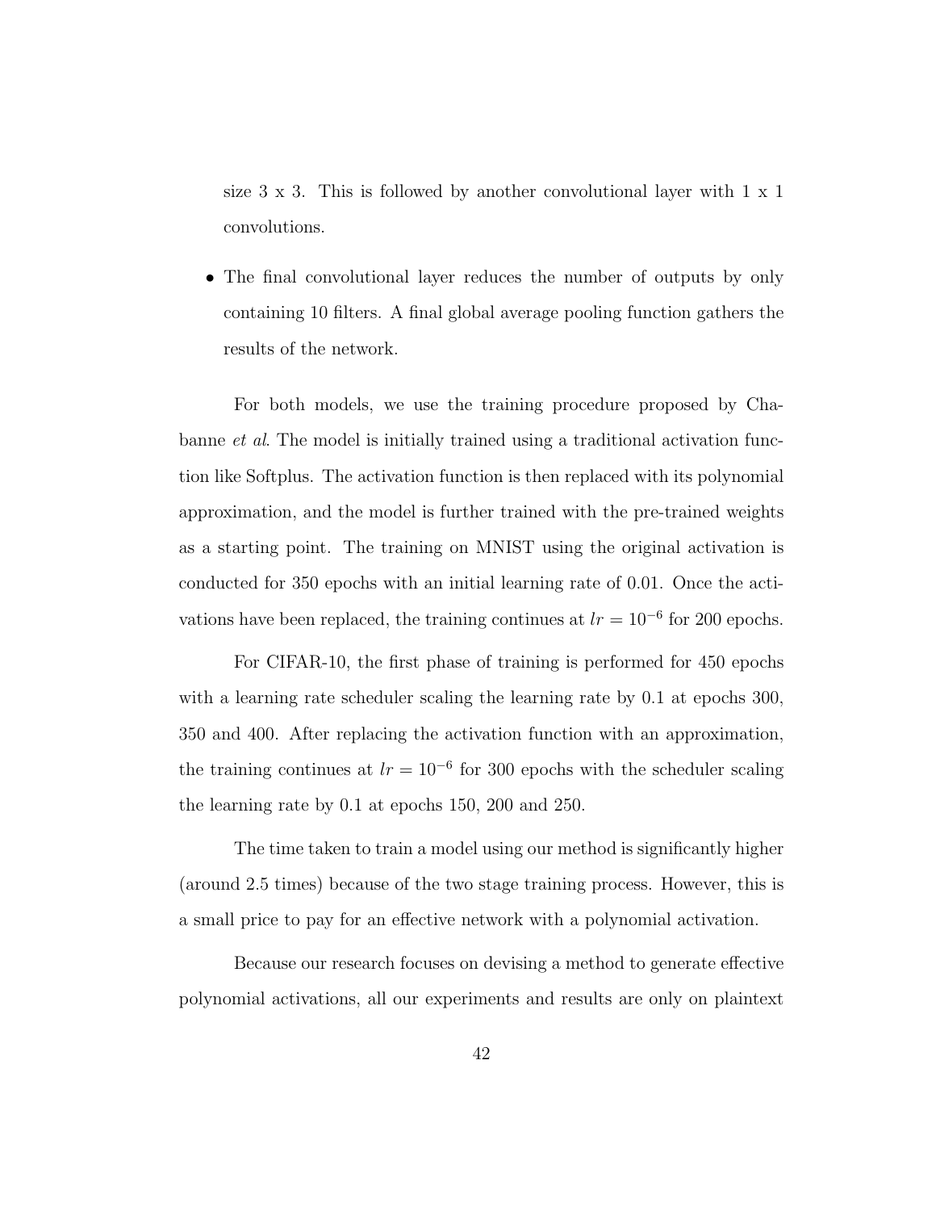size 3 x 3. This is followed by another convolutional layer with 1 x 1 convolutions.

- The final convolutional layer reduces the number of outputs by only containing 10 filters. A final global average pooling function gathers the results of the network.

For both models, we use the training procedure proposed by Chabanne *et al*. The model is initially trained using a traditional activation function like Softplus. The activation function is then replaced with its polynomial approximation, and the model is further trained with the pre-trained weights as a starting point. The training on MNIST using the original activation is conducted for 350 epochs with an initial learning rate of 0.01. Once the activations have been replaced, the training continues at $lr = 10^{-6}$ for 200 epochs.

For CIFAR-10, the first phase of training is performed for 450 epochs with a learning rate scheduler scaling the learning rate by 0.1 at epochs 300, 350 and 400. After replacing the activation function with an approximation, the training continues at $lr = 10^{-6}$ for 300 epochs with the scheduler scaling the learning rate by 0.1 at epochs 150, 200 and 250.

The time taken to train a model using our method is significantly higher (around 2.5 times) because of the two stage training process. However, this is a small price to pay for an effective network with a polynomial activation.

Because our research focuses on devising a method to generate effective polynomial activations, all our experiments and results are only on plaintext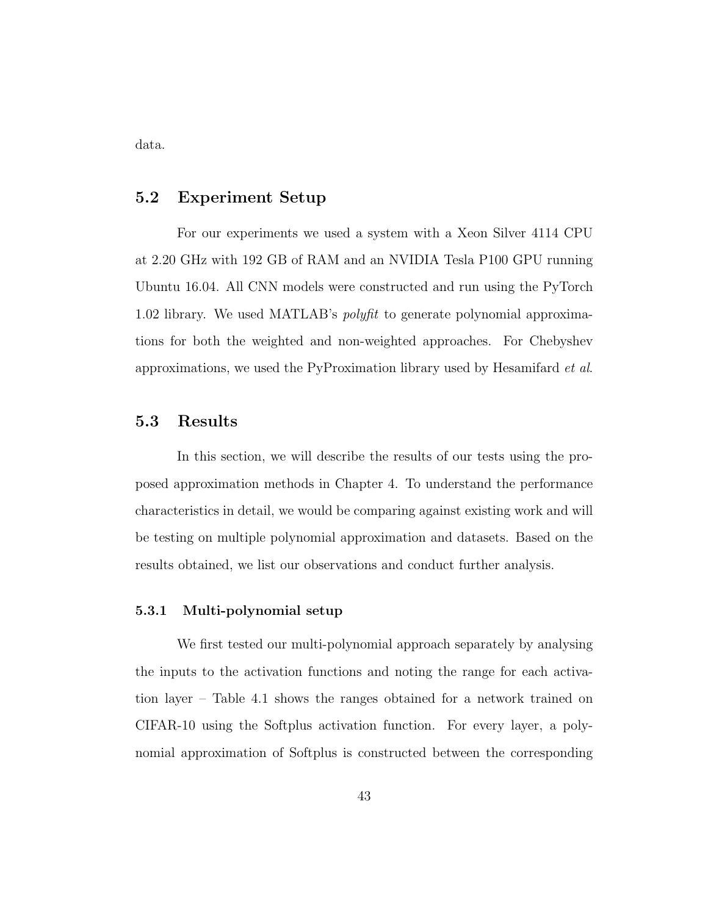data.

## 5.2 Experiment Setup

For our experiments we used a system with a Xeon Silver 4114 CPU at 2.20 GHz with 192 GB of RAM and an NVIDIA Tesla P100 GPU running Ubuntu 16.04. All CNN models were constructed and run using the PyTorch 1.02 library. We used MATLAB's *polyfit* to generate polynomial approximations for both the weighted and non-weighted approaches. For Chebyshev approximations, we used the PyProximation library used by Hesamifard *et al*.

## 5.3 Results

In this section, we will describe the results of our tests using the proposed approximation methods in Chapter 4. To understand the performance characteristics in detail, we would be comparing against existing work and will be testing on multiple polynomial approximation and datasets. Based on the results obtained, we list our observations and conduct further analysis.

### 5.3.1 Multi-polynomial setup

We first tested our multi-polynomial approach separately by analysing the inputs to the activation functions and noting the range for each activation layer – Table 4.1 shows the ranges obtained for a network trained on CIFAR-10 using the Softplus activation function. For every layer, a polynomial approximation of Softplus is constructed between the corresponding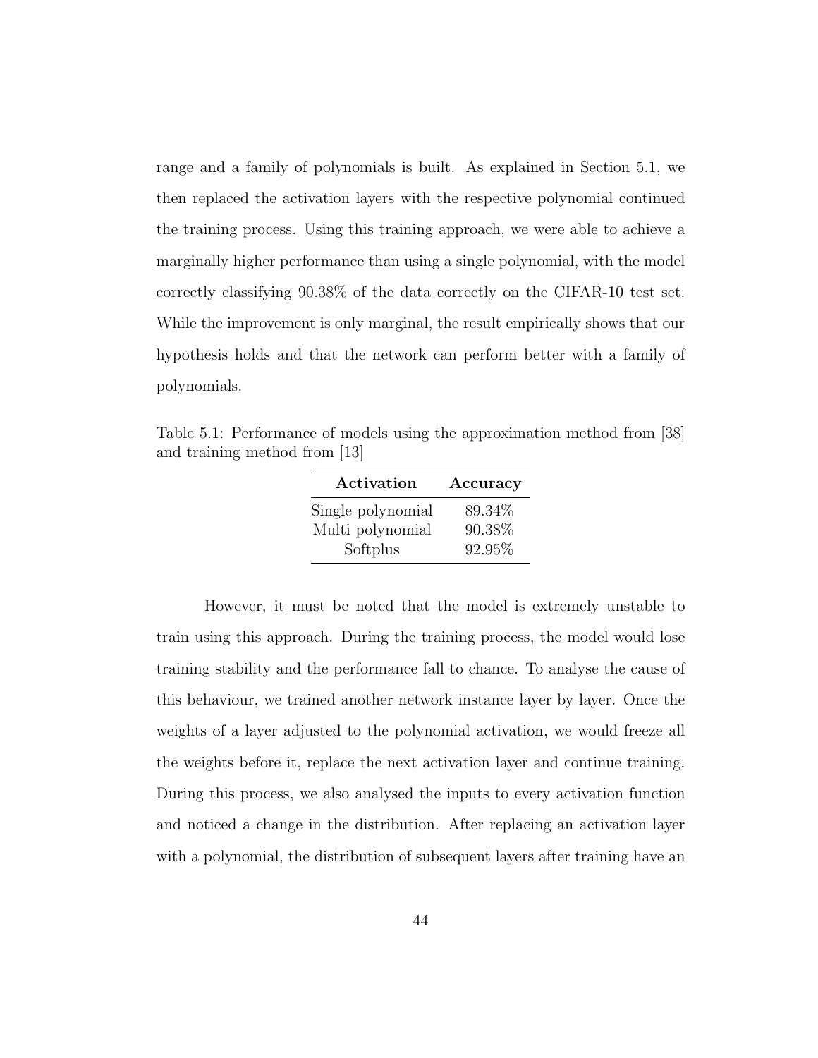range and a family of polynomials is built. As explained in Section 5.1, we then replaced the activation layers with the respective polynomial continued the training process. Using this training approach, we were able to achieve a marginally higher performance than using a single polynomial, with the model correctly classifying 90.38% of the data correctly on the CIFAR-10 test set. While the improvement is only marginal, the result empirically shows that our hypothesis holds and that the network can perform better with a family of polynomials.

Table 5.1: Performance of models using the approximation method from [38] and training method from [13]

| Activation | Accuracy |
|---|---|
| Single polynomial | 89.34% |
| Multi polynomial | 90.38% |
| Softplus | 92.95% |

However, it must be noted that the model is extremely unstable to train using this approach. During the training process, the model would lose training stability and the performance fall to chance. To analyse the cause of this behaviour, we trained another network instance layer by layer. Once the weights of a layer adjusted to the polynomial activation, we would freeze all the weights before it, replace the next activation layer and continue training. During this process, we also analysed the inputs to every activation function and noticed a change in the distribution. After replacing an activation layer with a polynomial, the distribution of subsequent layers after training have an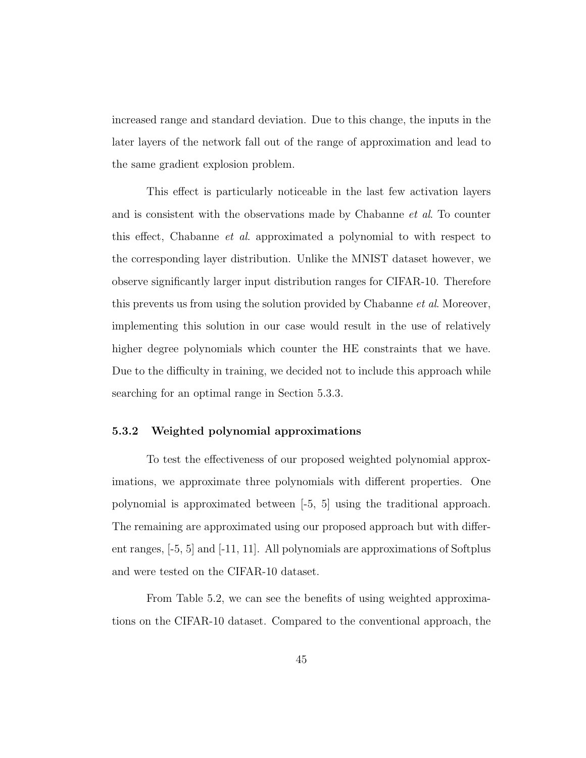increased range and standard deviation. Due to this change, the inputs in the later layers of the network fall out of the range of approximation and lead to the same gradient explosion problem.

This effect is particularly noticeable in the last few activation layers and is consistent with the observations made by Chabanne *et al*. To counter this effect, Chabanne *et al*. approximated a polynomial to with respect to the corresponding layer distribution. Unlike the MNIST dataset however, we observe significantly larger input distribution ranges for CIFAR-10. Therefore this prevents us from using the solution provided by Chabanne *et al*. Moreover, implementing this solution in our case would result in the use of relatively higher degree polynomials which counter the HE constraints that we have. Due to the difficulty in training, we decided not to include this approach while searching for an optimal range in Section 5.3.3.

### 5.3.2 Weighted polynomial approximations

To test the effectiveness of our proposed weighted polynomial approximations, we approximate three polynomials with different properties. One polynomial is approximated between [-5, 5] using the traditional approach. The remaining are approximated using our proposed approach but with different ranges, [-5, 5] and [-11, 11]. All polynomials are approximations of Softplus and were tested on the CIFAR-10 dataset.

From Table 5.2, we can see the benefits of using weighted approximations on the CIFAR-10 dataset. Compared to the conventional approach, the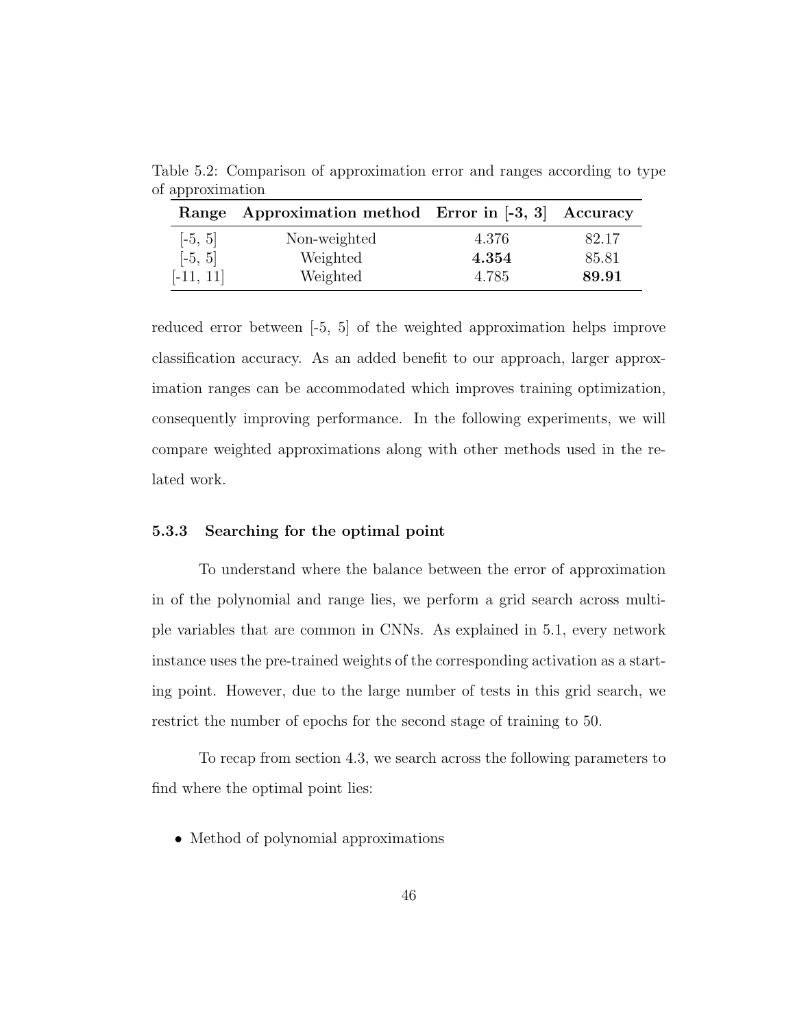Table 5.2: Comparison of approximation error and ranges according to type of approximation

| Range | Approximation method | Error in [-3, 3] | Accuracy |
|---|---|---|---|
| [-5, 5] | Non-weighted | 4.376 | 82.17 |
| [-5, 5] | Weighted | **4.354** | 85.81 |
| [-11, 11] | Weighted | 4.785 | **89.91** |

reduced error between [-5, 5] of the weighted approximation helps improve classification accuracy. As an added benefit to our approach, larger approximation ranges can be accommodated which improves training optimization, consequently improving performance. In the following experiments, we will compare weighted approximations along with other methods used in the related work.

### 5.3.3 Searching for the optimal point

To understand where the balance between the error of approximation in of the polynomial and range lies, we perform a grid search across multiple variables that are common in CNNs. As explained in 5.1, every network instance uses the pre-trained weights of the corresponding activation as a starting point. However, due to the large number of tests in this grid search, we restrict the number of epochs for the second stage of training to 50.

To recap from section 4.3, we search across the following parameters to find where the optimal point lies:

- Method of polynomial approximations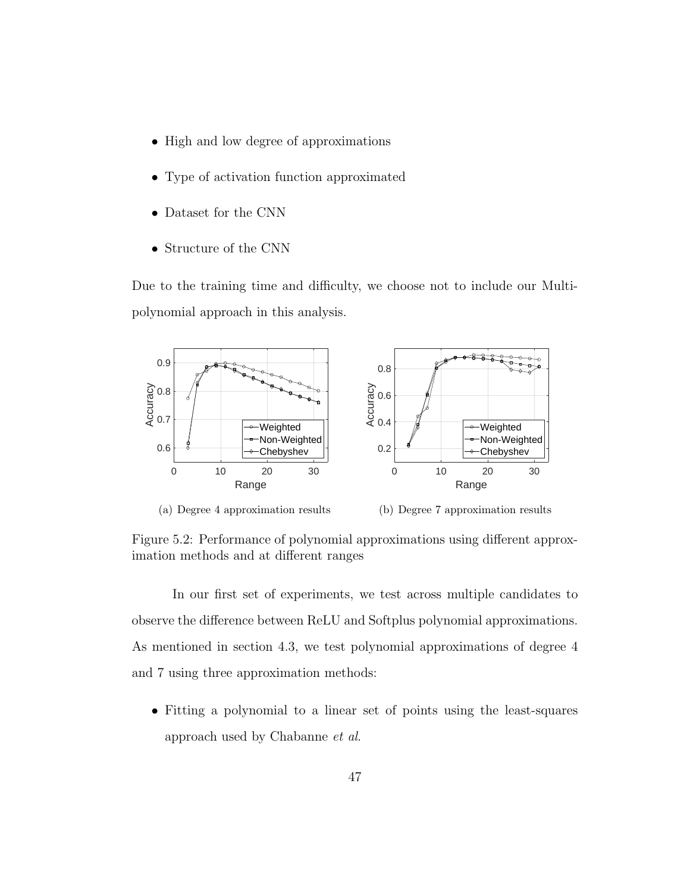- High and low degree of approximations
- Type of activation function approximated
- Dataset for the CNN
- Structure of the CNN

Due to the training time and difficulty, we choose not to include our Multi-polynomial approach in this analysis.

(a) Degree 4 approximation results

(b) Degree 7 approximation results

Figure 5.2: Performance of polynomial approximations using different approximation methods and at different ranges

In our first set of experiments, we test across multiple candidates to observe the difference between ReLU and Softplus polynomial approximations. As mentioned in section 4.3, we test polynomial approximations of degree 4 and 7 using three approximation methods:

- Fitting a polynomial to a linear set of points using the least-squares approach used by Chabanne *et al*.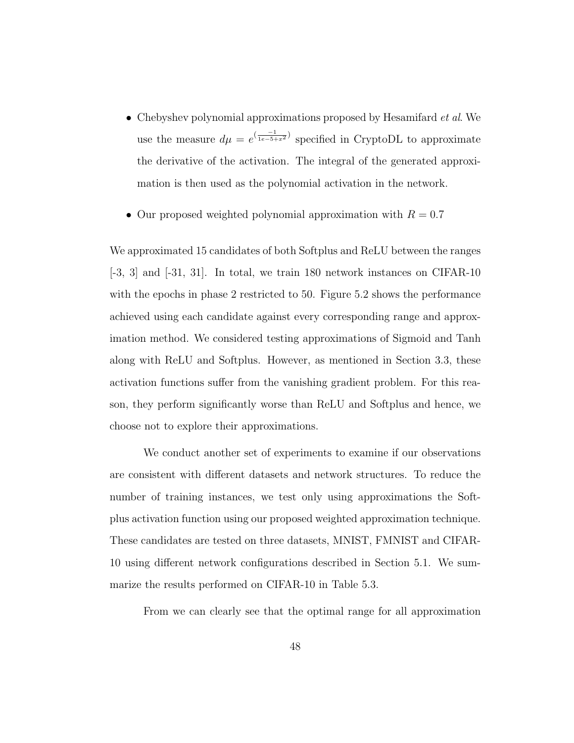- Chebyshev polynomial approximations proposed by Hesamifard *et al*. We use the measure $d\mu = e^{(\frac{-1}{1e-5+x^2})}$ specified in CryptoDL to approximate the derivative of the activation. The integral of the generated approximation is then used as the polynomial activation in the network.

- Our proposed weighted polynomial approximation with $R = 0.7$

We approximated 15 candidates of both Softplus and ReLU between the ranges [-3, 3] and [-31, 31]. In total, we train 180 network instances on CIFAR-10 with the epochs in phase 2 restricted to 50. Figure 5.2 shows the performance achieved using each candidate against every corresponding range and approximation method. We considered testing approximations of Sigmoid and Tanh along with ReLU and Softplus. However, as mentioned in Section 3.3, these activation functions suffer from the vanishing gradient problem. For this reason, they perform significantly worse than ReLU and Softplus and hence, we choose not to explore their approximations.

We conduct another set of experiments to examine if our observations are consistent with different datasets and network structures. To reduce the number of training instances, we test only using approximations the Softplus activation function using our proposed weighted approximation technique. These candidates are tested on three datasets, MNIST, FMNIST and CIFAR-10 using different network configurations described in Section 5.1. We summarize the results performed on CIFAR-10 in Table 5.3.

From we can clearly see that the optimal range for all approximation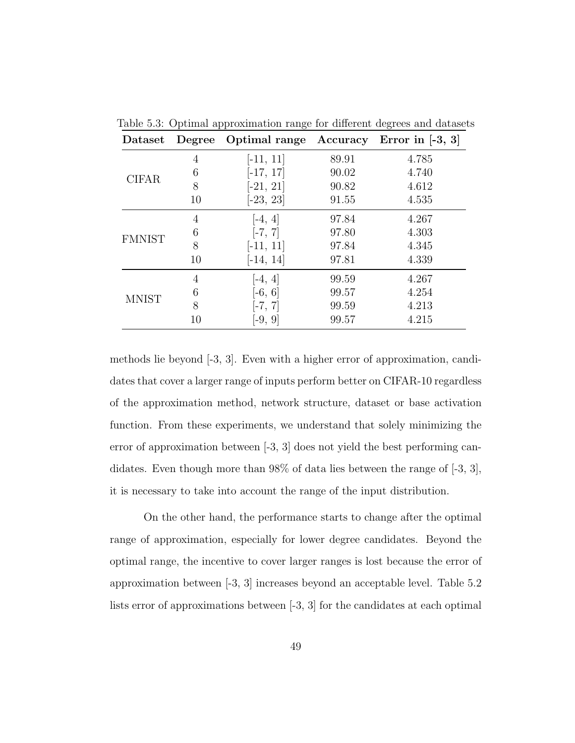Table 5.3: Optimal approximation range for different degrees and datasets

| Dataset | Degree | Optimal range | Accuracy | Error in [-3, 3] |
|---|---|---|---|---|
| CIFAR | 4 | [-11, 11] | 89.91 | 4.785 |
| | 6 | [-17, 17] | 90.02 | 4.740 |
| | 8 | [-21, 21] | 90.82 | 4.612 |
| | 10 | [-23, 23] | 91.55 | 4.535 |
| FMNIST | 4 | [-4, 4] | 97.84 | 4.267 |
| | 6 | [-7, 7] | 97.80 | 4.303 |
| | 8 | [-11, 11] | 97.84 | 4.345 |
| | 10 | [-14, 14] | 97.81 | 4.339 |
| MNIST | 4 | [-4, 4] | 99.59 | 4.267 |
| | 6 | [-6, 6] | 99.57 | 4.254 |
| | 8 | [-7, 7] | 99.59 | 4.213 |
| | 10 | [-9, 9] | 99.57 | 4.215 |

methods lie beyond [-3, 3]. Even with a higher error of approximation, candidates that cover a larger range of inputs perform better on CIFAR-10 regardless of the approximation method, network structure, dataset or base activation function. From these experiments, we understand that solely minimizing the error of approximation between [-3, 3] does not yield the best performing candidates. Even though more than 98% of data lies between the range of [-3, 3], it is necessary to take into account the range of the input distribution.

On the other hand, the performance starts to change after the optimal range of approximation, especially for lower degree candidates. Beyond the optimal range, the incentive to cover larger ranges is lost because the error of approximation between [-3, 3] increases beyond an acceptable level. Table 5.2 lists error of approximations between [-3, 3] for the candidates at each optimal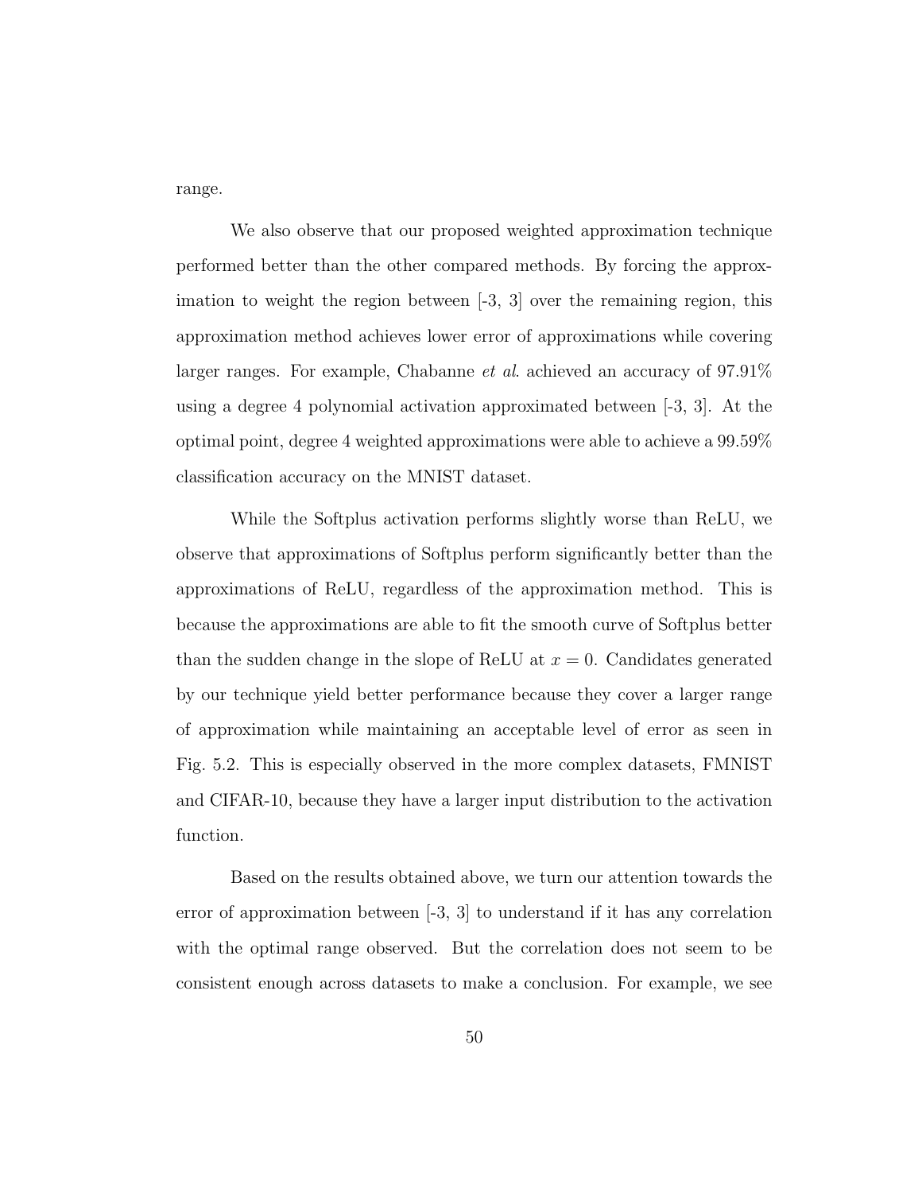range.

We also observe that our proposed weighted approximation technique performed better than the other compared methods. By forcing the approximation to weight the region between [-3, 3] over the remaining region, this approximation method achieves lower error of approximations while covering larger ranges. For example, Chabanne *et al*. achieved an accuracy of 97.91% using a degree 4 polynomial activation approximated between [-3, 3]. At the optimal point, degree 4 weighted approximations were able to achieve a 99.59% classification accuracy on the MNIST dataset.

While the Softplus activation performs slightly worse than ReLU, we observe that approximations of Softplus perform significantly better than the approximations of ReLU, regardless of the approximation method. This is because the approximations are able to fit the smooth curve of Softplus better than the sudden change in the slope of ReLU at $x = 0$. Candidates generated by our technique yield better performance because they cover a larger range of approximation while maintaining an acceptable level of error as seen in Fig. 5.2. This is especially observed in the more complex datasets, FMNIST and CIFAR-10, because they have a larger input distribution to the activation function.

Based on the results obtained above, we turn our attention towards the error of approximation between [-3, 3] to understand if it has any correlation with the optimal range observed. But the correlation does not seem to be consistent enough across datasets to make a conclusion. For example, we see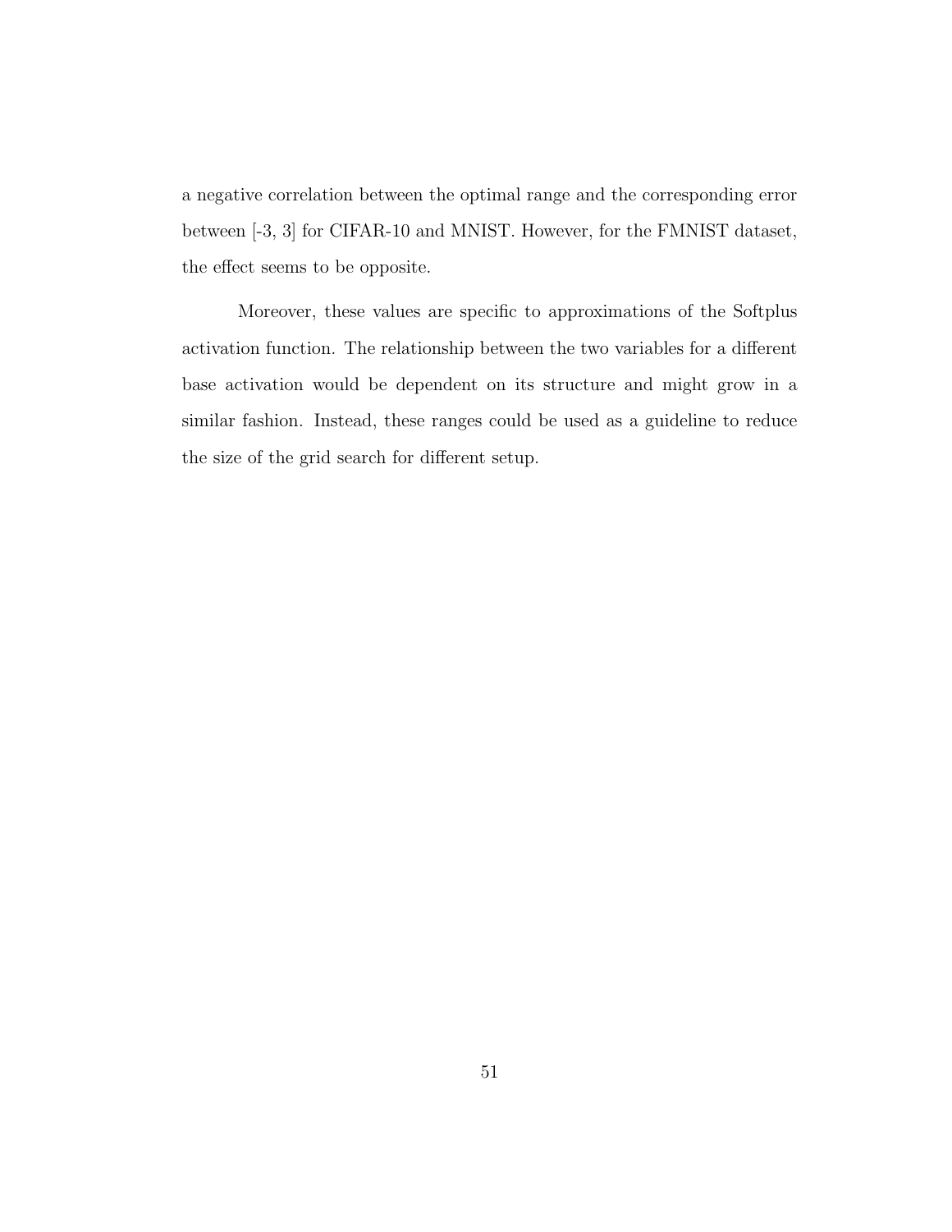a negative correlation between the optimal range and the corresponding error between [-3, 3] for CIFAR-10 and MNIST. However, for the FMNIST dataset, the effect seems to be opposite.

Moreover, these values are specific to approximations of the Softplus activation function. The relationship between the two variables for a different base activation would be dependent on its structure and might grow in a similar fashion. Instead, these ranges could be used as a guideline to reduce the size of the grid search for different setup.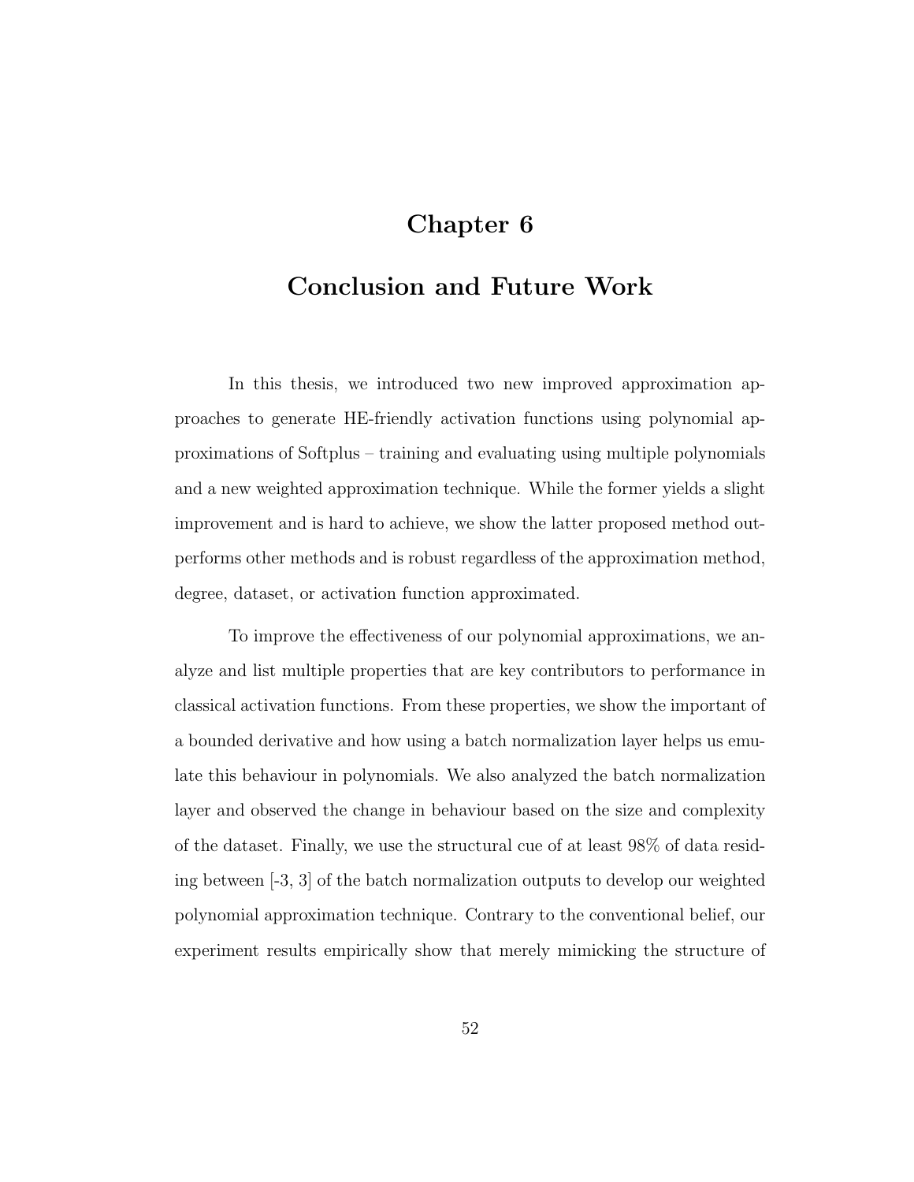# Chapter 6

# Conclusion and Future Work

In this thesis, we introduced two new improved approximation approaches to generate HE-friendly activation functions using polynomial approximations of Softplus – training and evaluating using multiple polynomials and a new weighted approximation technique. While the former yields a slight improvement and is hard to achieve, we show the latter proposed method outperforms other methods and is robust regardless of the approximation method, degree, dataset, or activation function approximated.

To improve the effectiveness of our polynomial approximations, we analyze and list multiple properties that are key contributors to performance in classical activation functions. From these properties, we show the important of a bounded derivative and how using a batch normalization layer helps us emulate this behaviour in polynomials. We also analyzed the batch normalization layer and observed the change in behaviour based on the size and complexity of the dataset. Finally, we use the structural cue of at least 98% of data residing between [-3, 3] of the batch normalization outputs to develop our weighted polynomial approximation technique. Contrary to the conventional belief, our experiment results empirically show that merely mimicking the structure of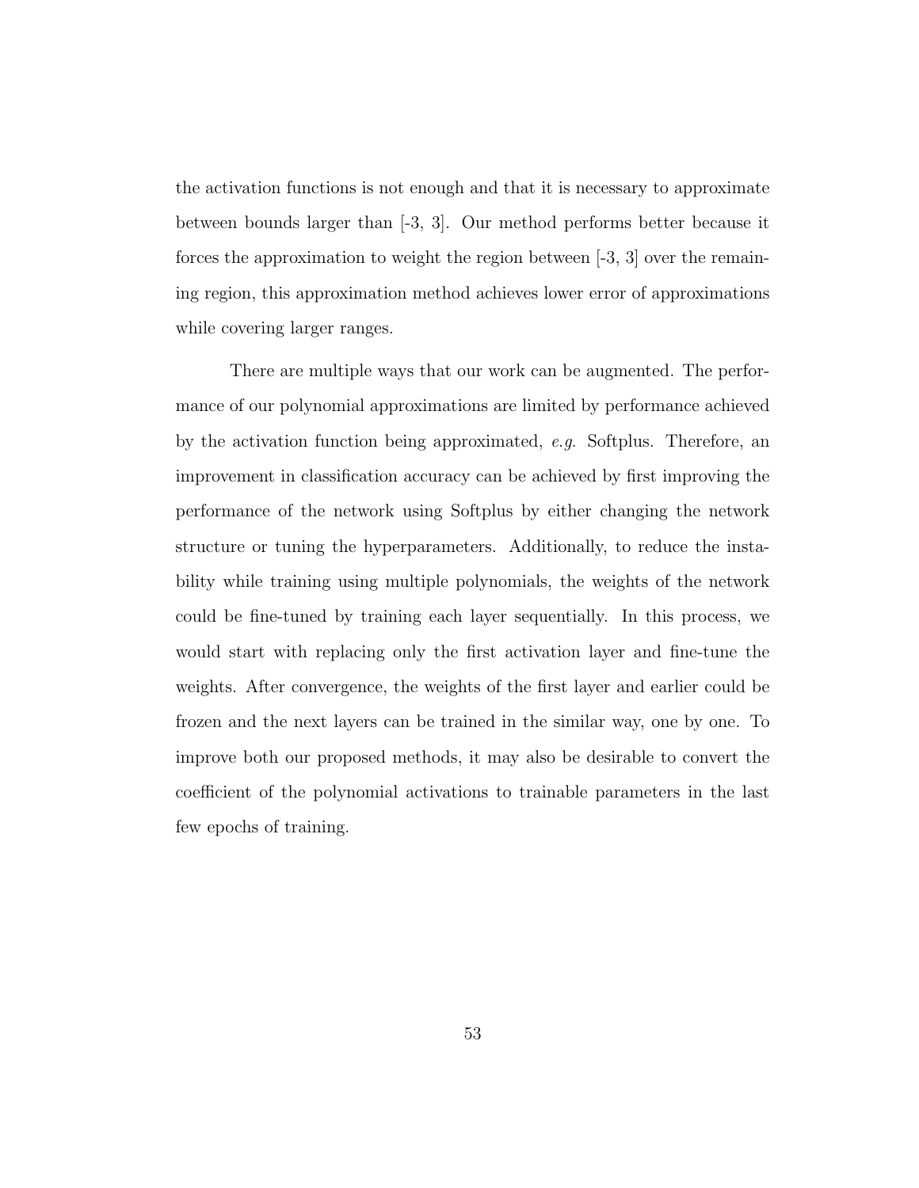the activation functions is not enough and that it is necessary to approximate between bounds larger than [-3, 3]. Our method performs better because it forces the approximation to weight the region between [-3, 3] over the remaining region, this approximation method achieves lower error of approximations while covering larger ranges.

There are multiple ways that our work can be augmented. The performance of our polynomial approximations are limited by performance achieved by the activation function being approximated, *e.g.* Softplus. Therefore, an improvement in classification accuracy can be achieved by first improving the performance of the network using Softplus by either changing the network structure or tuning the hyperparameters. Additionally, to reduce the instability while training using multiple polynomials, the weights of the network could be fine-tuned by training each layer sequentially. In this process, we would start with replacing only the first activation layer and fine-tune the weights. After convergence, the weights of the first layer and earlier could be frozen and the next layers can be trained in the similar way, one by one. To improve both our proposed methods, it may also be desirable to convert the coefficient of the polynomial activations to trainable parameters in the last few epochs of training.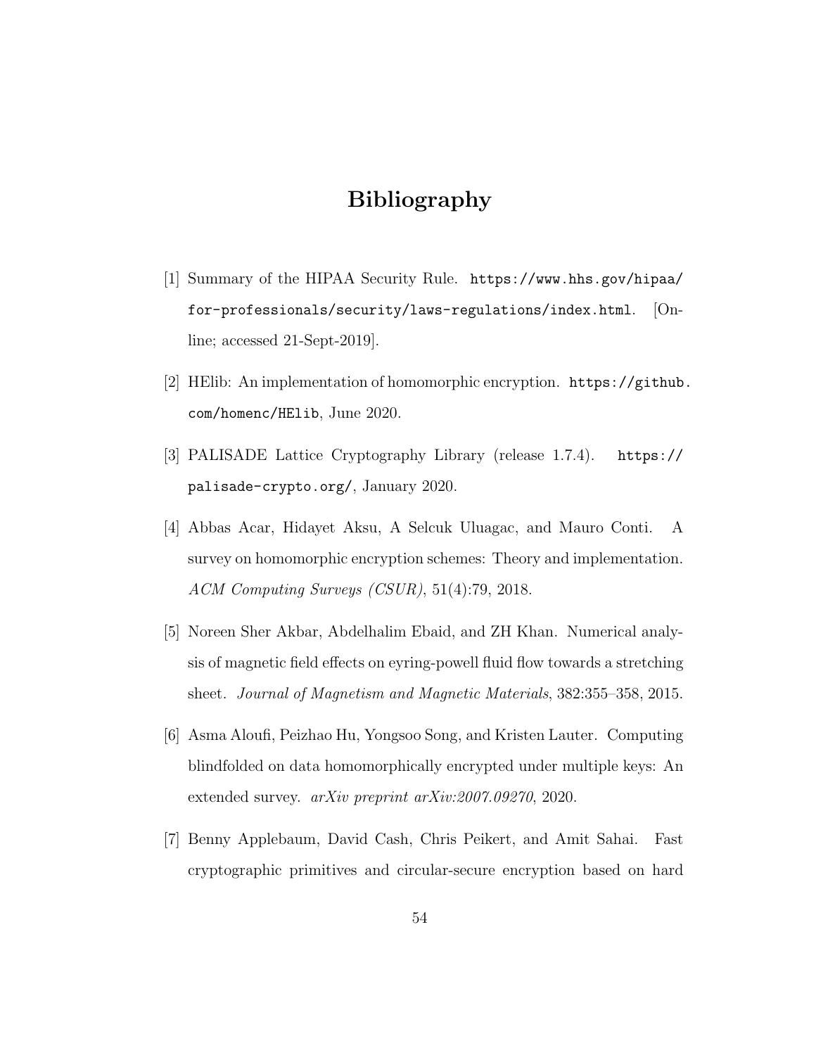# Bibliography

[1] Summary of the HIPAA Security Rule. https://www.hhs.gov/hipaa/for-professionals/security/laws-regulations/index.html. [Online; accessed 21-Sept-2019].

[2] HElib: An implementation of homomorphic encryption. https://github.com/homenc/HElib, June 2020.

[3] PALISADE Lattice Cryptography Library (release 1.7.4). https://palisade-crypto.org/, January 2020.

[4] Abbas Acar, Hidayet Aksu, A Selcuk Uluagac, and Mauro Conti. A survey on homomorphic encryption schemes: Theory and implementation. *ACM Computing Surveys (CSUR)*, 51(4):79, 2018.

[5] Noreen Sher Akbar, Abdelhalim Ebaid, and ZH Khan. Numerical analysis of magnetic field effects on eyring-powell fluid flow towards a stretching sheet. *Journal of Magnetism and Magnetic Materials*, 382:355–358, 2015.

[6] Asma Aloufi, Peizhao Hu, Yongsoo Song, and Kristen Lauter. Computing blindfolded on data homomorphically encrypted under multiple keys: An extended survey. *arXiv preprint arXiv:2007.09270*, 2020.

[7] Benny Applebaum, David Cash, Chris Peikert, and Amit Sahai. Fast cryptographic primitives and circular-secure encryption based on hard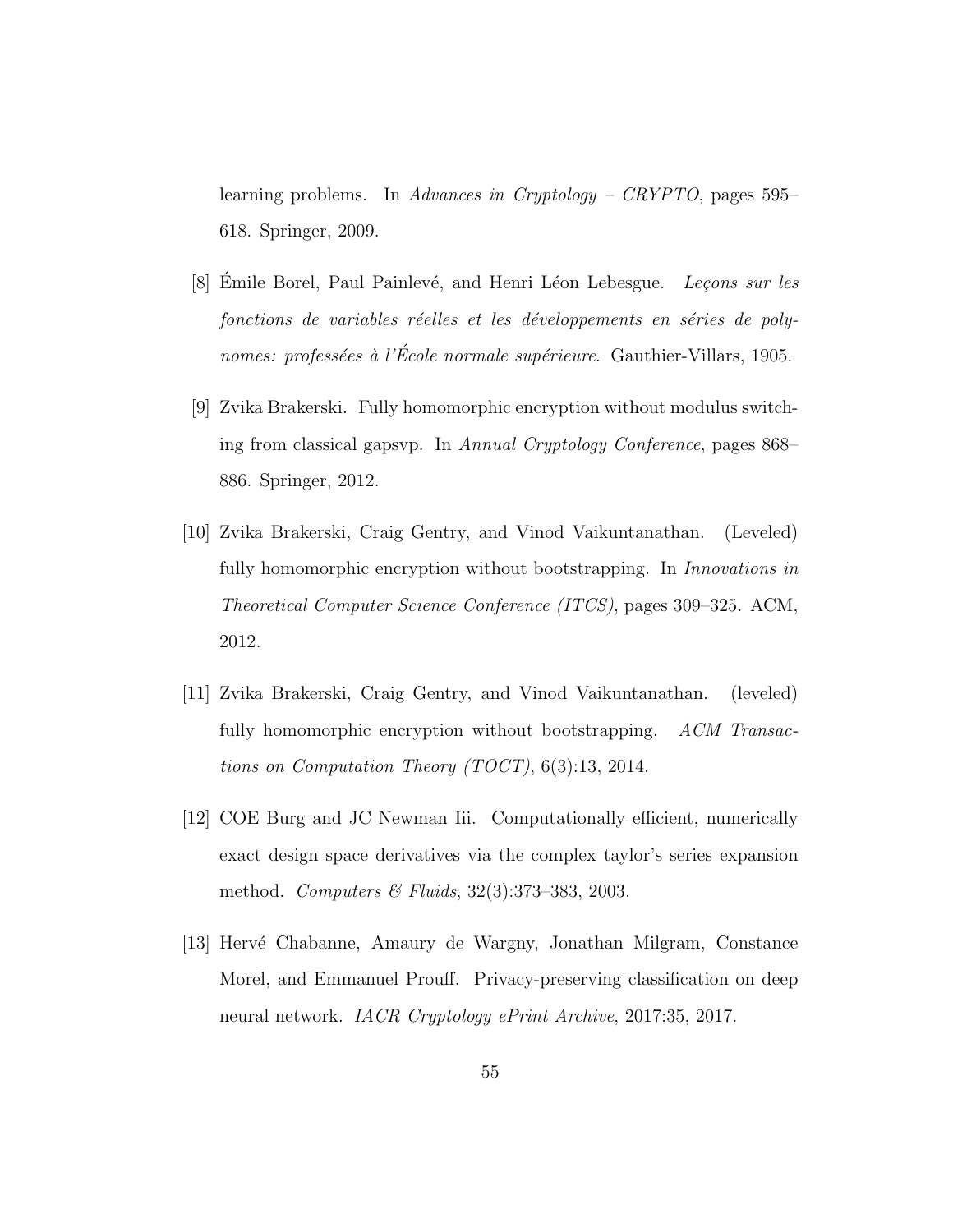learning problems. In *Advances in Cryptology – CRYPTO*, pages 595–618. Springer, 2009.

[8] Émile Borel, Paul Painlevé, and Henri Léon Lebesgue. *Leçons sur les fonctions de variables réelles et les développements en séries de polynomes: professées à l'École normale supérieure*. Gauthier-Villars, 1905.

[9] Zvika Brakerski. Fully homomorphic encryption without modulus switching from classical gapsvp. In *Annual Cryptology Conference*, pages 868–886. Springer, 2012.

[10] Zvika Brakerski, Craig Gentry, and Vinod Vaikuntanathan. (Leveled) fully homomorphic encryption without bootstrapping. In *Innovations in Theoretical Computer Science Conference (ITCS)*, pages 309–325. ACM, 2012.

[11] Zvika Brakerski, Craig Gentry, and Vinod Vaikuntanathan. (leveled) fully homomorphic encryption without bootstrapping. *ACM Transactions on Computation Theory (TOCT)*, 6(3):13, 2014.

[12] COE Burg and JC Newman Iii. Computationally efficient, numerically exact design space derivatives via the complex taylor's series expansion method. *Computers & Fluids*, 32(3):373–383, 2003.

[13] Hervé Chabanne, Amaury de Wargny, Jonathan Milgram, Constance Morel, and Emmanuel Prouff. Privacy-preserving classification on deep neural network. *IACR Cryptology ePrint Archive*, 2017:35, 2017.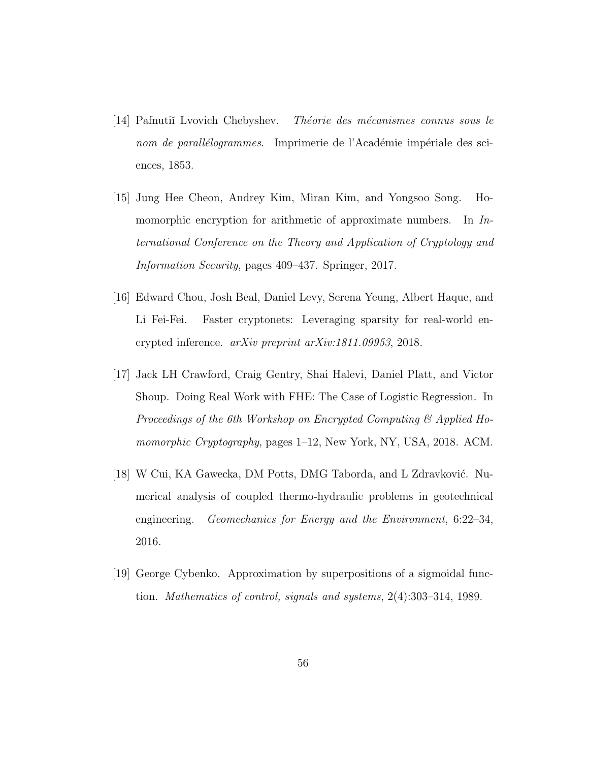[14] Pafnutiĭ Lvovich Chebyshev. *Théorie des mécanismes connus sous le nom de parallélogrammes*. Imprimerie de l'Académie impériale des sciences, 1853.

[15] Jung Hee Cheon, Andrey Kim, Miran Kim, and Yongsoo Song. Homomorphic encryption for arithmetic of approximate numbers. In *International Conference on the Theory and Application of Cryptology and Information Security*, pages 409–437. Springer, 2017.

[16] Edward Chou, Josh Beal, Daniel Levy, Serena Yeung, Albert Haque, and Li Fei-Fei. Faster cryptonets: Leveraging sparsity for real-world encrypted inference. *arXiv preprint arXiv:1811.09953*, 2018.

[17] Jack LH Crawford, Craig Gentry, Shai Halevi, Daniel Platt, and Victor Shoup. Doing Real Work with FHE: The Case of Logistic Regression. In *Proceedings of the 6th Workshop on Encrypted Computing & Applied Homomorphic Cryptography*, pages 1–12, New York, NY, USA, 2018. ACM.

[18] W Cui, KA Gawecka, DM Potts, DMG Taborda, and L Zdravković. Numerical analysis of coupled thermo-hydraulic problems in geotechnical engineering. *Geomechanics for Energy and the Environment*, 6:22–34, 2016.

[19] George Cybenko. Approximation by superpositions of a sigmoidal function. *Mathematics of control, signals and systems*, 2(4):303–314, 1989.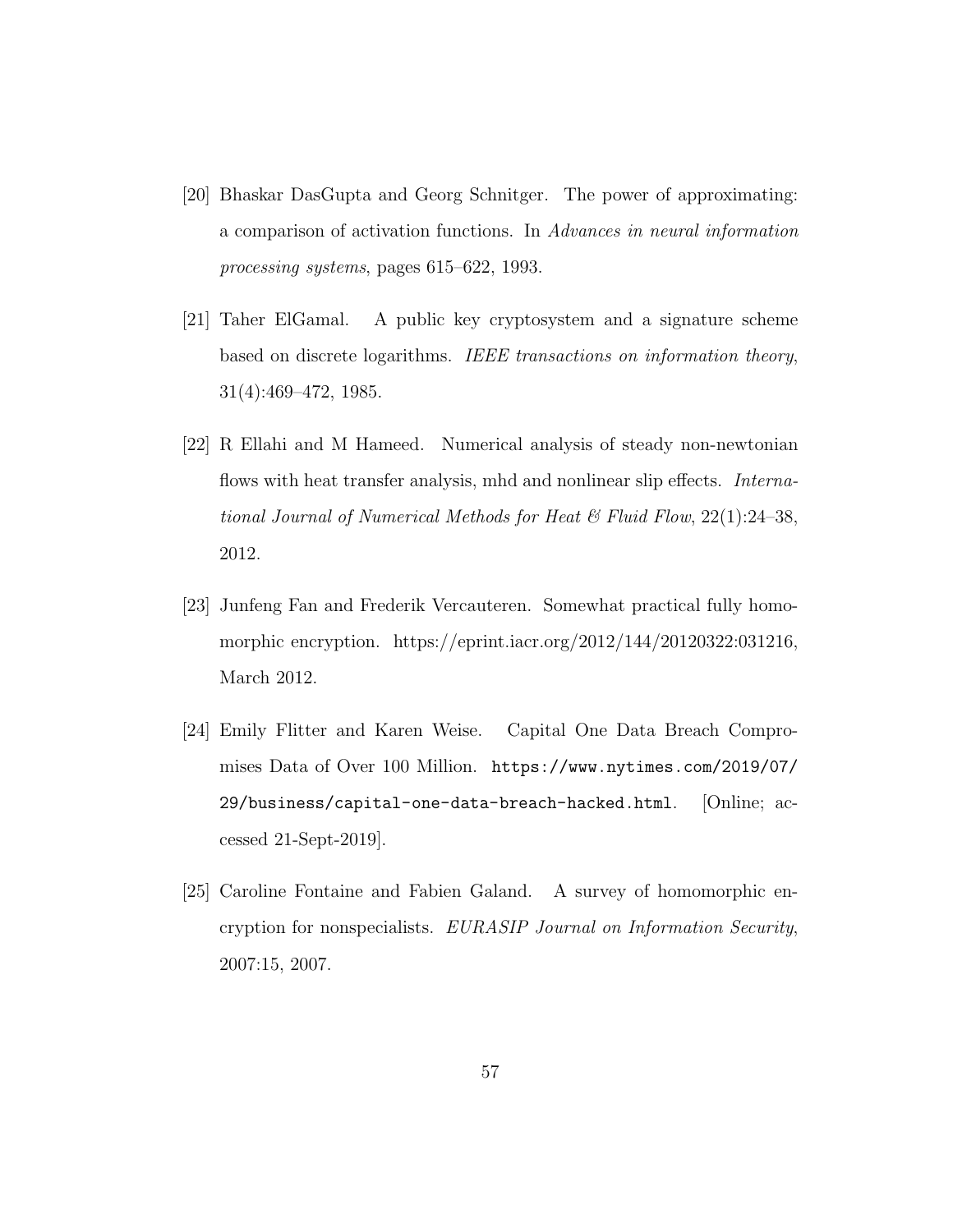[20] Bhaskar DasGupta and Georg Schnitger. The power of approximating: a comparison of activation functions. In *Advances in neural information processing systems*, pages 615–622, 1993.

[21] Taher ElGamal. A public key cryptosystem and a signature scheme based on discrete logarithms. *IEEE transactions on information theory*, 31(4):469–472, 1985.

[22] R Ellahi and M Hameed. Numerical analysis of steady non-newtonian flows with heat transfer analysis, mhd and nonlinear slip effects. *International Journal of Numerical Methods for Heat & Fluid Flow*, 22(1):24–38, 2012.

[23] Junfeng Fan and Frederik Vercauteren. Somewhat practical fully homomorphic encryption. https://eprint.iacr.org/2012/144/20120322:031216, March 2012.

[24] Emily Flitter and Karen Weise. Capital One Data Breach Compromises Data of Over 100 Million. `https://www.nytimes.com/2019/07/29/business/capital-one-data-breach-hacked.html`. [Online; accessed 21-Sept-2019].

[25] Caroline Fontaine and Fabien Galand. A survey of homomorphic encryption for nonspecialists. *EURASIP Journal on Information Security*, 2007:15, 2007.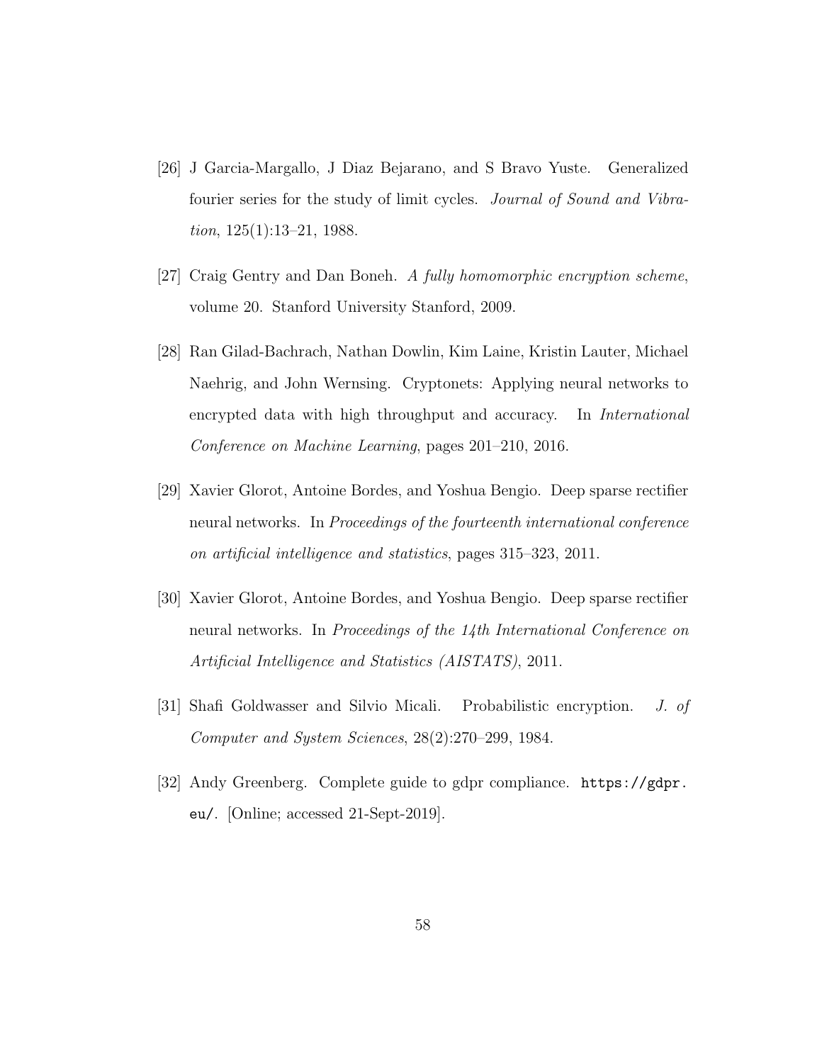[26] J Garcia-Margallo, J Diaz Bejarano, and S Bravo Yuste. Generalized fourier series for the study of limit cycles. *Journal of Sound and Vibration*, 125(1):13–21, 1988.

[27] Craig Gentry and Dan Boneh. *A fully homomorphic encryption scheme*, volume 20. Stanford University Stanford, 2009.

[28] Ran Gilad-Bachrach, Nathan Dowlin, Kim Laine, Kristin Lauter, Michael Naehrig, and John Wernsing. Cryptonets: Applying neural networks to encrypted data with high throughput and accuracy. In *International Conference on Machine Learning*, pages 201–210, 2016.

[29] Xavier Glorot, Antoine Bordes, and Yoshua Bengio. Deep sparse rectifier neural networks. In *Proceedings of the fourteenth international conference on artificial intelligence and statistics*, pages 315–323, 2011.

[30] Xavier Glorot, Antoine Bordes, and Yoshua Bengio. Deep sparse rectifier neural networks. In *Proceedings of the 14th International Conference on Artificial Intelligence and Statistics (AISTATS)*, 2011.

[31] Shafi Goldwasser and Silvio Micali. Probabilistic encryption. *J. of Computer and System Sciences*, 28(2):270–299, 1984.

[32] Andy Greenberg. Complete guide to gdpr compliance. `https://gdpr.eu/`. [Online; accessed 21-Sept-2019].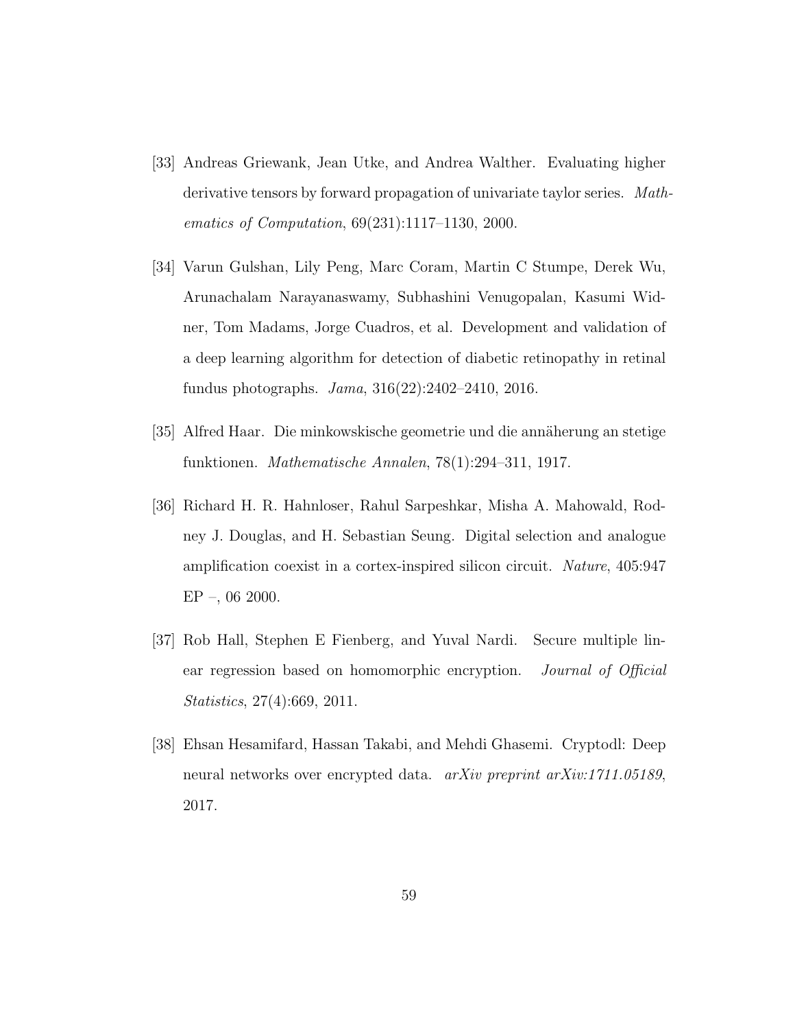[33] Andreas Griewank, Jean Utke, and Andrea Walther. Evaluating higher derivative tensors by forward propagation of univariate taylor series. *Mathematics of Computation*, 69(231):1117–1130, 2000.

[34] Varun Gulshan, Lily Peng, Marc Coram, Martin C Stumpe, Derek Wu, Arunachalam Narayanaswamy, Subhashini Venugopalan, Kasumi Widner, Tom Madams, Jorge Cuadros, et al. Development and validation of a deep learning algorithm for detection of diabetic retinopathy in retinal fundus photographs. *Jama*, 316(22):2402–2410, 2016.

[35] Alfred Haar. Die minkowskische geometrie und die annäherung an stetige funktionen. *Mathematische Annalen*, 78(1):294–311, 1917.

[36] Richard H. R. Hahnloser, Rahul Sarpeshkar, Misha A. Mahowald, Rodney J. Douglas, and H. Sebastian Seung. Digital selection and analogue amplification coexist in a cortex-inspired silicon circuit. *Nature*, 405:947 EP –, 06 2000.

[37] Rob Hall, Stephen E Fienberg, and Yuval Nardi. Secure multiple linear regression based on homomorphic encryption. *Journal of Official Statistics*, 27(4):669, 2011.

[38] Ehsan Hesamifard, Hassan Takabi, and Mehdi Ghasemi. Cryptodl: Deep neural networks over encrypted data. *arXiv preprint arXiv:1711.05189*, 2017.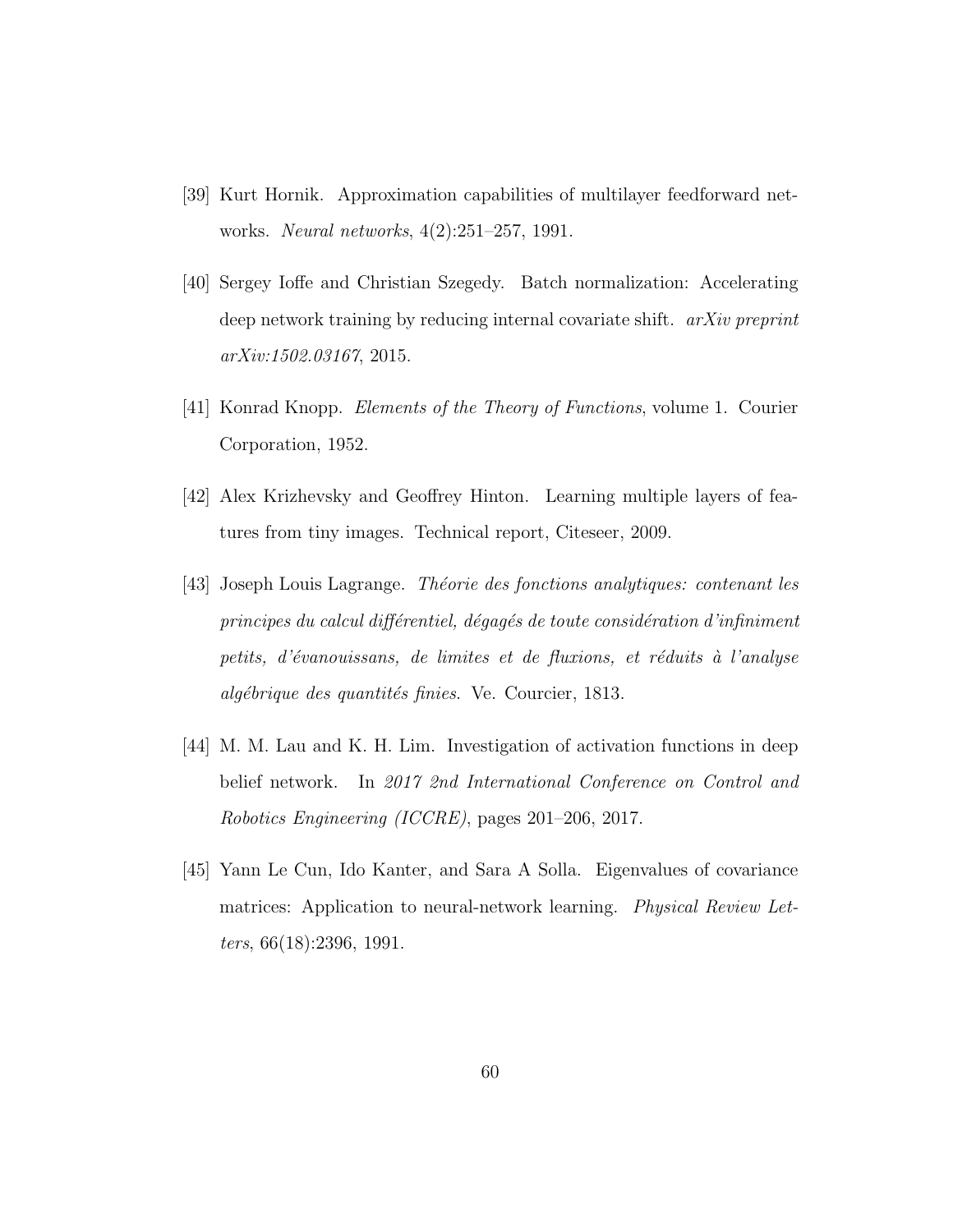[39] Kurt Hornik. Approximation capabilities of multilayer feedforward networks. *Neural networks*, 4(2):251–257, 1991.

[40] Sergey Ioffe and Christian Szegedy. Batch normalization: Accelerating deep network training by reducing internal covariate shift. *arXiv preprint arXiv:1502.03167*, 2015.

[41] Konrad Knopp. *Elements of the Theory of Functions*, volume 1. Courier Corporation, 1952.

[42] Alex Krizhevsky and Geoffrey Hinton. Learning multiple layers of features from tiny images. Technical report, Citeseer, 2009.

[43] Joseph Louis Lagrange. *Théorie des fonctions analytiques: contenant les principes du calcul différentiel, dégagés de toute considération d'infiniment petits, d'évanouissans, de limites et de fluxions, et réduits à l'analyse algébrique des quantités finies*. Ve. Courcier, 1813.

[44] M. M. Lau and K. H. Lim. Investigation of activation functions in deep belief network. In *2017 2nd International Conference on Control and Robotics Engineering (ICCRE)*, pages 201–206, 2017.

[45] Yann Le Cun, Ido Kanter, and Sara A Solla. Eigenvalues of covariance matrices: Application to neural-network learning. *Physical Review Letters*, 66(18):2396, 1991.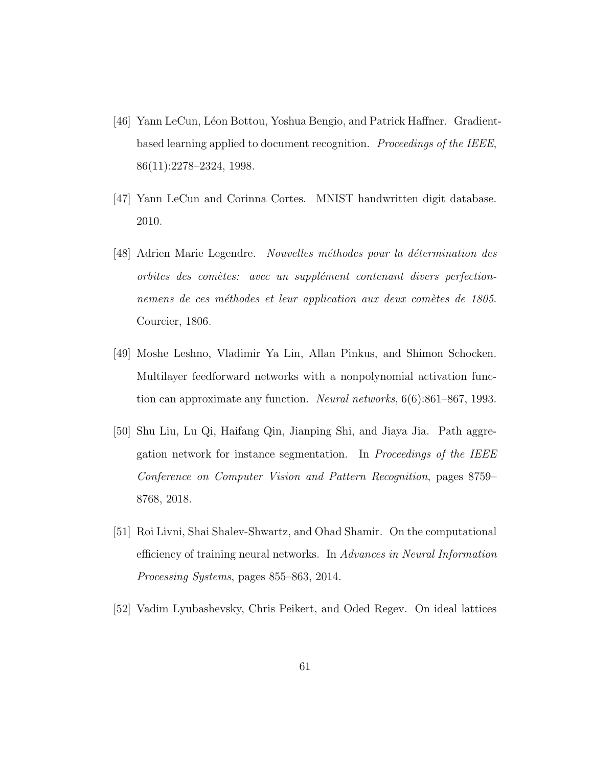[46] Yann LeCun, Léon Bottou, Yoshua Bengio, and Patrick Haffner. Gradient-based learning applied to document recognition. *Proceedings of the IEEE*, 86(11):2278–2324, 1998.

[47] Yann LeCun and Corinna Cortes. MNIST handwritten digit database. 2010.

[48] Adrien Marie Legendre. *Nouvelles méthodes pour la détermination des orbites des comètes: avec un supplément contenant divers perfectionnemens de ces méthodes et leur application aux deux comètes de 1805*. Courcier, 1806.

[49] Moshe Leshno, Vladimir Ya Lin, Allan Pinkus, and Shimon Schocken. Multilayer feedforward networks with a nonpolynomial activation function can approximate any function. *Neural networks*, 6(6):861–867, 1993.

[50] Shu Liu, Lu Qi, Haifang Qin, Jianping Shi, and Jiaya Jia. Path aggregation network for instance segmentation. In *Proceedings of the IEEE Conference on Computer Vision and Pattern Recognition*, pages 8759–8768, 2018.

[51] Roi Livni, Shai Shalev-Shwartz, and Ohad Shamir. On the computational efficiency of training neural networks. In *Advances in Neural Information Processing Systems*, pages 855–863, 2014.

[52] Vadim Lyubashevsky, Chris Peikert, and Oded Regev. On ideal lattices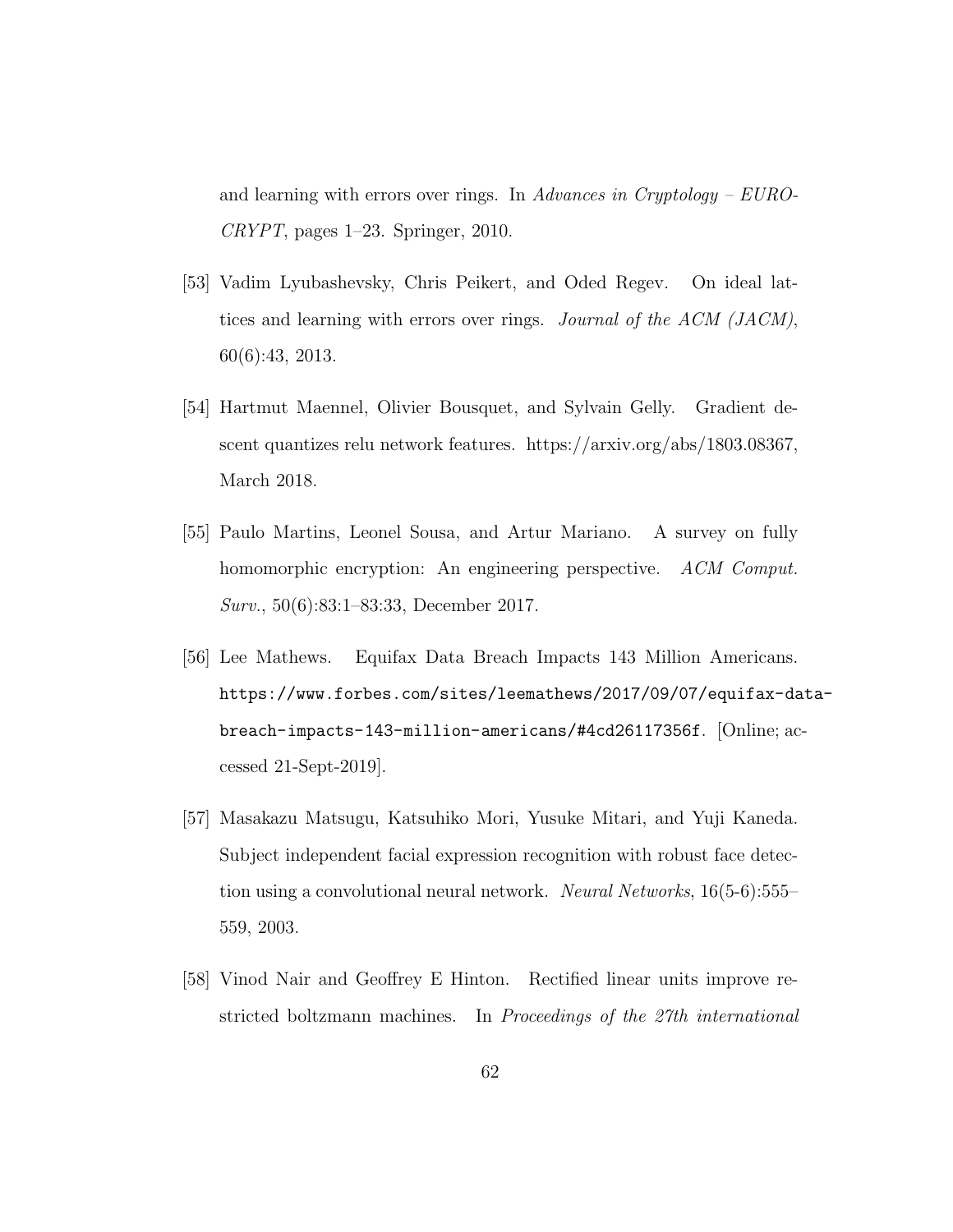and learning with errors over rings. In *Advances in Cryptology – EUROCRYPT*, pages 1–23. Springer, 2010.

[53] Vadim Lyubashevsky, Chris Peikert, and Oded Regev. On ideal lattices and learning with errors over rings. *Journal of the ACM (JACM)*, 60(6):43, 2013.

[54] Hartmut Maennel, Olivier Bousquet, and Sylvain Gelly. Gradient descent quantizes relu network features. https://arxiv.org/abs/1803.08367, March 2018.

[55] Paulo Martins, Leonel Sousa, and Artur Mariano. A survey on fully homomorphic encryption: An engineering perspective. *ACM Comput. Surv.*, 50(6):83:1–83:33, December 2017.

[56] Lee Mathews. Equifax Data Breach Impacts 143 Million Americans. `https://www.forbes.com/sites/leemathews/2017/09/07/equifax-data-breach-impacts-143-million-americans/#4cd26117356f`. [Online; accessed 21-Sept-2019].

[57] Masakazu Matsugu, Katsuhiko Mori, Yusuke Mitari, and Yuji Kaneda. Subject independent facial expression recognition with robust face detection using a convolutional neural network. *Neural Networks*, 16(5-6):555–559, 2003.

[58] Vinod Nair and Geoffrey E Hinton. Rectified linear units improve restricted boltzmann machines. In *Proceedings of the 27th international*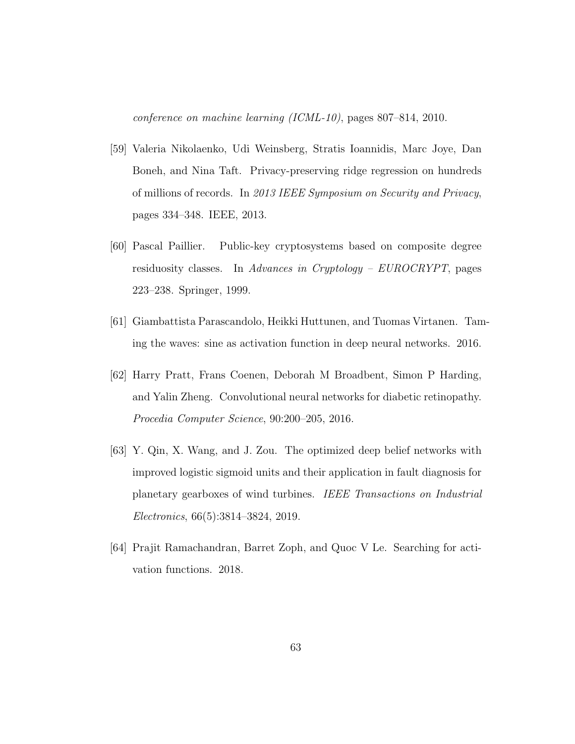*conference on machine learning (ICML-10)*, pages 807–814, 2010.

[59] Valeria Nikolaenko, Udi Weinsberg, Stratis Ioannidis, Marc Joye, Dan Boneh, and Nina Taft. Privacy-preserving ridge regression on hundreds of millions of records. In *2013 IEEE Symposium on Security and Privacy*, pages 334–348. IEEE, 2013.

[60] Pascal Paillier. Public-key cryptosystems based on composite degree residuosity classes. In *Advances in Cryptology – EUROCRYPT*, pages 223–238. Springer, 1999.

[61] Giambattista Parascandolo, Heikki Huttunen, and Tuomas Virtanen. Taming the waves: sine as activation function in deep neural networks. 2016.

[62] Harry Pratt, Frans Coenen, Deborah M Broadbent, Simon P Harding, and Yalin Zheng. Convolutional neural networks for diabetic retinopathy. *Procedia Computer Science*, 90:200–205, 2016.

[63] Y. Qin, X. Wang, and J. Zou. The optimized deep belief networks with improved logistic sigmoid units and their application in fault diagnosis for planetary gearboxes of wind turbines. *IEEE Transactions on Industrial Electronics*, 66(5):3814–3824, 2019.

[64] Prajit Ramachandran, Barret Zoph, and Quoc V Le. Searching for activation functions. 2018.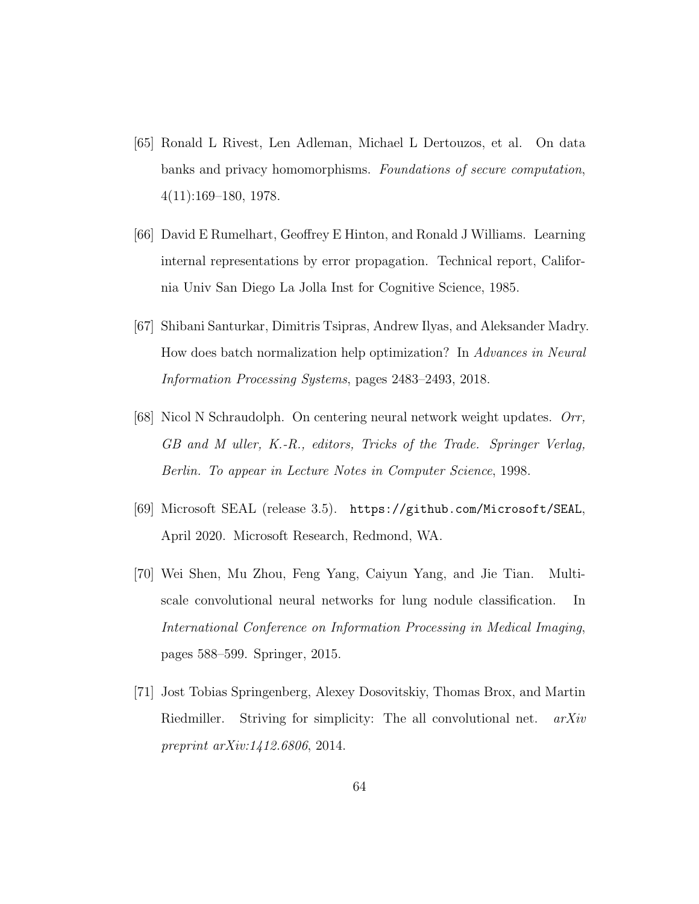[65] Ronald L Rivest, Len Adleman, Michael L Dertouzos, et al. On data banks and privacy homomorphisms. *Foundations of secure computation*, 4(11):169–180, 1978.

[66] David E Rumelhart, Geoffrey E Hinton, and Ronald J Williams. Learning internal representations by error propagation. Technical report, California Univ San Diego La Jolla Inst for Cognitive Science, 1985.

[67] Shibani Santurkar, Dimitris Tsipras, Andrew Ilyas, and Aleksander Madry. How does batch normalization help optimization? In *Advances in Neural Information Processing Systems*, pages 2483–2493, 2018.

[68] Nicol N Schraudolph. On centering neural network weight updates. *Orr, GB and M uller, K.-R., editors, Tricks of the Trade. Springer Verlag, Berlin. To appear in Lecture Notes in Computer Science*, 1998.

[69] Microsoft SEAL (release 3.5). `https://github.com/Microsoft/SEAL`, April 2020. Microsoft Research, Redmond, WA.

[70] Wei Shen, Mu Zhou, Feng Yang, Caiyun Yang, and Jie Tian. Multi-scale convolutional neural networks for lung nodule classification. In *International Conference on Information Processing in Medical Imaging*, pages 588–599. Springer, 2015.

[71] Jost Tobias Springenberg, Alexey Dosovitskiy, Thomas Brox, and Martin Riedmiller. Striving for simplicity: The all convolutional net. *arXiv preprint arXiv:1412.6806*, 2014.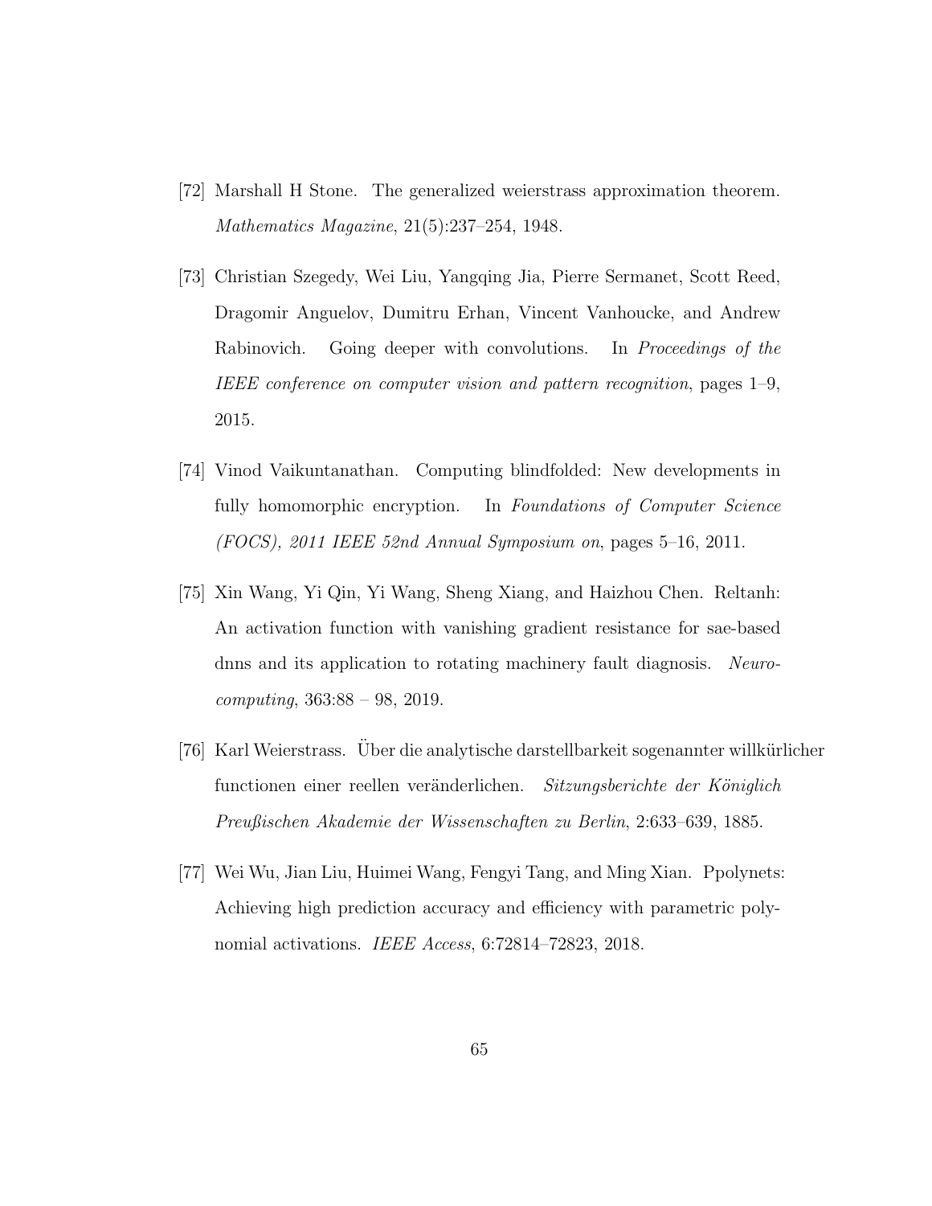[72] Marshall H Stone. The generalized weierstrass approximation theorem. *Mathematics Magazine*, 21(5):237–254, 1948.

[73] Christian Szegedy, Wei Liu, Yangqing Jia, Pierre Sermanet, Scott Reed, Dragomir Anguelov, Dumitru Erhan, Vincent Vanhoucke, and Andrew Rabinovich. Going deeper with convolutions. In *Proceedings of the IEEE conference on computer vision and pattern recognition*, pages 1–9, 2015.

[74] Vinod Vaikuntanathan. Computing blindfolded: New developments in fully homomorphic encryption. In *Foundations of Computer Science (FOCS), 2011 IEEE 52nd Annual Symposium on*, pages 5–16, 2011.

[75] Xin Wang, Yi Qin, Yi Wang, Sheng Xiang, and Haizhou Chen. Reltanh: An activation function with vanishing gradient resistance for sae-based dnns and its application to rotating machinery fault diagnosis. *Neurocomputing*, 363:88 – 98, 2019.

[76] Karl Weierstrass. Über die analytische darstellbarkeit sogenannter willkürlicher functionen einer reellen veränderlichen. *Sitzungsberichte der Königlich Preußischen Akademie der Wissenschaften zu Berlin*, 2:633–639, 1885.

[77] Wei Wu, Jian Liu, Huimei Wang, Fengyi Tang, and Ming Xian. Ppolynets: Achieving high prediction accuracy and efficiency with parametric polynomial activations. *IEEE Access*, 6:72814–72823, 2018.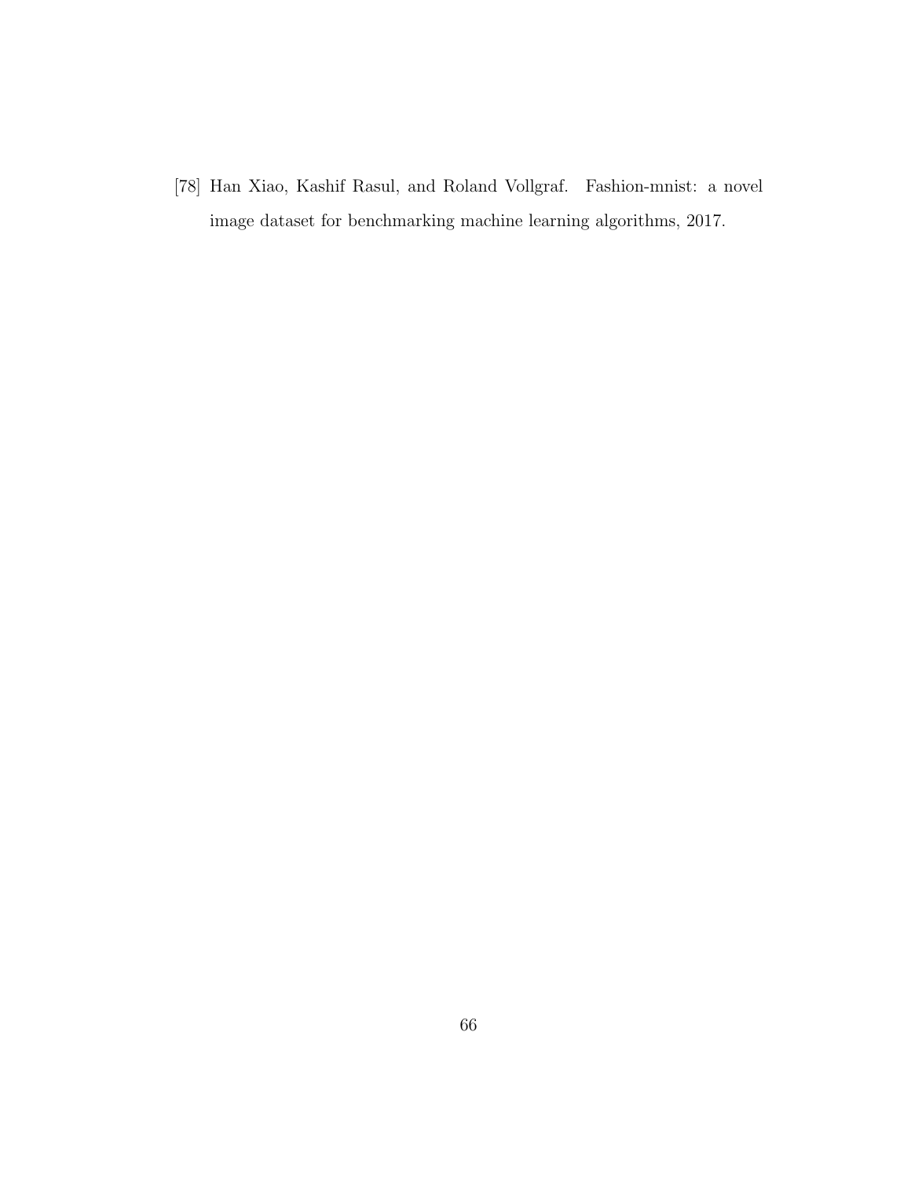[78] Han Xiao, Kashif Rasul, and Roland Vollgraf. Fashion-mnist: a novel image dataset for benchmarking machine learning algorithms, 2017.